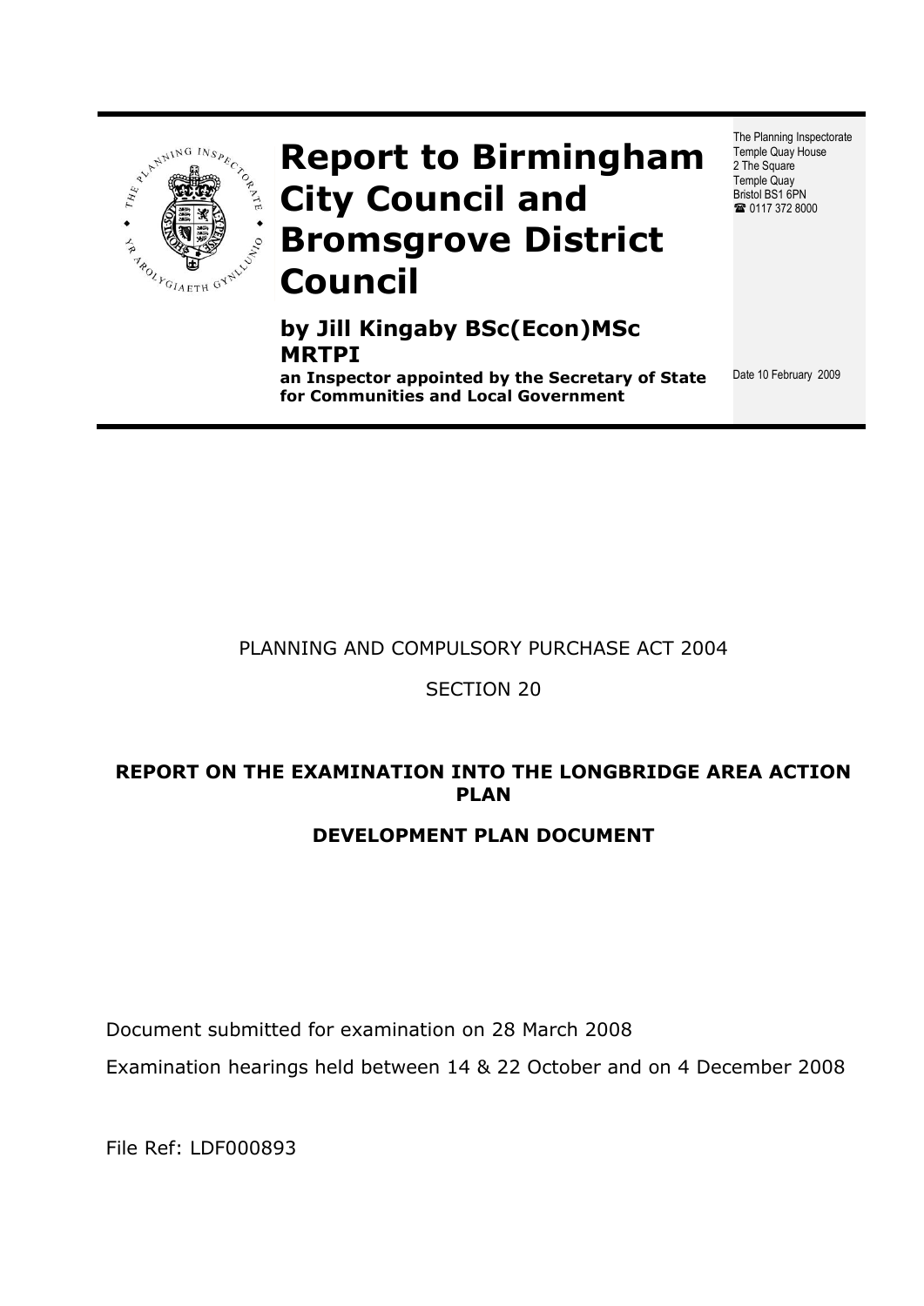# Report to Birmingham City Council and Bromsgrove District Council

**by Jill Kingaby BSc(Econ)MSc MRTPI**

**an Inspector appointed by the Secretary of State for Communities and Local Government**

The Planning Inspectorate
Temple Quay House
2 The Square
Temple Quay
Bristol BS1 6PN
☎ 0117 372 8000

Date 10 February 2009

PLANNING AND COMPULSORY PURCHASE ACT 2004

SECTION 20

**REPORT ON THE EXAMINATION INTO THE LONGBRIDGE AREA ACTION PLAN**

**DEVELOPMENT PLAN DOCUMENT**

Document submitted for examination on 28 March 2008

Examination hearings held between 14 & 22 October and on 4 December 2008

File Ref: LDF000893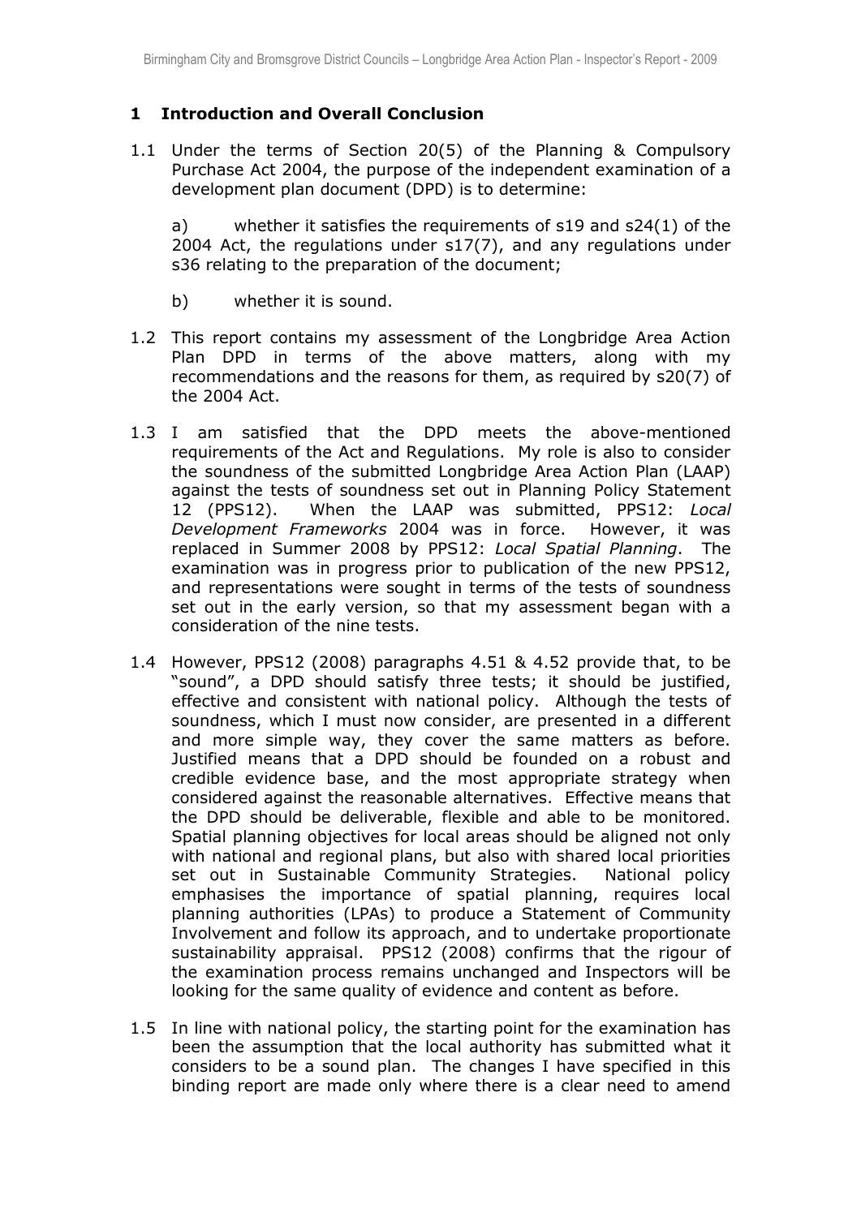## 1 Introduction and Overall Conclusion

1.1 Under the terms of Section 20(5) of the Planning & Compulsory Purchase Act 2004, the purpose of the independent examination of a development plan document (DPD) is to determine:

a) whether it satisfies the requirements of s19 and s24(1) of the 2004 Act, the regulations under s17(7), and any regulations under s36 relating to the preparation of the document;

b) whether it is sound.

1.2 This report contains my assessment of the Longbridge Area Action Plan DPD in terms of the above matters, along with my recommendations and the reasons for them, as required by s20(7) of the 2004 Act.

1.3 I am satisfied that the DPD meets the above-mentioned requirements of the Act and Regulations. My role is also to consider the soundness of the submitted Longbridge Area Action Plan (LAAP) against the tests of soundness set out in Planning Policy Statement 12 (PPS12). When the LAAP was submitted, PPS12: *Local Development Frameworks* 2004 was in force. However, it was replaced in Summer 2008 by PPS12: *Local Spatial Planning*. The examination was in progress prior to publication of the new PPS12, and representations were sought in terms of the tests of soundness set out in the early version, so that my assessment began with a consideration of the nine tests.

1.4 However, PPS12 (2008) paragraphs 4.51 & 4.52 provide that, to be "sound", a DPD should satisfy three tests; it should be justified, effective and consistent with national policy. Although the tests of soundness, which I must now consider, are presented in a different and more simple way, they cover the same matters as before. Justified means that a DPD should be founded on a robust and credible evidence base, and the most appropriate strategy when considered against the reasonable alternatives. Effective means that the DPD should be deliverable, flexible and able to be monitored. Spatial planning objectives for local areas should be aligned not only with national and regional plans, but also with shared local priorities set out in Sustainable Community Strategies. National policy emphasises the importance of spatial planning, requires local planning authorities (LPAs) to produce a Statement of Community Involvement and follow its approach, and to undertake proportionate sustainability appraisal. PPS12 (2008) confirms that the rigour of the examination process remains unchanged and Inspectors will be looking for the same quality of evidence and content as before.

1.5 In line with national policy, the starting point for the examination has been the assumption that the local authority has submitted what it considers to be a sound plan. The changes I have specified in this binding report are made only where there is a clear need to amend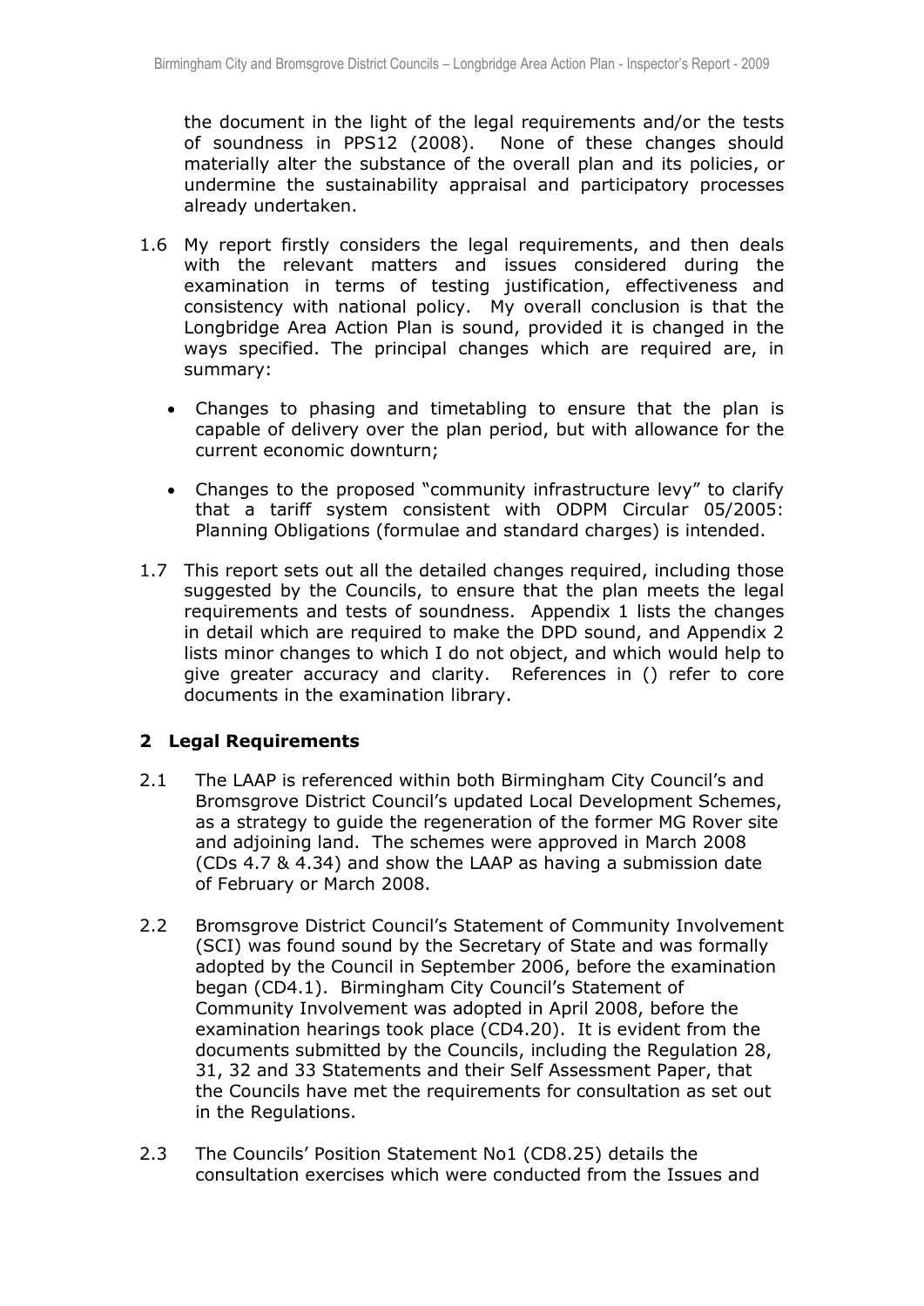the document in the light of the legal requirements and/or the tests of soundness in PPS12 (2008). None of these changes should materially alter the substance of the overall plan and its policies, or undermine the sustainability appraisal and participatory processes already undertaken.

1.6 My report firstly considers the legal requirements, and then deals with the relevant matters and issues considered during the examination in terms of testing justification, effectiveness and consistency with national policy. My overall conclusion is that the Longbridge Area Action Plan is sound, provided it is changed in the ways specified. The principal changes which are required are, in summary:

- Changes to phasing and timetabling to ensure that the plan is capable of delivery over the plan period, but with allowance for the current economic downturn;
- Changes to the proposed "community infrastructure levy" to clarify that a tariff system consistent with ODPM Circular 05/2005: Planning Obligations (formulae and standard charges) is intended.

1.7 This report sets out all the detailed changes required, including those suggested by the Councils, to ensure that the plan meets the legal requirements and tests of soundness. Appendix 1 lists the changes in detail which are required to make the DPD sound, and Appendix 2 lists minor changes to which I do not object, and which would help to give greater accuracy and clarity. References in () refer to core documents in the examination library.

## 2 Legal Requirements

2.1 The LAAP is referenced within both Birmingham City Council's and Bromsgrove District Council's updated Local Development Schemes, as a strategy to guide the regeneration of the former MG Rover site and adjoining land. The schemes were approved in March 2008 (CDs 4.7 & 4.34) and show the LAAP as having a submission date of February or March 2008.

2.2 Bromsgrove District Council's Statement of Community Involvement (SCI) was found sound by the Secretary of State and was formally adopted by the Council in September 2006, before the examination began (CD4.1). Birmingham City Council's Statement of Community Involvement was adopted in April 2008, before the examination hearings took place (CD4.20). It is evident from the documents submitted by the Councils, including the Regulation 28, 31, 32 and 33 Statements and their Self Assessment Paper, that the Councils have met the requirements for consultation as set out in the Regulations.

2.3 The Councils' Position Statement No1 (CD8.25) details the consultation exercises which were conducted from the Issues and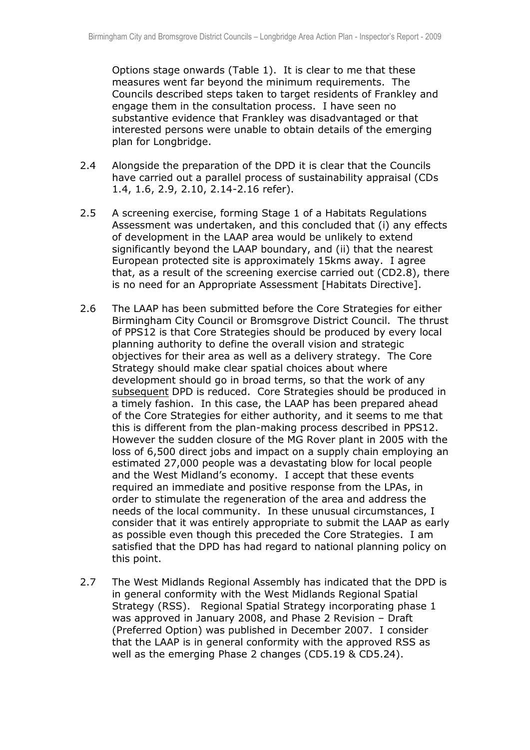Options stage onwards (Table 1). It is clear to me that these measures went far beyond the minimum requirements. The Councils described steps taken to target residents of Frankley and engage them in the consultation process. I have seen no substantive evidence that Frankley was disadvantaged or that interested persons were unable to obtain details of the emerging plan for Longbridge.

2.4 Alongside the preparation of the DPD it is clear that the Councils have carried out a parallel process of sustainability appraisal (CDs 1.4, 1.6, 2.9, 2.10, 2.14-2.16 refer).

2.5 A screening exercise, forming Stage 1 of a Habitats Regulations Assessment was undertaken, and this concluded that (i) any effects of development in the LAAP area would be unlikely to extend significantly beyond the LAAP boundary, and (ii) that the nearest European protected site is approximately 15kms away. I agree that, as a result of the screening exercise carried out (CD2.8), there is no need for an Appropriate Assessment [Habitats Directive].

2.6 The LAAP has been submitted before the Core Strategies for either Birmingham City Council or Bromsgrove District Council. The thrust of PPS12 is that Core Strategies should be produced by every local planning authority to define the overall vision and strategic objectives for their area as well as a delivery strategy. The Core Strategy should make clear spatial choices about where development should go in broad terms, so that the work of any <u>subsequent</u> DPD is reduced. Core Strategies should be produced in a timely fashion. In this case, the LAAP has been prepared ahead of the Core Strategies for either authority, and it seems to me that this is different from the plan-making process described in PPS12. However the sudden closure of the MG Rover plant in 2005 with the loss of 6,500 direct jobs and impact on a supply chain employing an estimated 27,000 people was a devastating blow for local people and the West Midland's economy. I accept that these events required an immediate and positive response from the LPAs, in order to stimulate the regeneration of the area and address the needs of the local community. In these unusual circumstances, I consider that it was entirely appropriate to submit the LAAP as early as possible even though this preceded the Core Strategies. I am satisfied that the DPD has had regard to national planning policy on this point.

2.7 The West Midlands Regional Assembly has indicated that the DPD is in general conformity with the West Midlands Regional Spatial Strategy (RSS). Regional Spatial Strategy incorporating phase 1 was approved in January 2008, and Phase 2 Revision – Draft (Preferred Option) was published in December 2007. I consider that the LAAP is in general conformity with the approved RSS as well as the emerging Phase 2 changes (CD5.19 & CD5.24).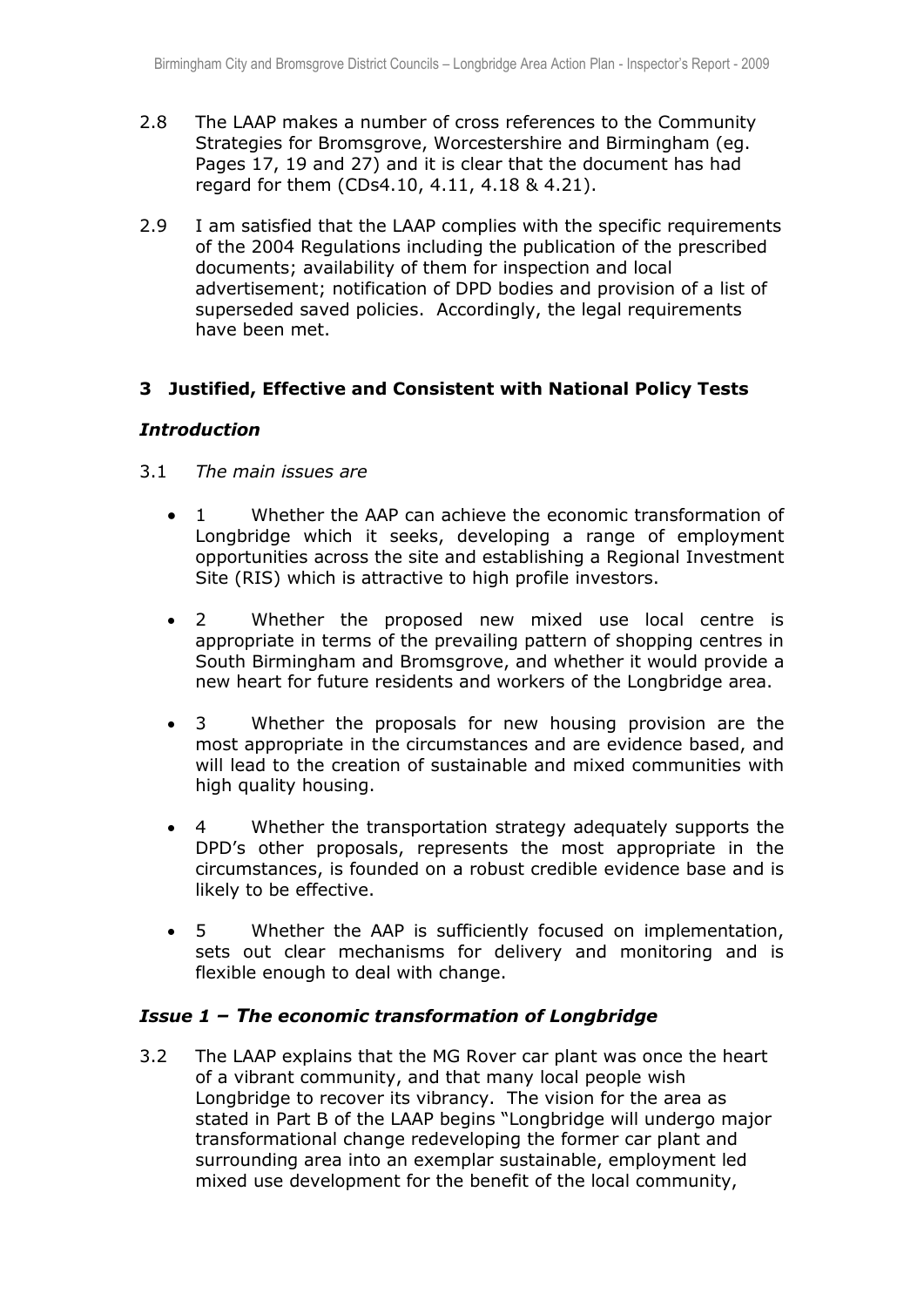2.8 The LAAP makes a number of cross references to the Community Strategies for Bromsgrove, Worcestershire and Birmingham (eg. Pages 17, 19 and 27) and it is clear that the document has had regard for them (CDs4.10, 4.11, 4.18 & 4.21).

2.9 I am satisfied that the LAAP complies with the specific requirements of the 2004 Regulations including the publication of the prescribed documents; availability of them for inspection and local advertisement; notification of DPD bodies and provision of a list of superseded saved policies. Accordingly, the legal requirements have been met.

## 3 Justified, Effective and Consistent with National Policy Tests

### *Introduction*

3.1 *The main issues are*

- 1 Whether the AAP can achieve the economic transformation of Longbridge which it seeks, developing a range of employment opportunities across the site and establishing a Regional Investment Site (RIS) which is attractive to high profile investors.

- 2 Whether the proposed new mixed use local centre is appropriate in terms of the prevailing pattern of shopping centres in South Birmingham and Bromsgrove, and whether it would provide a new heart for future residents and workers of the Longbridge area.

- 3 Whether the proposals for new housing provision are the most appropriate in the circumstances and are evidence based, and will lead to the creation of sustainable and mixed communities with high quality housing.

- 4 Whether the transportation strategy adequately supports the DPD's other proposals, represents the most appropriate in the circumstances, is founded on a robust credible evidence base and is likely to be effective.

- 5 Whether the AAP is sufficiently focused on implementation, sets out clear mechanisms for delivery and monitoring and is flexible enough to deal with change.

### *Issue 1 – The economic transformation of Longbridge*

3.2 The LAAP explains that the MG Rover car plant was once the heart of a vibrant community, and that many local people wish Longbridge to recover its vibrancy. The vision for the area as stated in Part B of the LAAP begins "Longbridge will undergo major transformational change redeveloping the former car plant and surrounding area into an exemplar sustainable, employment led mixed use development for the benefit of the local community,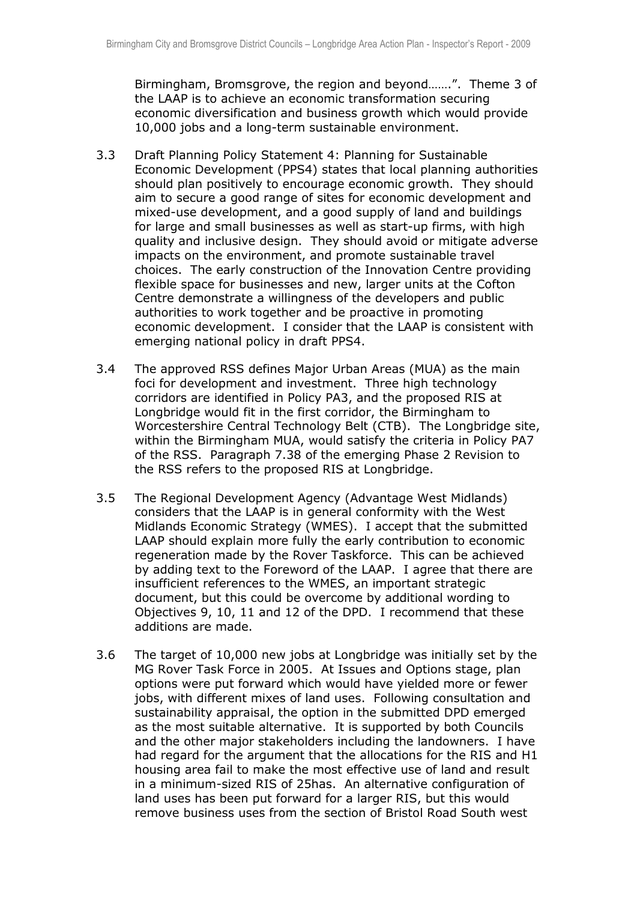Birmingham, Bromsgrove, the region and beyond…….". Theme 3 of the LAAP is to achieve an economic transformation securing economic diversification and business growth which would provide 10,000 jobs and a long-term sustainable environment.

3.3 Draft Planning Policy Statement 4: Planning for Sustainable Economic Development (PPS4) states that local planning authorities should plan positively to encourage economic growth. They should aim to secure a good range of sites for economic development and mixed-use development, and a good supply of land and buildings for large and small businesses as well as start-up firms, with high quality and inclusive design. They should avoid or mitigate adverse impacts on the environment, and promote sustainable travel choices. The early construction of the Innovation Centre providing flexible space for businesses and new, larger units at the Cofton Centre demonstrate a willingness of the developers and public authorities to work together and be proactive in promoting economic development. I consider that the LAAP is consistent with emerging national policy in draft PPS4.

3.4 The approved RSS defines Major Urban Areas (MUA) as the main foci for development and investment. Three high technology corridors are identified in Policy PA3, and the proposed RIS at Longbridge would fit in the first corridor, the Birmingham to Worcestershire Central Technology Belt (CTB). The Longbridge site, within the Birmingham MUA, would satisfy the criteria in Policy PA7 of the RSS. Paragraph 7.38 of the emerging Phase 2 Revision to the RSS refers to the proposed RIS at Longbridge.

3.5 The Regional Development Agency (Advantage West Midlands) considers that the LAAP is in general conformity with the West Midlands Economic Strategy (WMES). I accept that the submitted LAAP should explain more fully the early contribution to economic regeneration made by the Rover Taskforce. This can be achieved by adding text to the Foreword of the LAAP. I agree that there are insufficient references to the WMES, an important strategic document, but this could be overcome by additional wording to Objectives 9, 10, 11 and 12 of the DPD. I recommend that these additions are made.

3.6 The target of 10,000 new jobs at Longbridge was initially set by the MG Rover Task Force in 2005. At Issues and Options stage, plan options were put forward which would have yielded more or fewer jobs, with different mixes of land uses. Following consultation and sustainability appraisal, the option in the submitted DPD emerged as the most suitable alternative. It is supported by both Councils and the other major stakeholders including the landowners. I have had regard for the argument that the allocations for the RIS and H1 housing area fail to make the most effective use of land and result in a minimum-sized RIS of 25has. An alternative configuration of land uses has been put forward for a larger RIS, but this would remove business uses from the section of Bristol Road South west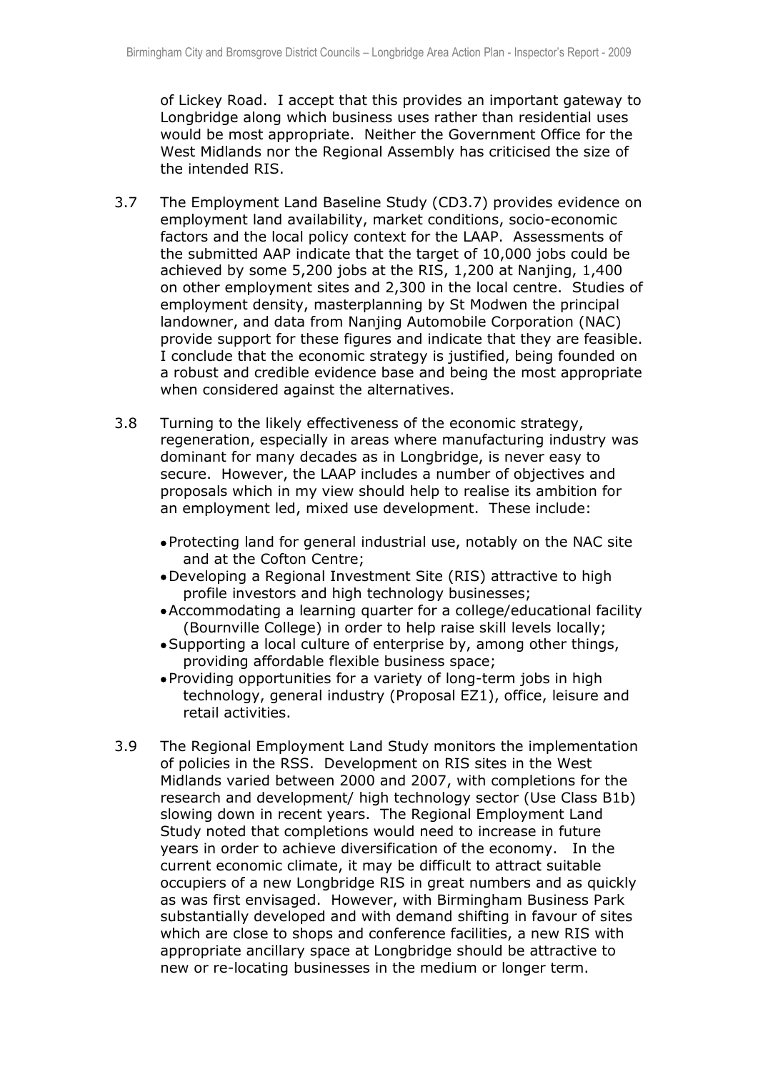of Lickey Road. I accept that this provides an important gateway to Longbridge along which business uses rather than residential uses would be most appropriate. Neither the Government Office for the West Midlands nor the Regional Assembly has criticised the size of the intended RIS.

3.7 The Employment Land Baseline Study (CD3.7) provides evidence on employment land availability, market conditions, socio-economic factors and the local policy context for the LAAP. Assessments of the submitted AAP indicate that the target of 10,000 jobs could be achieved by some 5,200 jobs at the RIS, 1,200 at Nanjing, 1,400 on other employment sites and 2,300 in the local centre. Studies of employment density, masterplanning by St Modwen the principal landowner, and data from Nanjing Automobile Corporation (NAC) provide support for these figures and indicate that they are feasible. I conclude that the economic strategy is justified, being founded on a robust and credible evidence base and being the most appropriate when considered against the alternatives.

3.8 Turning to the likely effectiveness of the economic strategy, regeneration, especially in areas where manufacturing industry was dominant for many decades as in Longbridge, is never easy to secure. However, the LAAP includes a number of objectives and proposals which in my view should help to realise its ambition for an employment led, mixed use development. These include:

- Protecting land for general industrial use, notably on the NAC site and at the Cofton Centre;
- Developing a Regional Investment Site (RIS) attractive to high profile investors and high technology businesses;
- Accommodating a learning quarter for a college/educational facility (Bournville College) in order to help raise skill levels locally;
- Supporting a local culture of enterprise by, among other things, providing affordable flexible business space;
- Providing opportunities for a variety of long-term jobs in high technology, general industry (Proposal EZ1), office, leisure and retail activities.

3.9 The Regional Employment Land Study monitors the implementation of policies in the RSS. Development on RIS sites in the West Midlands varied between 2000 and 2007, with completions for the research and development/ high technology sector (Use Class B1b) slowing down in recent years. The Regional Employment Land Study noted that completions would need to increase in future years in order to achieve diversification of the economy. In the current economic climate, it may be difficult to attract suitable occupiers of a new Longbridge RIS in great numbers and as quickly as was first envisaged. However, with Birmingham Business Park substantially developed and with demand shifting in favour of sites which are close to shops and conference facilities, a new RIS with appropriate ancillary space at Longbridge should be attractive to new or re-locating businesses in the medium or longer term.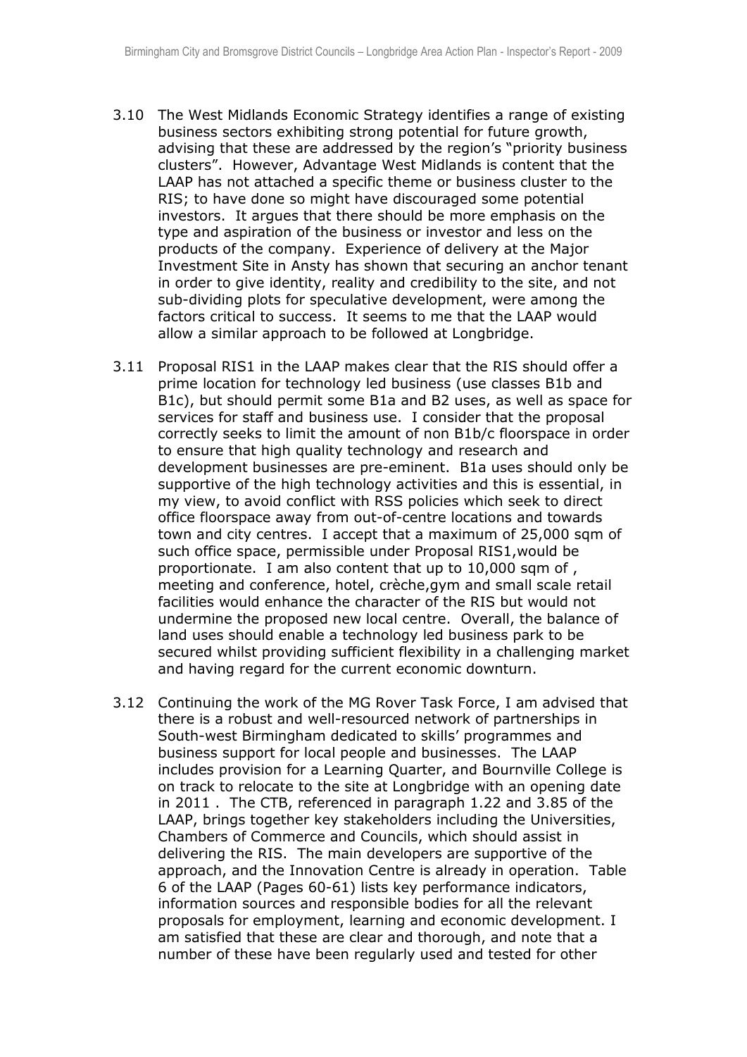3.10 The West Midlands Economic Strategy identifies a range of existing business sectors exhibiting strong potential for future growth, advising that these are addressed by the region's "priority business clusters". However, Advantage West Midlands is content that the LAAP has not attached a specific theme or business cluster to the RIS; to have done so might have discouraged some potential investors. It argues that there should be more emphasis on the type and aspiration of the business or investor and less on the products of the company. Experience of delivery at the Major Investment Site in Ansty has shown that securing an anchor tenant in order to give identity, reality and credibility to the site, and not sub-dividing plots for speculative development, were among the factors critical to success. It seems to me that the LAAP would allow a similar approach to be followed at Longbridge.

3.11 Proposal RIS1 in the LAAP makes clear that the RIS should offer a prime location for technology led business (use classes B1b and B1c), but should permit some B1a and B2 uses, as well as space for services for staff and business use. I consider that the proposal correctly seeks to limit the amount of non B1b/c floorspace in order to ensure that high quality technology and research and development businesses are pre-eminent. B1a uses should only be supportive of the high technology activities and this is essential, in my view, to avoid conflict with RSS policies which seek to direct office floorspace away from out-of-centre locations and towards town and city centres. I accept that a maximum of 25,000 sqm of such office space, permissible under Proposal RIS1,would be proportionate. I am also content that up to 10,000 sqm of , meeting and conference, hotel, crèche,gym and small scale retail facilities would enhance the character of the RIS but would not undermine the proposed new local centre. Overall, the balance of land uses should enable a technology led business park to be secured whilst providing sufficient flexibility in a challenging market and having regard for the current economic downturn.

3.12 Continuing the work of the MG Rover Task Force, I am advised that there is a robust and well-resourced network of partnerships in South-west Birmingham dedicated to skills' programmes and business support for local people and businesses. The LAAP includes provision for a Learning Quarter, and Bournville College is on track to relocate to the site at Longbridge with an opening date in 2011 . The CTB, referenced in paragraph 1.22 and 3.85 of the LAAP, brings together key stakeholders including the Universities, Chambers of Commerce and Councils, which should assist in delivering the RIS. The main developers are supportive of the approach, and the Innovation Centre is already in operation. Table 6 of the LAAP (Pages 60-61) lists key performance indicators, information sources and responsible bodies for all the relevant proposals for employment, learning and economic development. I am satisfied that these are clear and thorough, and note that a number of these have been regularly used and tested for other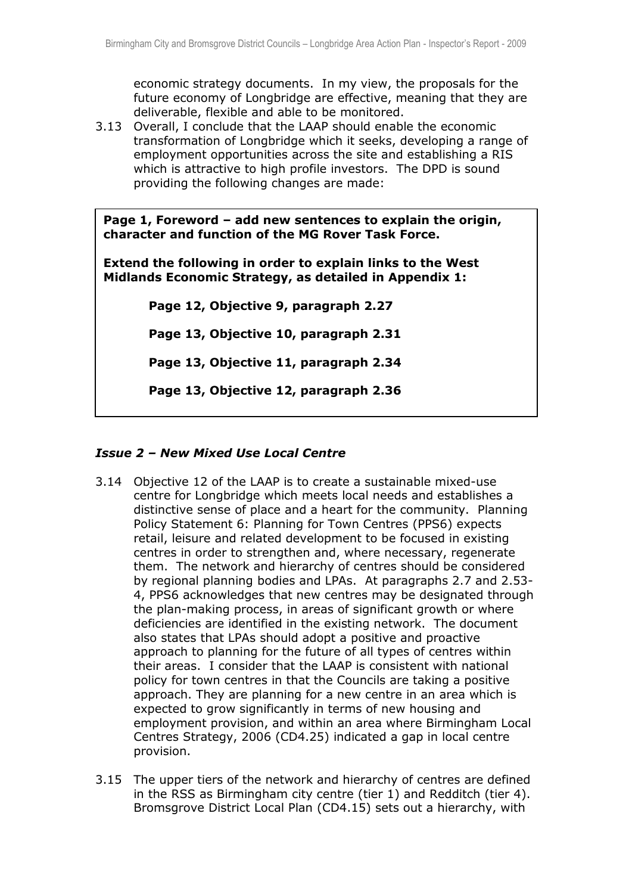economic strategy documents. In my view, the proposals for the future economy of Longbridge are effective, meaning that they are deliverable, flexible and able to be monitored.

3.13 Overall, I conclude that the LAAP should enable the economic transformation of Longbridge which it seeks, developing a range of employment opportunities across the site and establishing a RIS which is attractive to high profile investors. The DPD is sound providing the following changes are made:

**Page 1, Foreword – add new sentences to explain the origin, character and function of the MG Rover Task Force.**

**Extend the following in order to explain links to the West Midlands Economic Strategy, as detailed in Appendix 1:**

**Page 12, Objective 9, paragraph 2.27**

**Page 13, Objective 10, paragraph 2.31**

**Page 13, Objective 11, paragraph 2.34**

**Page 13, Objective 12, paragraph 2.36**

### *Issue 2 – New Mixed Use Local Centre*

3.14 Objective 12 of the LAAP is to create a sustainable mixed-use centre for Longbridge which meets local needs and establishes a distinctive sense of place and a heart for the community. Planning Policy Statement 6: Planning for Town Centres (PPS6) expects retail, leisure and related development to be focused in existing centres in order to strengthen and, where necessary, regenerate them. The network and hierarchy of centres should be considered by regional planning bodies and LPAs. At paragraphs 2.7 and 2.53-4, PPS6 acknowledges that new centres may be designated through the plan-making process, in areas of significant growth or where deficiencies are identified in the existing network. The document also states that LPAs should adopt a positive and proactive approach to planning for the future of all types of centres within their areas. I consider that the LAAP is consistent with national policy for town centres in that the Councils are taking a positive approach. They are planning for a new centre in an area which is expected to grow significantly in terms of new housing and employment provision, and within an area where Birmingham Local Centres Strategy, 2006 (CD4.25) indicated a gap in local centre provision.

3.15 The upper tiers of the network and hierarchy of centres are defined in the RSS as Birmingham city centre (tier 1) and Redditch (tier 4). Bromsgrove District Local Plan (CD4.15) sets out a hierarchy, with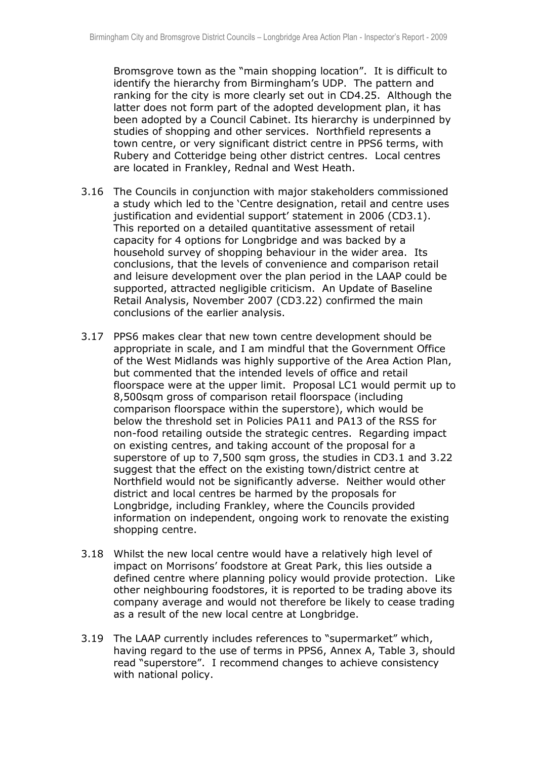Bromsgrove town as the "main shopping location". It is difficult to identify the hierarchy from Birmingham's UDP. The pattern and ranking for the city is more clearly set out in CD4.25. Although the latter does not form part of the adopted development plan, it has been adopted by a Council Cabinet. Its hierarchy is underpinned by studies of shopping and other services. Northfield represents a town centre, or very significant district centre in PPS6 terms, with Rubery and Cotteridge being other district centres. Local centres are located in Frankley, Rednal and West Heath.

3.16 The Councils in conjunction with major stakeholders commissioned a study which led to the 'Centre designation, retail and centre uses justification and evidential support' statement in 2006 (CD3.1). This reported on a detailed quantitative assessment of retail capacity for 4 options for Longbridge and was backed by a household survey of shopping behaviour in the wider area. Its conclusions, that the levels of convenience and comparison retail and leisure development over the plan period in the LAAP could be supported, attracted negligible criticism. An Update of Baseline Retail Analysis, November 2007 (CD3.22) confirmed the main conclusions of the earlier analysis.

3.17 PPS6 makes clear that new town centre development should be appropriate in scale, and I am mindful that the Government Office of the West Midlands was highly supportive of the Area Action Plan, but commented that the intended levels of office and retail floorspace were at the upper limit. Proposal LC1 would permit up to 8,500sqm gross of comparison retail floorspace (including comparison floorspace within the superstore), which would be below the threshold set in Policies PA11 and PA13 of the RSS for non-food retailing outside the strategic centres. Regarding impact on existing centres, and taking account of the proposal for a superstore of up to 7,500 sqm gross, the studies in CD3.1 and 3.22 suggest that the effect on the existing town/district centre at Northfield would not be significantly adverse. Neither would other district and local centres be harmed by the proposals for Longbridge, including Frankley, where the Councils provided information on independent, ongoing work to renovate the existing shopping centre.

3.18 Whilst the new local centre would have a relatively high level of impact on Morrisons' foodstore at Great Park, this lies outside a defined centre where planning policy would provide protection. Like other neighbouring foodstores, it is reported to be trading above its company average and would not therefore be likely to cease trading as a result of the new local centre at Longbridge.

3.19 The LAAP currently includes references to "supermarket" which, having regard to the use of terms in PPS6, Annex A, Table 3, should read "superstore". I recommend changes to achieve consistency with national policy.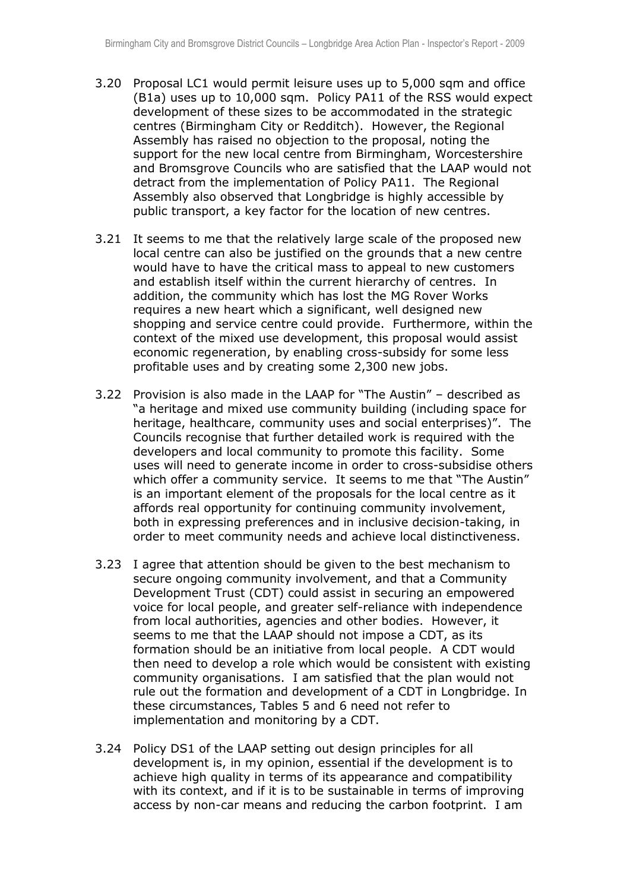3.20 Proposal LC1 would permit leisure uses up to 5,000 sqm and office (B1a) uses up to 10,000 sqm. Policy PA11 of the RSS would expect development of these sizes to be accommodated in the strategic centres (Birmingham City or Redditch). However, the Regional Assembly has raised no objection to the proposal, noting the support for the new local centre from Birmingham, Worcestershire and Bromsgrove Councils who are satisfied that the LAAP would not detract from the implementation of Policy PA11. The Regional Assembly also observed that Longbridge is highly accessible by public transport, a key factor for the location of new centres.

3.21 It seems to me that the relatively large scale of the proposed new local centre can also be justified on the grounds that a new centre would have to have the critical mass to appeal to new customers and establish itself within the current hierarchy of centres. In addition, the community which has lost the MG Rover Works requires a new heart which a significant, well designed new shopping and service centre could provide. Furthermore, within the context of the mixed use development, this proposal would assist economic regeneration, by enabling cross-subsidy for some less profitable uses and by creating some 2,300 new jobs.

3.22 Provision is also made in the LAAP for "The Austin" – described as "a heritage and mixed use community building (including space for heritage, healthcare, community uses and social enterprises)". The Councils recognise that further detailed work is required with the developers and local community to promote this facility. Some uses will need to generate income in order to cross-subsidise others which offer a community service. It seems to me that "The Austin" is an important element of the proposals for the local centre as it affords real opportunity for continuing community involvement, both in expressing preferences and in inclusive decision-taking, in order to meet community needs and achieve local distinctiveness.

3.23 I agree that attention should be given to the best mechanism to secure ongoing community involvement, and that a Community Development Trust (CDT) could assist in securing an empowered voice for local people, and greater self-reliance with independence from local authorities, agencies and other bodies. However, it seems to me that the LAAP should not impose a CDT, as its formation should be an initiative from local people. A CDT would then need to develop a role which would be consistent with existing community organisations. I am satisfied that the plan would not rule out the formation and development of a CDT in Longbridge. In these circumstances, Tables 5 and 6 need not refer to implementation and monitoring by a CDT.

3.24 Policy DS1 of the LAAP setting out design principles for all development is, in my opinion, essential if the development is to achieve high quality in terms of its appearance and compatibility with its context, and if it is to be sustainable in terms of improving access by non-car means and reducing the carbon footprint. I am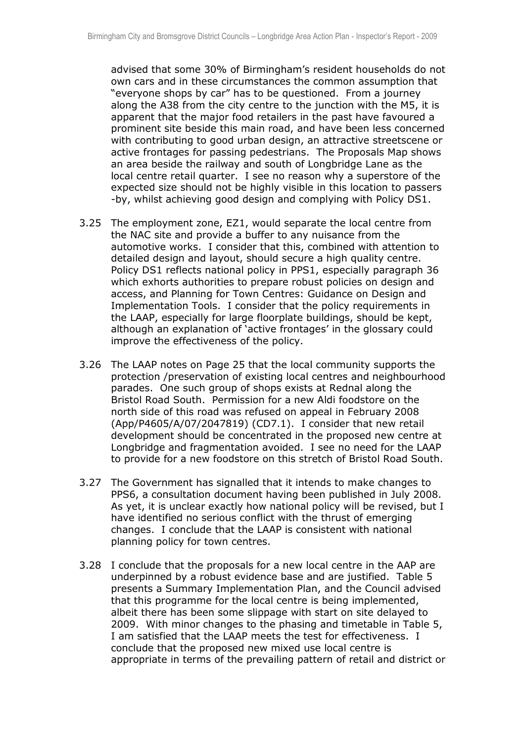advised that some 30% of Birmingham's resident households do not own cars and in these circumstances the common assumption that "everyone shops by car" has to be questioned. From a journey along the A38 from the city centre to the junction with the M5, it is apparent that the major food retailers in the past have favoured a prominent site beside this main road, and have been less concerned with contributing to good urban design, an attractive streetscene or active frontages for passing pedestrians. The Proposals Map shows an area beside the railway and south of Longbridge Lane as the local centre retail quarter. I see no reason why a superstore of the expected size should not be highly visible in this location to passers -by, whilst achieving good design and complying with Policy DS1.

3.25 The employment zone, EZ1, would separate the local centre from the NAC site and provide a buffer to any nuisance from the automotive works. I consider that this, combined with attention to detailed design and layout, should secure a high quality centre. Policy DS1 reflects national policy in PPS1, especially paragraph 36 which exhorts authorities to prepare robust policies on design and access, and Planning for Town Centres: Guidance on Design and Implementation Tools. I consider that the policy requirements in the LAAP, especially for large floorplate buildings, should be kept, although an explanation of 'active frontages' in the glossary could improve the effectiveness of the policy.

3.26 The LAAP notes on Page 25 that the local community supports the protection /preservation of existing local centres and neighbourhood parades. One such group of shops exists at Rednal along the Bristol Road South. Permission for a new Aldi foodstore on the north side of this road was refused on appeal in February 2008 (App/P4605/A/07/2047819) (CD7.1). I consider that new retail development should be concentrated in the proposed new centre at Longbridge and fragmentation avoided. I see no need for the LAAP to provide for a new foodstore on this stretch of Bristol Road South.

3.27 The Government has signalled that it intends to make changes to PPS6, a consultation document having been published in July 2008. As yet, it is unclear exactly how national policy will be revised, but I have identified no serious conflict with the thrust of emerging changes. I conclude that the LAAP is consistent with national planning policy for town centres.

3.28 I conclude that the proposals for a new local centre in the AAP are underpinned by a robust evidence base and are justified. Table 5 presents a Summary Implementation Plan, and the Council advised that this programme for the local centre is being implemented, albeit there has been some slippage with start on site delayed to 2009. With minor changes to the phasing and timetable in Table 5, I am satisfied that the LAAP meets the test for effectiveness. I conclude that the proposed new mixed use local centre is appropriate in terms of the prevailing pattern of retail and district or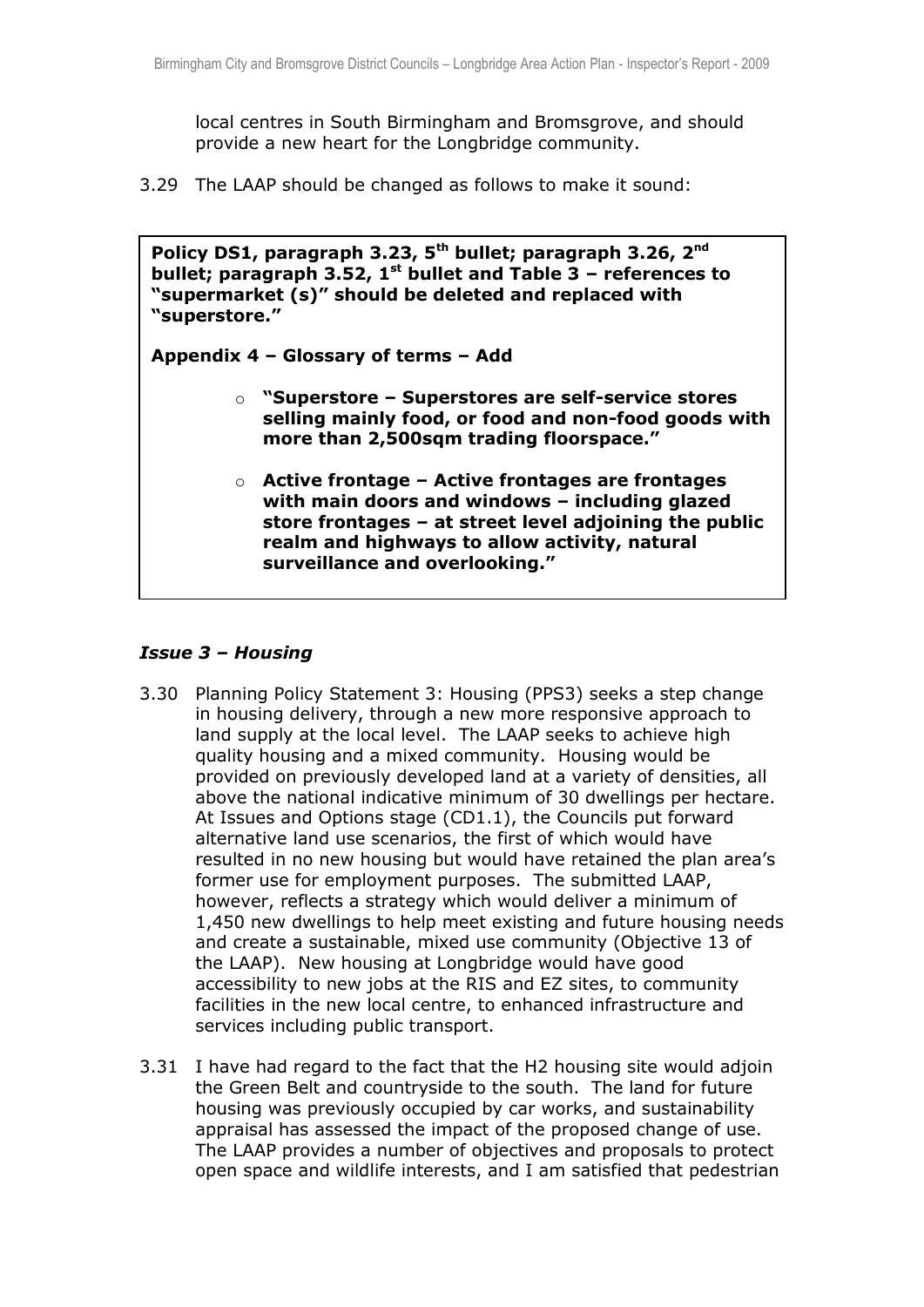local centres in South Birmingham and Bromsgrove, and should provide a new heart for the Longbridge community.

3.29 The LAAP should be changed as follows to make it sound:

> **Policy DS1, paragraph 3.23, 5th bullet; paragraph 3.26, 2nd bullet; paragraph 3.52, 1st bullet and Table 3 – references to "supermarket (s)" should be deleted and replaced with "superstore."**
>
> **Appendix 4 – Glossary of terms – Add**
>
> - **"Superstore – Superstores are self-service stores selling mainly food, or food and non-food goods with more than 2,500sqm trading floorspace."**
> - **Active frontage – Active frontages are frontages with main doors and windows – including glazed store frontages – at street level adjoining the public realm and highways to allow activity, natural surveillance and overlooking."**

### *Issue 3 – Housing*

3.30 Planning Policy Statement 3: Housing (PPS3) seeks a step change in housing delivery, through a new more responsive approach to land supply at the local level. The LAAP seeks to achieve high quality housing and a mixed community. Housing would be provided on previously developed land at a variety of densities, all above the national indicative minimum of 30 dwellings per hectare. At Issues and Options stage (CD1.1), the Councils put forward alternative land use scenarios, the first of which would have resulted in no new housing but would have retained the plan area's former use for employment purposes. The submitted LAAP, however, reflects a strategy which would deliver a minimum of 1,450 new dwellings to help meet existing and future housing needs and create a sustainable, mixed use community (Objective 13 of the LAAP). New housing at Longbridge would have good accessibility to new jobs at the RIS and EZ sites, to community facilities in the new local centre, to enhanced infrastructure and services including public transport.

3.31 I have had regard to the fact that the H2 housing site would adjoin the Green Belt and countryside to the south. The land for future housing was previously occupied by car works, and sustainability appraisal has assessed the impact of the proposed change of use. The LAAP provides a number of objectives and proposals to protect open space and wildlife interests, and I am satisfied that pedestrian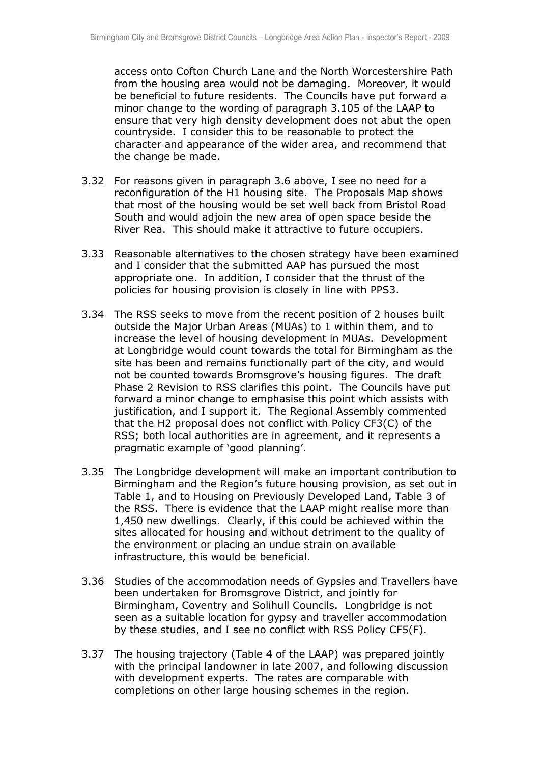access onto Cofton Church Lane and the North Worcestershire Path from the housing area would not be damaging. Moreover, it would be beneficial to future residents. The Councils have put forward a minor change to the wording of paragraph 3.105 of the LAAP to ensure that very high density development does not abut the open countryside. I consider this to be reasonable to protect the character and appearance of the wider area, and recommend that the change be made.

3.32 For reasons given in paragraph 3.6 above, I see no need for a reconfiguration of the H1 housing site. The Proposals Map shows that most of the housing would be set well back from Bristol Road South and would adjoin the new area of open space beside the River Rea. This should make it attractive to future occupiers.

3.33 Reasonable alternatives to the chosen strategy have been examined and I consider that the submitted AAP has pursued the most appropriate one. In addition, I consider that the thrust of the policies for housing provision is closely in line with PPS3.

3.34 The RSS seeks to move from the recent position of 2 houses built outside the Major Urban Areas (MUAs) to 1 within them, and to increase the level of housing development in MUAs. Development at Longbridge would count towards the total for Birmingham as the site has been and remains functionally part of the city, and would not be counted towards Bromsgrove's housing figures. The draft Phase 2 Revision to RSS clarifies this point. The Councils have put forward a minor change to emphasise this point which assists with justification, and I support it. The Regional Assembly commented that the H2 proposal does not conflict with Policy CF3(C) of the RSS; both local authorities are in agreement, and it represents a pragmatic example of 'good planning'.

3.35 The Longbridge development will make an important contribution to Birmingham and the Region's future housing provision, as set out in Table 1, and to Housing on Previously Developed Land, Table 3 of the RSS. There is evidence that the LAAP might realise more than 1,450 new dwellings. Clearly, if this could be achieved within the sites allocated for housing and without detriment to the quality of the environment or placing an undue strain on available infrastructure, this would be beneficial.

3.36 Studies of the accommodation needs of Gypsies and Travellers have been undertaken for Bromsgrove District, and jointly for Birmingham, Coventry and Solihull Councils. Longbridge is not seen as a suitable location for gypsy and traveller accommodation by these studies, and I see no conflict with RSS Policy CF5(F).

3.37 The housing trajectory (Table 4 of the LAAP) was prepared jointly with the principal landowner in late 2007, and following discussion with development experts. The rates are comparable with completions on other large housing schemes in the region.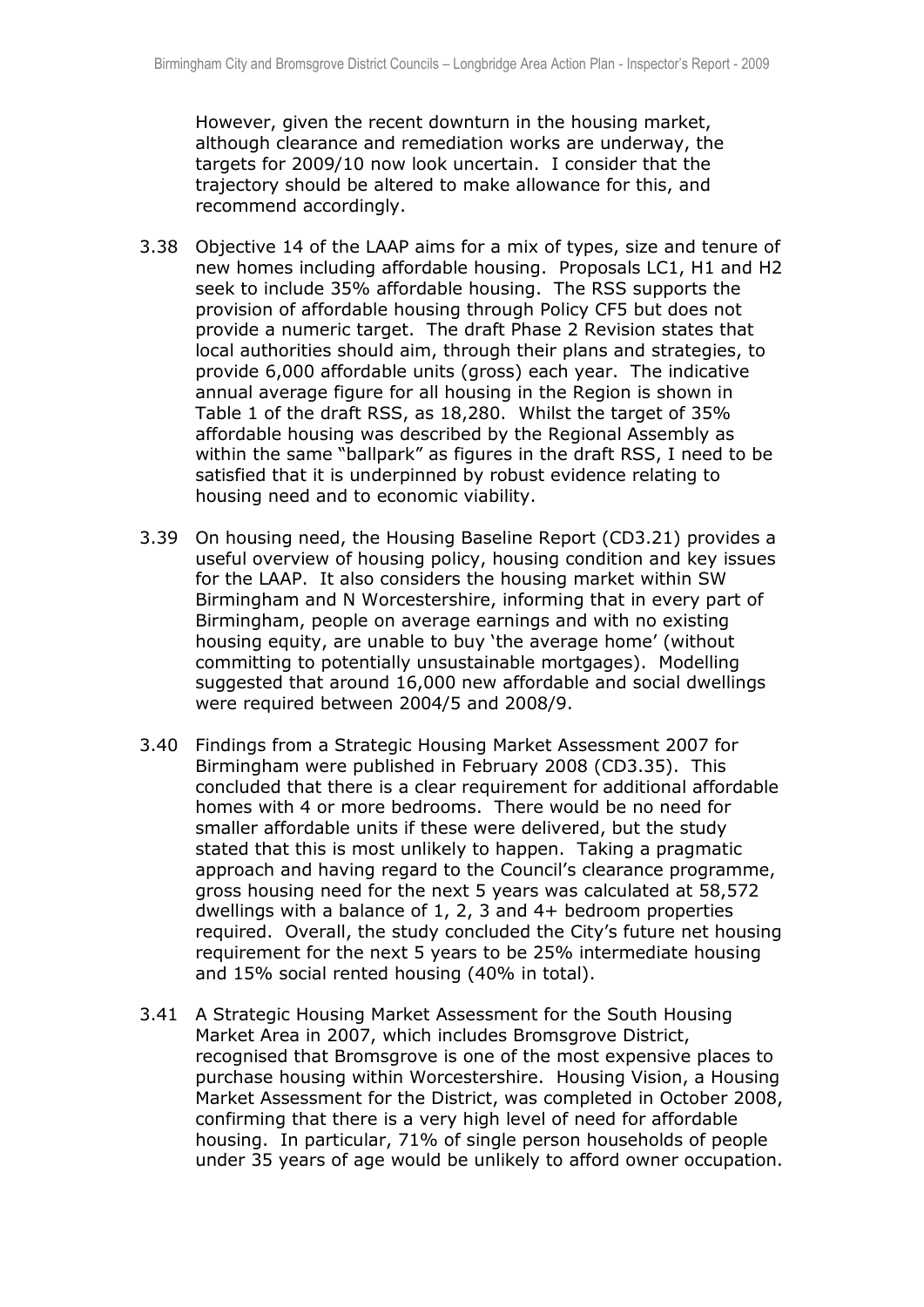However, given the recent downturn in the housing market, although clearance and remediation works are underway, the targets for 2009/10 now look uncertain. I consider that the trajectory should be altered to make allowance for this, and recommend accordingly.

3.38 Objective 14 of the LAAP aims for a mix of types, size and tenure of new homes including affordable housing. Proposals LC1, H1 and H2 seek to include 35% affordable housing. The RSS supports the provision of affordable housing through Policy CF5 but does not provide a numeric target. The draft Phase 2 Revision states that local authorities should aim, through their plans and strategies, to provide 6,000 affordable units (gross) each year. The indicative annual average figure for all housing in the Region is shown in Table 1 of the draft RSS, as 18,280. Whilst the target of 35% affordable housing was described by the Regional Assembly as within the same "ballpark" as figures in the draft RSS, I need to be satisfied that it is underpinned by robust evidence relating to housing need and to economic viability.

3.39 On housing need, the Housing Baseline Report (CD3.21) provides a useful overview of housing policy, housing condition and key issues for the LAAP. It also considers the housing market within SW Birmingham and N Worcestershire, informing that in every part of Birmingham, people on average earnings and with no existing housing equity, are unable to buy 'the average home' (without committing to potentially unsustainable mortgages). Modelling suggested that around 16,000 new affordable and social dwellings were required between 2004/5 and 2008/9.

3.40 Findings from a Strategic Housing Market Assessment 2007 for Birmingham were published in February 2008 (CD3.35). This concluded that there is a clear requirement for additional affordable homes with 4 or more bedrooms. There would be no need for smaller affordable units if these were delivered, but the study stated that this is most unlikely to happen. Taking a pragmatic approach and having regard to the Council's clearance programme, gross housing need for the next 5 years was calculated at 58,572 dwellings with a balance of 1, 2, 3 and 4+ bedroom properties required. Overall, the study concluded the City's future net housing requirement for the next 5 years to be 25% intermediate housing and 15% social rented housing (40% in total).

3.41 A Strategic Housing Market Assessment for the South Housing Market Area in 2007, which includes Bromsgrove District, recognised that Bromsgrove is one of the most expensive places to purchase housing within Worcestershire. Housing Vision, a Housing Market Assessment for the District, was completed in October 2008, confirming that there is a very high level of need for affordable housing. In particular, 71% of single person households of people under 35 years of age would be unlikely to afford owner occupation.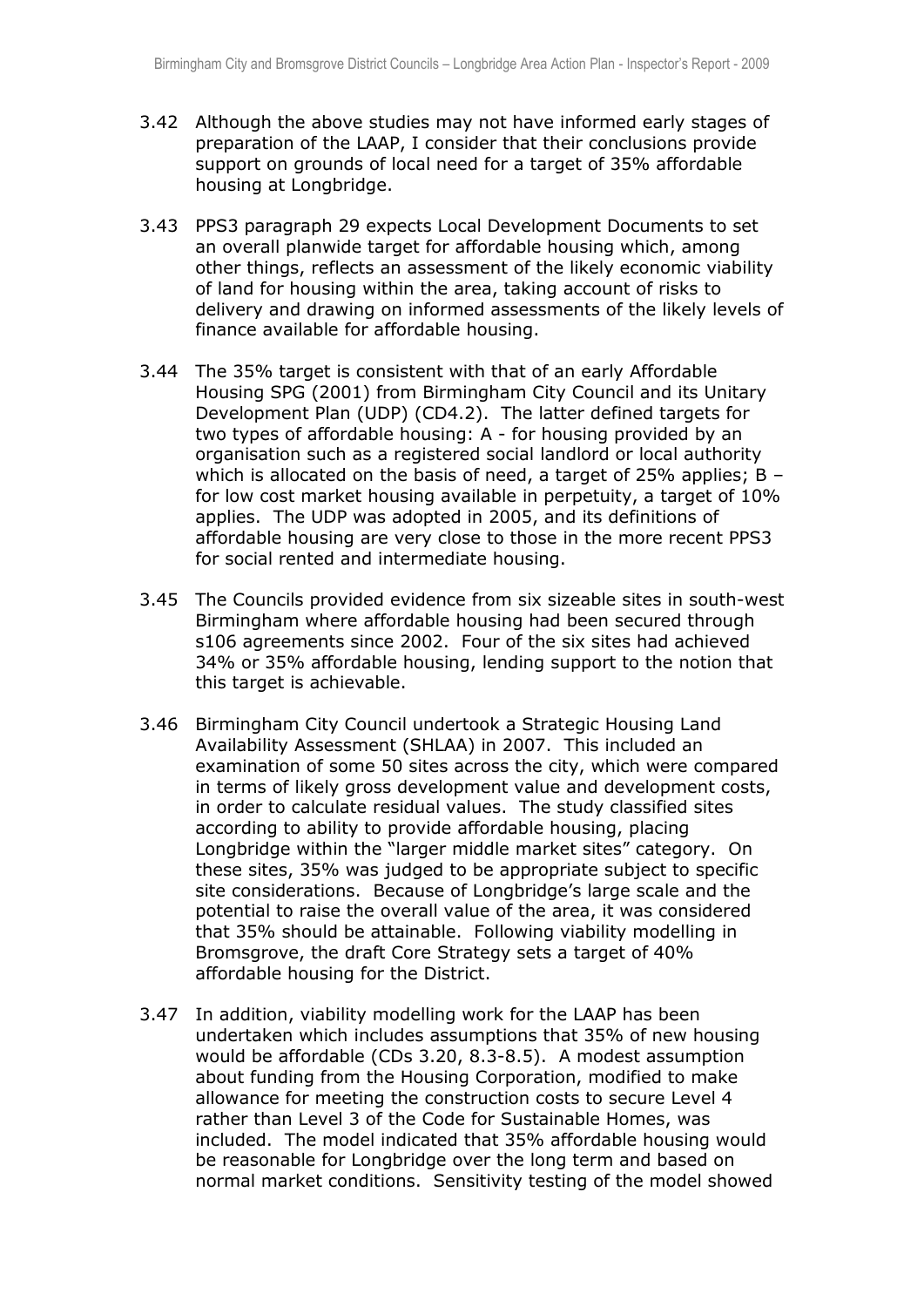3.42 Although the above studies may not have informed early stages of preparation of the LAAP, I consider that their conclusions provide support on grounds of local need for a target of 35% affordable housing at Longbridge.

3.43 PPS3 paragraph 29 expects Local Development Documents to set an overall planwide target for affordable housing which, among other things, reflects an assessment of the likely economic viability of land for housing within the area, taking account of risks to delivery and drawing on informed assessments of the likely levels of finance available for affordable housing.

3.44 The 35% target is consistent with that of an early Affordable Housing SPG (2001) from Birmingham City Council and its Unitary Development Plan (UDP) (CD4.2). The latter defined targets for two types of affordable housing: A - for housing provided by an organisation such as a registered social landlord or local authority which is allocated on the basis of need, a target of 25% applies; B – for low cost market housing available in perpetuity, a target of 10% applies. The UDP was adopted in 2005, and its definitions of affordable housing are very close to those in the more recent PPS3 for social rented and intermediate housing.

3.45 The Councils provided evidence from six sizeable sites in south-west Birmingham where affordable housing had been secured through s106 agreements since 2002. Four of the six sites had achieved 34% or 35% affordable housing, lending support to the notion that this target is achievable.

3.46 Birmingham City Council undertook a Strategic Housing Land Availability Assessment (SHLAA) in 2007. This included an examination of some 50 sites across the city, which were compared in terms of likely gross development value and development costs, in order to calculate residual values. The study classified sites according to ability to provide affordable housing, placing Longbridge within the "larger middle market sites" category. On these sites, 35% was judged to be appropriate subject to specific site considerations. Because of Longbridge's large scale and the potential to raise the overall value of the area, it was considered that 35% should be attainable. Following viability modelling in Bromsgrove, the draft Core Strategy sets a target of 40% affordable housing for the District.

3.47 In addition, viability modelling work for the LAAP has been undertaken which includes assumptions that 35% of new housing would be affordable (CDs 3.20, 8.3-8.5). A modest assumption about funding from the Housing Corporation, modified to make allowance for meeting the construction costs to secure Level 4 rather than Level 3 of the Code for Sustainable Homes, was included. The model indicated that 35% affordable housing would be reasonable for Longbridge over the long term and based on normal market conditions. Sensitivity testing of the model showed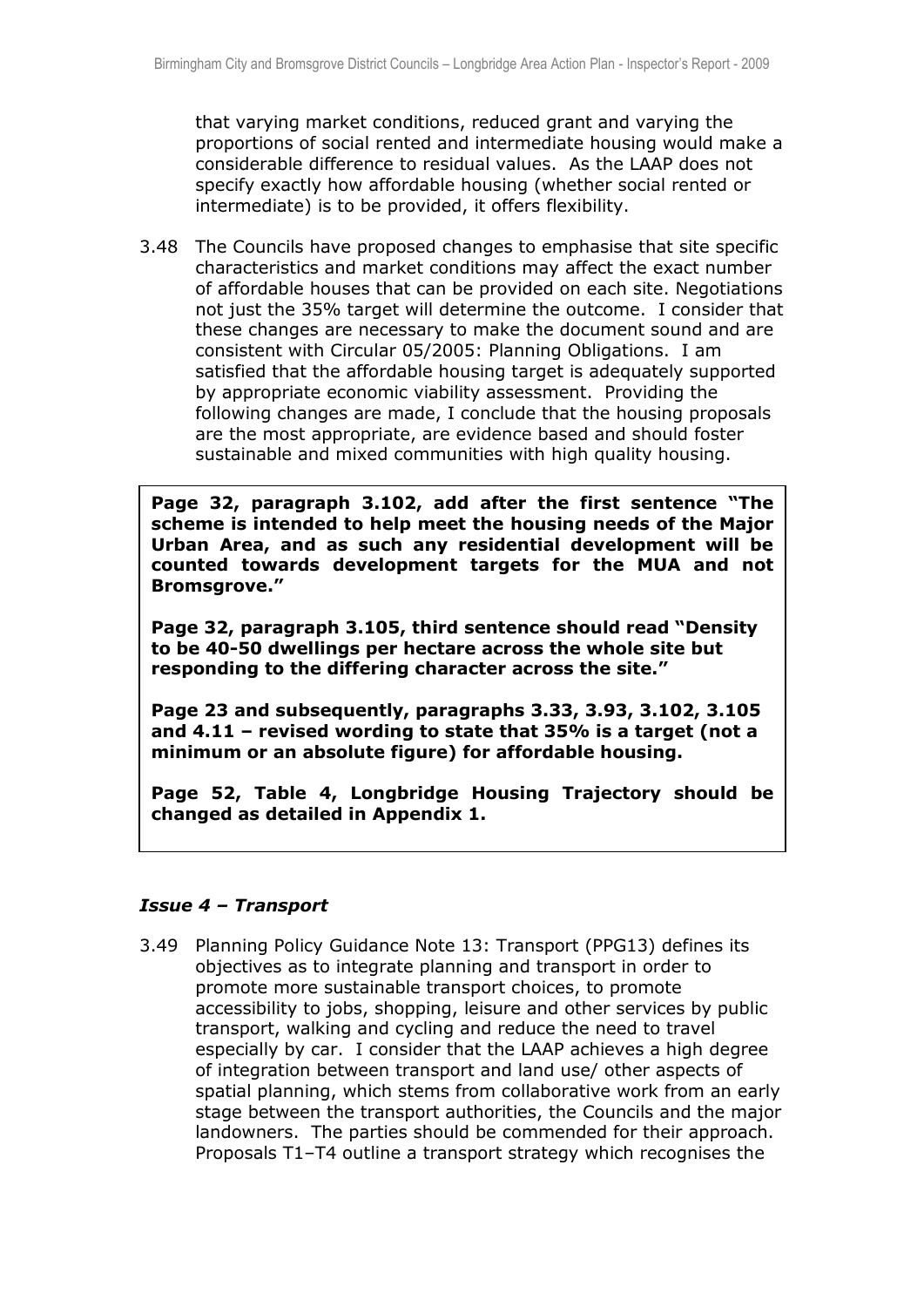that varying market conditions, reduced grant and varying the proportions of social rented and intermediate housing would make a considerable difference to residual values. As the LAAP does not specify exactly how affordable housing (whether social rented or intermediate) is to be provided, it offers flexibility.

3.48 The Councils have proposed changes to emphasise that site specific characteristics and market conditions may affect the exact number of affordable houses that can be provided on each site. Negotiations not just the 35% target will determine the outcome. I consider that these changes are necessary to make the document sound and are consistent with Circular 05/2005: Planning Obligations. I am satisfied that the affordable housing target is adequately supported by appropriate economic viability assessment. Providing the following changes are made, I conclude that the housing proposals are the most appropriate, are evidence based and should foster sustainable and mixed communities with high quality housing.

**Page 32, paragraph 3.102, add after the first sentence "The scheme is intended to help meet the housing needs of the Major Urban Area, and as such any residential development will be counted towards development targets for the MUA and not Bromsgrove."**

**Page 32, paragraph 3.105, third sentence should read "Density to be 40-50 dwellings per hectare across the whole site but responding to the differing character across the site."**

**Page 23 and subsequently, paragraphs 3.33, 3.93, 3.102, 3.105 and 4.11 – revised wording to state that 35% is a target (not a minimum or an absolute figure) for affordable housing.**

**Page 52, Table 4, Longbridge Housing Trajectory should be changed as detailed in Appendix 1.**

### *Issue 4 – Transport*

3.49 Planning Policy Guidance Note 13: Transport (PPG13) defines its objectives as to integrate planning and transport in order to promote more sustainable transport choices, to promote accessibility to jobs, shopping, leisure and other services by public transport, walking and cycling and reduce the need to travel especially by car. I consider that the LAAP achieves a high degree of integration between transport and land use/ other aspects of spatial planning, which stems from collaborative work from an early stage between the transport authorities, the Councils and the major landowners. The parties should be commended for their approach. Proposals T1–T4 outline a transport strategy which recognises the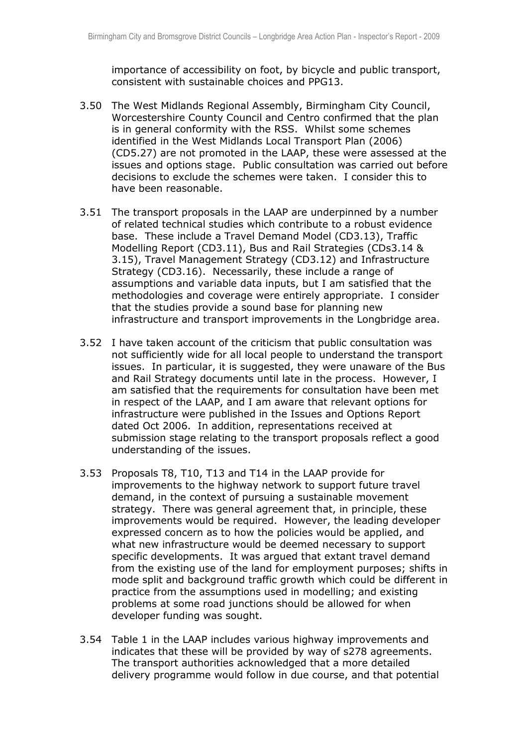importance of accessibility on foot, by bicycle and public transport, consistent with sustainable choices and PPG13.

3.50 The West Midlands Regional Assembly, Birmingham City Council, Worcestershire County Council and Centro confirmed that the plan is in general conformity with the RSS. Whilst some schemes identified in the West Midlands Local Transport Plan (2006) (CD5.27) are not promoted in the LAAP, these were assessed at the issues and options stage. Public consultation was carried out before decisions to exclude the schemes were taken. I consider this to have been reasonable.

3.51 The transport proposals in the LAAP are underpinned by a number of related technical studies which contribute to a robust evidence base. These include a Travel Demand Model (CD3.13), Traffic Modelling Report (CD3.11), Bus and Rail Strategies (CDs3.14 & 3.15), Travel Management Strategy (CD3.12) and Infrastructure Strategy (CD3.16). Necessarily, these include a range of assumptions and variable data inputs, but I am satisfied that the methodologies and coverage were entirely appropriate. I consider that the studies provide a sound base for planning new infrastructure and transport improvements in the Longbridge area.

3.52 I have taken account of the criticism that public consultation was not sufficiently wide for all local people to understand the transport issues. In particular, it is suggested, they were unaware of the Bus and Rail Strategy documents until late in the process. However, I am satisfied that the requirements for consultation have been met in respect of the LAAP, and I am aware that relevant options for infrastructure were published in the Issues and Options Report dated Oct 2006. In addition, representations received at submission stage relating to the transport proposals reflect a good understanding of the issues.

3.53 Proposals T8, T10, T13 and T14 in the LAAP provide for improvements to the highway network to support future travel demand, in the context of pursuing a sustainable movement strategy. There was general agreement that, in principle, these improvements would be required. However, the leading developer expressed concern as to how the policies would be applied, and what new infrastructure would be deemed necessary to support specific developments. It was argued that extant travel demand from the existing use of the land for employment purposes; shifts in mode split and background traffic growth which could be different in practice from the assumptions used in modelling; and existing problems at some road junctions should be allowed for when developer funding was sought.

3.54 Table 1 in the LAAP includes various highway improvements and indicates that these will be provided by way of s278 agreements. The transport authorities acknowledged that a more detailed delivery programme would follow in due course, and that potential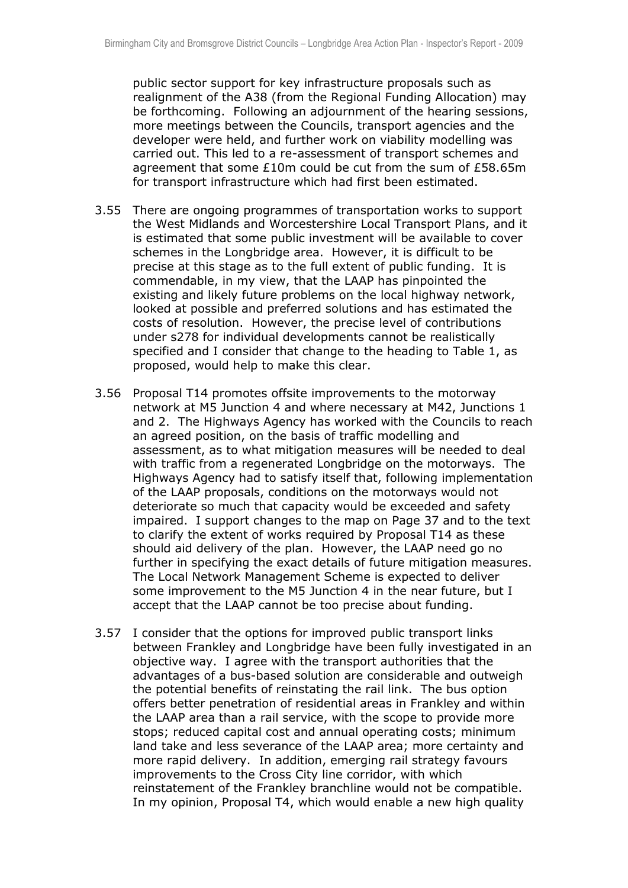public sector support for key infrastructure proposals such as realignment of the A38 (from the Regional Funding Allocation) may be forthcoming. Following an adjournment of the hearing sessions, more meetings between the Councils, transport agencies and the developer were held, and further work on viability modelling was carried out. This led to a re-assessment of transport schemes and agreement that some £10m could be cut from the sum of £58.65m for transport infrastructure which had first been estimated.

3.55 There are ongoing programmes of transportation works to support the West Midlands and Worcestershire Local Transport Plans, and it is estimated that some public investment will be available to cover schemes in the Longbridge area. However, it is difficult to be precise at this stage as to the full extent of public funding. It is commendable, in my view, that the LAAP has pinpointed the existing and likely future problems on the local highway network, looked at possible and preferred solutions and has estimated the costs of resolution. However, the precise level of contributions under s278 for individual developments cannot be realistically specified and I consider that change to the heading to Table 1, as proposed, would help to make this clear.

3.56 Proposal T14 promotes offsite improvements to the motorway network at M5 Junction 4 and where necessary at M42, Junctions 1 and 2. The Highways Agency has worked with the Councils to reach an agreed position, on the basis of traffic modelling and assessment, as to what mitigation measures will be needed to deal with traffic from a regenerated Longbridge on the motorways. The Highways Agency had to satisfy itself that, following implementation of the LAAP proposals, conditions on the motorways would not deteriorate so much that capacity would be exceeded and safety impaired. I support changes to the map on Page 37 and to the text to clarify the extent of works required by Proposal T14 as these should aid delivery of the plan. However, the LAAP need go no further in specifying the exact details of future mitigation measures. The Local Network Management Scheme is expected to deliver some improvement to the M5 Junction 4 in the near future, but I accept that the LAAP cannot be too precise about funding.

3.57 I consider that the options for improved public transport links between Frankley and Longbridge have been fully investigated in an objective way. I agree with the transport authorities that the advantages of a bus-based solution are considerable and outweigh the potential benefits of reinstating the rail link. The bus option offers better penetration of residential areas in Frankley and within the LAAP area than a rail service, with the scope to provide more stops; reduced capital cost and annual operating costs; minimum land take and less severance of the LAAP area; more certainty and more rapid delivery. In addition, emerging rail strategy favours improvements to the Cross City line corridor, with which reinstatement of the Frankley branchline would not be compatible. In my opinion, Proposal T4, which would enable a new high quality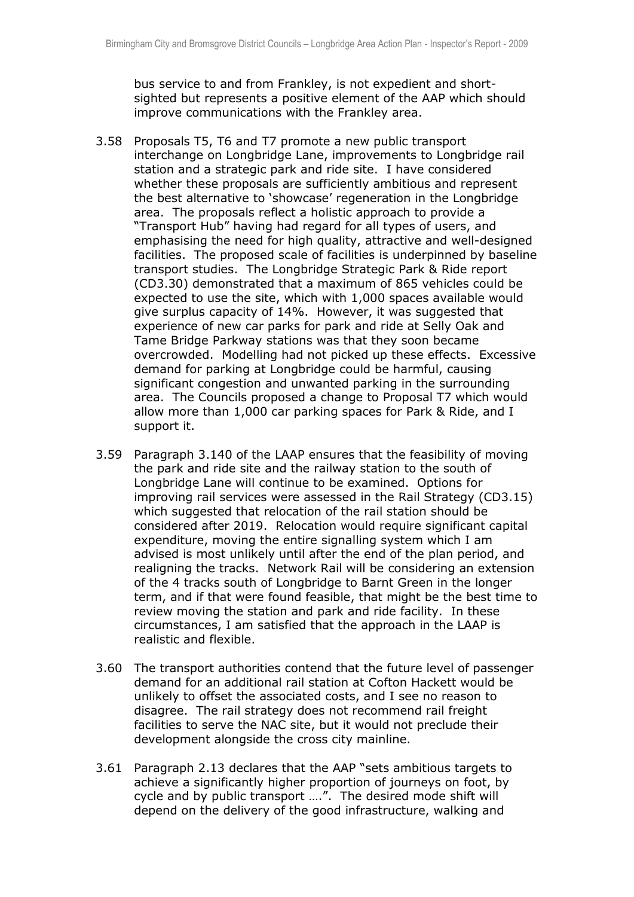bus service to and from Frankley, is not expedient and short-sighted but represents a positive element of the AAP which should improve communications with the Frankley area.

3.58 Proposals T5, T6 and T7 promote a new public transport interchange on Longbridge Lane, improvements to Longbridge rail station and a strategic park and ride site. I have considered whether these proposals are sufficiently ambitious and represent the best alternative to 'showcase' regeneration in the Longbridge area. The proposals reflect a holistic approach to provide a "Transport Hub" having had regard for all types of users, and emphasising the need for high quality, attractive and well-designed facilities. The proposed scale of facilities is underpinned by baseline transport studies. The Longbridge Strategic Park & Ride report (CD3.30) demonstrated that a maximum of 865 vehicles could be expected to use the site, which with 1,000 spaces available would give surplus capacity of 14%. However, it was suggested that experience of new car parks for park and ride at Selly Oak and Tame Bridge Parkway stations was that they soon became overcrowded. Modelling had not picked up these effects. Excessive demand for parking at Longbridge could be harmful, causing significant congestion and unwanted parking in the surrounding area. The Councils proposed a change to Proposal T7 which would allow more than 1,000 car parking spaces for Park & Ride, and I support it.

3.59 Paragraph 3.140 of the LAAP ensures that the feasibility of moving the park and ride site and the railway station to the south of Longbridge Lane will continue to be examined. Options for improving rail services were assessed in the Rail Strategy (CD3.15) which suggested that relocation of the rail station should be considered after 2019. Relocation would require significant capital expenditure, moving the entire signalling system which I am advised is most unlikely until after the end of the plan period, and realigning the tracks. Network Rail will be considering an extension of the 4 tracks south of Longbridge to Barnt Green in the longer term, and if that were found feasible, that might be the best time to review moving the station and park and ride facility. In these circumstances, I am satisfied that the approach in the LAAP is realistic and flexible.

3.60 The transport authorities contend that the future level of passenger demand for an additional rail station at Cofton Hackett would be unlikely to offset the associated costs, and I see no reason to disagree. The rail strategy does not recommend rail freight facilities to serve the NAC site, but it would not preclude their development alongside the cross city mainline.

3.61 Paragraph 2.13 declares that the AAP "sets ambitious targets to achieve a significantly higher proportion of journeys on foot, by cycle and by public transport ….". The desired mode shift will depend on the delivery of the good infrastructure, walking and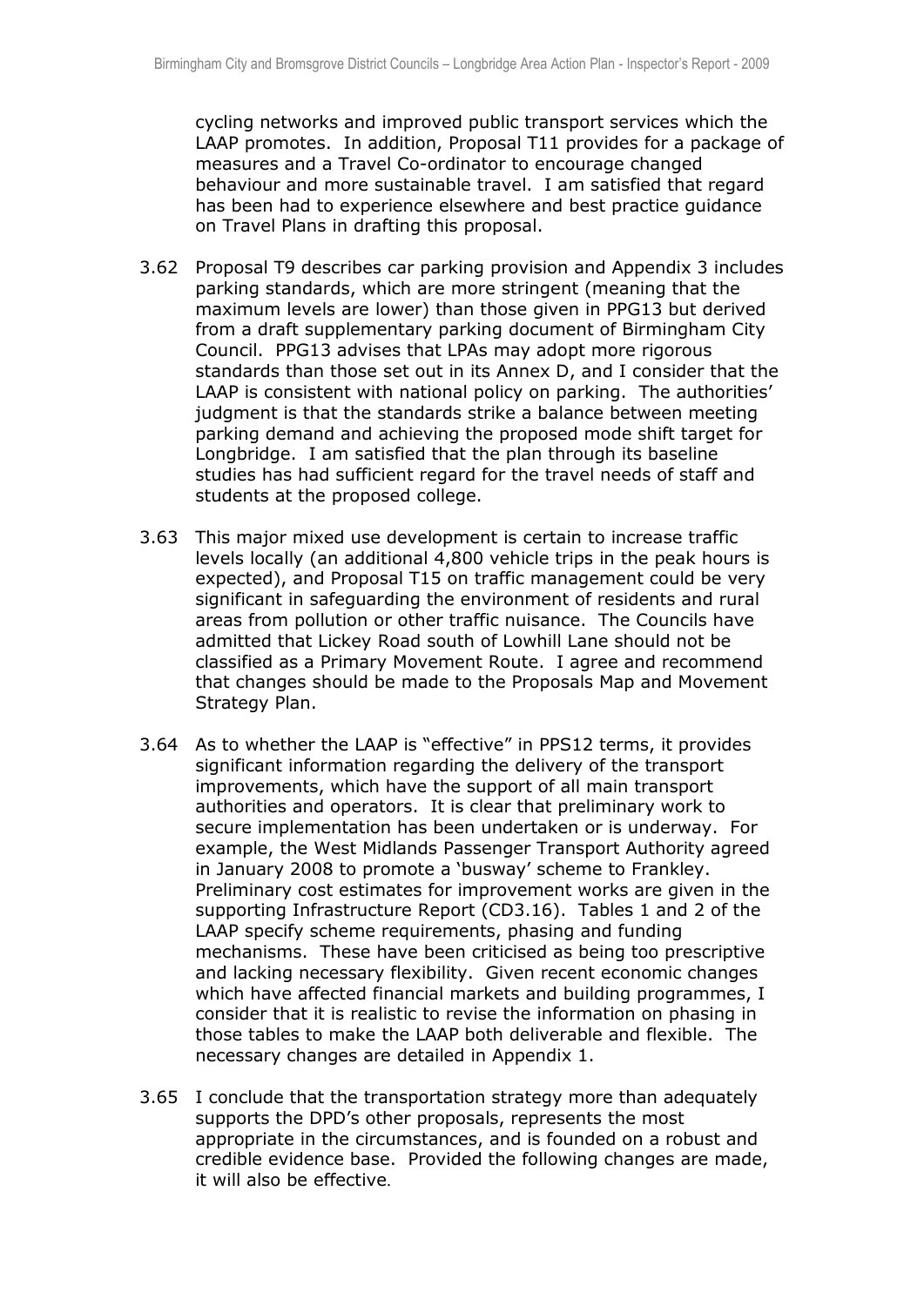cycling networks and improved public transport services which the LAAP promotes. In addition, Proposal T11 provides for a package of measures and a Travel Co-ordinator to encourage changed behaviour and more sustainable travel. I am satisfied that regard has been had to experience elsewhere and best practice guidance on Travel Plans in drafting this proposal.

3.62 Proposal T9 describes car parking provision and Appendix 3 includes parking standards, which are more stringent (meaning that the maximum levels are lower) than those given in PPG13 but derived from a draft supplementary parking document of Birmingham City Council. PPG13 advises that LPAs may adopt more rigorous standards than those set out in its Annex D, and I consider that the LAAP is consistent with national policy on parking. The authorities' judgment is that the standards strike a balance between meeting parking demand and achieving the proposed mode shift target for Longbridge. I am satisfied that the plan through its baseline studies has had sufficient regard for the travel needs of staff and students at the proposed college.

3.63 This major mixed use development is certain to increase traffic levels locally (an additional 4,800 vehicle trips in the peak hours is expected), and Proposal T15 on traffic management could be very significant in safeguarding the environment of residents and rural areas from pollution or other traffic nuisance. The Councils have admitted that Lickey Road south of Lowhill Lane should not be classified as a Primary Movement Route. I agree and recommend that changes should be made to the Proposals Map and Movement Strategy Plan.

3.64 As to whether the LAAP is "effective" in PPS12 terms, it provides significant information regarding the delivery of the transport improvements, which have the support of all main transport authorities and operators. It is clear that preliminary work to secure implementation has been undertaken or is underway. For example, the West Midlands Passenger Transport Authority agreed in January 2008 to promote a 'busway' scheme to Frankley. Preliminary cost estimates for improvement works are given in the supporting Infrastructure Report (CD3.16). Tables 1 and 2 of the LAAP specify scheme requirements, phasing and funding mechanisms. These have been criticised as being too prescriptive and lacking necessary flexibility. Given recent economic changes which have affected financial markets and building programmes, I consider that it is realistic to revise the information on phasing in those tables to make the LAAP both deliverable and flexible. The necessary changes are detailed in Appendix 1.

3.65 I conclude that the transportation strategy more than adequately supports the DPD's other proposals, represents the most appropriate in the circumstances, and is founded on a robust and credible evidence base. Provided the following changes are made, it will also be effective.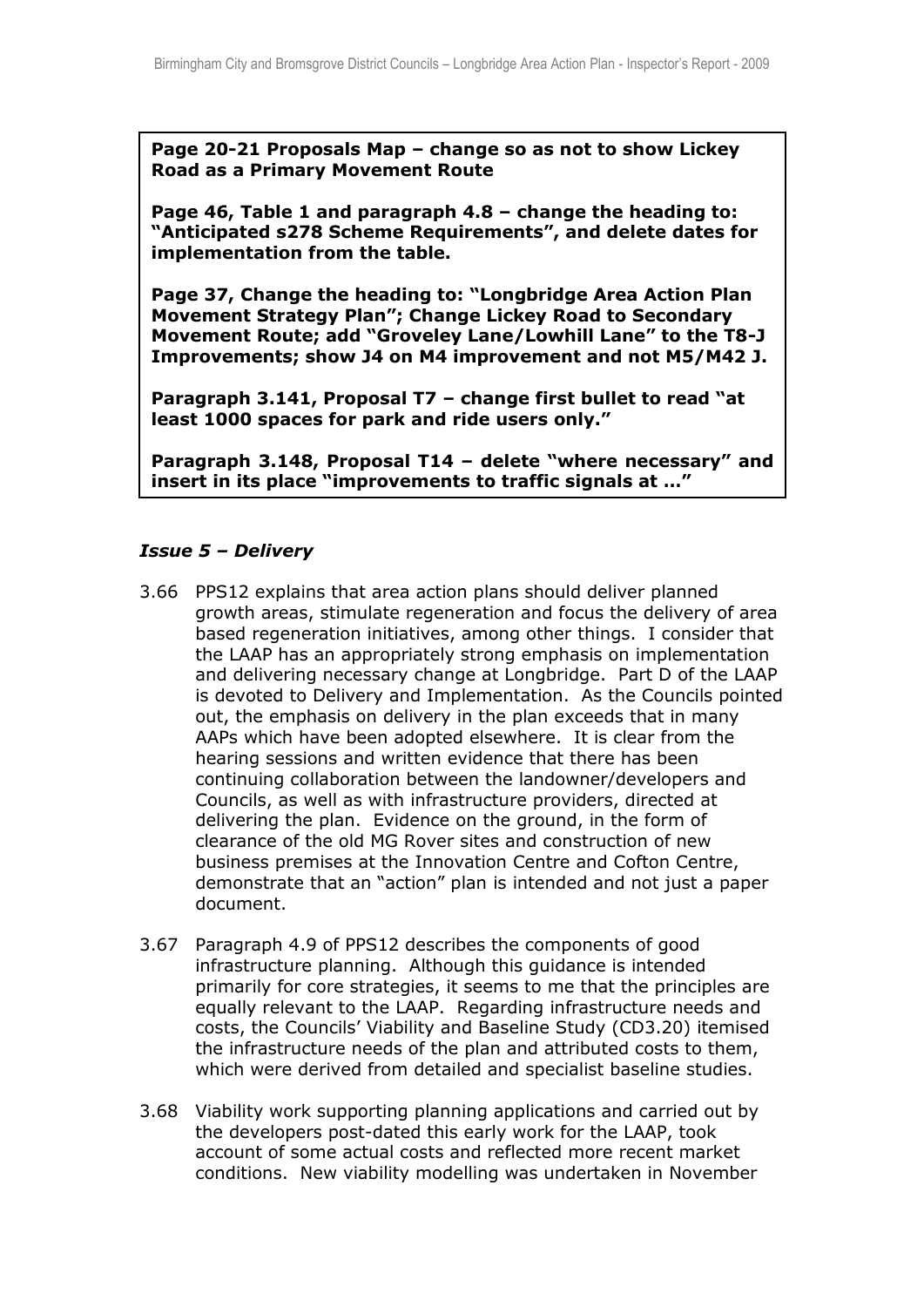**Page 20-21 Proposals Map – change so as not to show Lickey Road as a Primary Movement Route**

**Page 46, Table 1 and paragraph 4.8 – change the heading to: "Anticipated s278 Scheme Requirements", and delete dates for implementation from the table.**

**Page 37, Change the heading to: "Longbridge Area Action Plan Movement Strategy Plan"; Change Lickey Road to Secondary Movement Route; add "Groveley Lane/Lowhill Lane" to the T8-J Improvements; show J4 on M4 improvement and not M5/M42 J.**

**Paragraph 3.141, Proposal T7 – change first bullet to read "at least 1000 spaces for park and ride users only."**

**Paragraph 3.148, Proposal T14 – delete "where necessary" and insert in its place "improvements to traffic signals at …"**

### *Issue 5 – Delivery*

3.66 PPS12 explains that area action plans should deliver planned growth areas, stimulate regeneration and focus the delivery of area based regeneration initiatives, among other things. I consider that the LAAP has an appropriately strong emphasis on implementation and delivering necessary change at Longbridge. Part D of the LAAP is devoted to Delivery and Implementation. As the Councils pointed out, the emphasis on delivery in the plan exceeds that in many AAPs which have been adopted elsewhere. It is clear from the hearing sessions and written evidence that there has been continuing collaboration between the landowner/developers and Councils, as well as with infrastructure providers, directed at delivering the plan. Evidence on the ground, in the form of clearance of the old MG Rover sites and construction of new business premises at the Innovation Centre and Cofton Centre, demonstrate that an "action" plan is intended and not just a paper document.

3.67 Paragraph 4.9 of PPS12 describes the components of good infrastructure planning. Although this guidance is intended primarily for core strategies, it seems to me that the principles are equally relevant to the LAAP. Regarding infrastructure needs and costs, the Councils' Viability and Baseline Study (CD3.20) itemised the infrastructure needs of the plan and attributed costs to them, which were derived from detailed and specialist baseline studies.

3.68 Viability work supporting planning applications and carried out by the developers post-dated this early work for the LAAP, took account of some actual costs and reflected more recent market conditions. New viability modelling was undertaken in November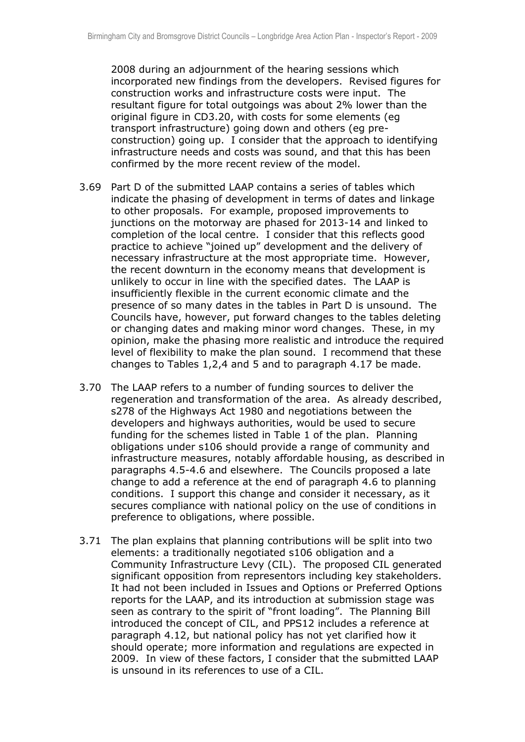2008 during an adjournment of the hearing sessions which incorporated new findings from the developers. Revised figures for construction works and infrastructure costs were input. The resultant figure for total outgoings was about 2% lower than the original figure in CD3.20, with costs for some elements (eg transport infrastructure) going down and others (eg pre-construction) going up. I consider that the approach to identifying infrastructure needs and costs was sound, and that this has been confirmed by the more recent review of the model.

3.69 Part D of the submitted LAAP contains a series of tables which indicate the phasing of development in terms of dates and linkage to other proposals. For example, proposed improvements to junctions on the motorway are phased for 2013-14 and linked to completion of the local centre. I consider that this reflects good practice to achieve "joined up" development and the delivery of necessary infrastructure at the most appropriate time. However, the recent downturn in the economy means that development is unlikely to occur in line with the specified dates. The LAAP is insufficiently flexible in the current economic climate and the presence of so many dates in the tables in Part D is unsound. The Councils have, however, put forward changes to the tables deleting or changing dates and making minor word changes. These, in my opinion, make the phasing more realistic and introduce the required level of flexibility to make the plan sound. I recommend that these changes to Tables 1,2,4 and 5 and to paragraph 4.17 be made.

3.70 The LAAP refers to a number of funding sources to deliver the regeneration and transformation of the area. As already described, s278 of the Highways Act 1980 and negotiations between the developers and highways authorities, would be used to secure funding for the schemes listed in Table 1 of the plan. Planning obligations under s106 should provide a range of community and infrastructure measures, notably affordable housing, as described in paragraphs 4.5-4.6 and elsewhere. The Councils proposed a late change to add a reference at the end of paragraph 4.6 to planning conditions. I support this change and consider it necessary, as it secures compliance with national policy on the use of conditions in preference to obligations, where possible.

3.71 The plan explains that planning contributions will be split into two elements: a traditionally negotiated s106 obligation and a Community Infrastructure Levy (CIL). The proposed CIL generated significant opposition from representors including key stakeholders. It had not been included in Issues and Options or Preferred Options reports for the LAAP, and its introduction at submission stage was seen as contrary to the spirit of "front loading". The Planning Bill introduced the concept of CIL, and PPS12 includes a reference at paragraph 4.12, but national policy has not yet clarified how it should operate; more information and regulations are expected in 2009. In view of these factors, I consider that the submitted LAAP is unsound in its references to use of a CIL.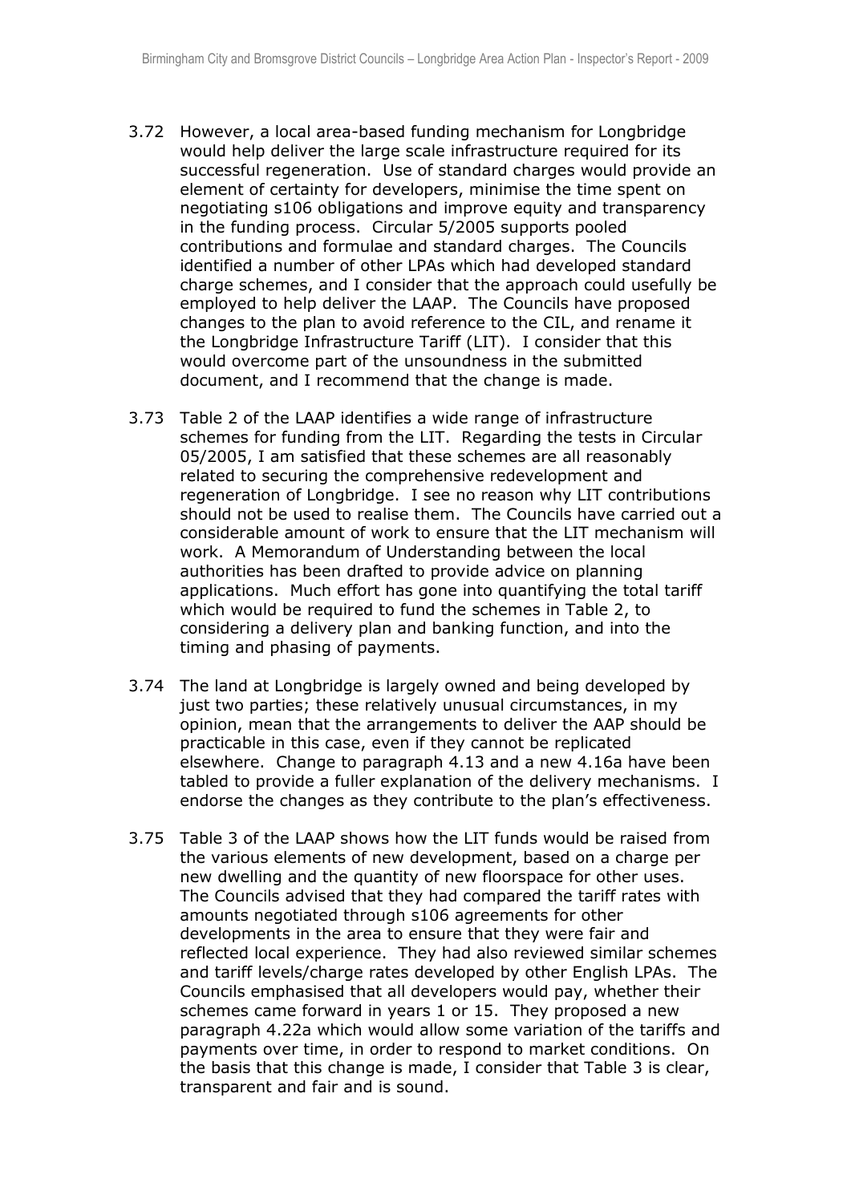3.72 However, a local area-based funding mechanism for Longbridge would help deliver the large scale infrastructure required for its successful regeneration. Use of standard charges would provide an element of certainty for developers, minimise the time spent on negotiating s106 obligations and improve equity and transparency in the funding process. Circular 5/2005 supports pooled contributions and formulae and standard charges. The Councils identified a number of other LPAs which had developed standard charge schemes, and I consider that the approach could usefully be employed to help deliver the LAAP. The Councils have proposed changes to the plan to avoid reference to the CIL, and rename it the Longbridge Infrastructure Tariff (LIT). I consider that this would overcome part of the unsoundness in the submitted document, and I recommend that the change is made.

3.73 Table 2 of the LAAP identifies a wide range of infrastructure schemes for funding from the LIT. Regarding the tests in Circular 05/2005, I am satisfied that these schemes are all reasonably related to securing the comprehensive redevelopment and regeneration of Longbridge. I see no reason why LIT contributions should not be used to realise them. The Councils have carried out a considerable amount of work to ensure that the LIT mechanism will work. A Memorandum of Understanding between the local authorities has been drafted to provide advice on planning applications. Much effort has gone into quantifying the total tariff which would be required to fund the schemes in Table 2, to considering a delivery plan and banking function, and into the timing and phasing of payments.

3.74 The land at Longbridge is largely owned and being developed by just two parties; these relatively unusual circumstances, in my opinion, mean that the arrangements to deliver the AAP should be practicable in this case, even if they cannot be replicated elsewhere. Change to paragraph 4.13 and a new 4.16a have been tabled to provide a fuller explanation of the delivery mechanisms. I endorse the changes as they contribute to the plan's effectiveness.

3.75 Table 3 of the LAAP shows how the LIT funds would be raised from the various elements of new development, based on a charge per new dwelling and the quantity of new floorspace for other uses. The Councils advised that they had compared the tariff rates with amounts negotiated through s106 agreements for other developments in the area to ensure that they were fair and reflected local experience. They had also reviewed similar schemes and tariff levels/charge rates developed by other English LPAs. The Councils emphasised that all developers would pay, whether their schemes came forward in years 1 or 15. They proposed a new paragraph 4.22a which would allow some variation of the tariffs and payments over time, in order to respond to market conditions. On the basis that this change is made, I consider that Table 3 is clear, transparent and fair and is sound.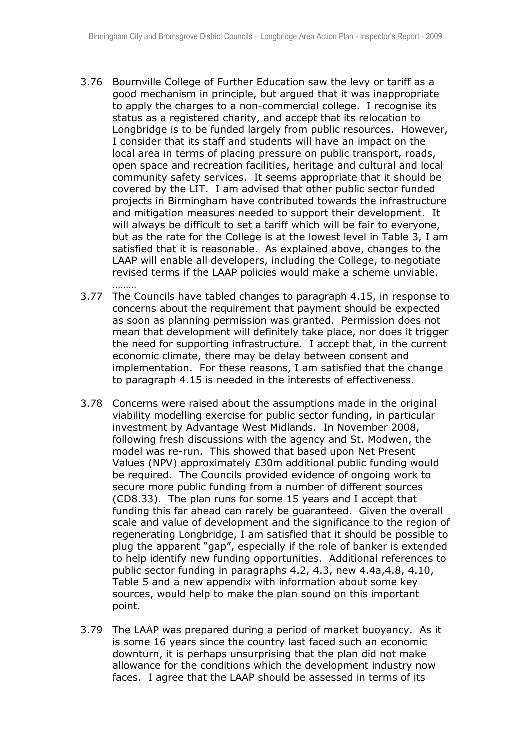3.76 Bournville College of Further Education saw the levy or tariff as a good mechanism in principle, but argued that it was inappropriate to apply the charges to a non-commercial college. I recognise its status as a registered charity, and accept that its relocation to Longbridge is to be funded largely from public resources. However, I consider that its staff and students will have an impact on the local area in terms of placing pressure on public transport, roads, open space and recreation facilities, heritage and cultural and local community safety services. It seems appropriate that it should be covered by the LIT. I am advised that other public sector funded projects in Birmingham have contributed towards the infrastructure and mitigation measures needed to support their development. It will always be difficult to set a tariff which will be fair to everyone, but as the rate for the College is at the lowest level in Table 3, I am satisfied that it is reasonable. As explained above, changes to the LAAP will enable all developers, including the College, to negotiate revised terms if the LAAP policies would make a scheme unviable. ………

3.77 The Councils have tabled changes to paragraph 4.15, in response to concerns about the requirement that payment should be expected as soon as planning permission was granted. Permission does not mean that development will definitely take place, nor does it trigger the need for supporting infrastructure. I accept that, in the current economic climate, there may be delay between consent and implementation. For these reasons, I am satisfied that the change to paragraph 4.15 is needed in the interests of effectiveness.

3.78 Concerns were raised about the assumptions made in the original viability modelling exercise for public sector funding, in particular investment by Advantage West Midlands. In November 2008, following fresh discussions with the agency and St. Modwen, the model was re-run. This showed that based upon Net Present Values (NPV) approximately £30m additional public funding would be required. The Councils provided evidence of ongoing work to secure more public funding from a number of different sources (CD8.33). The plan runs for some 15 years and I accept that funding this far ahead can rarely be guaranteed. Given the overall scale and value of development and the significance to the region of regenerating Longbridge, I am satisfied that it should be possible to plug the apparent "gap", especially if the role of banker is extended to help identify new funding opportunities. Additional references to public sector funding in paragraphs 4.2, 4.3, new 4.4a,4.8, 4.10, Table 5 and a new appendix with information about some key sources, would help to make the plan sound on this important point.

3.79 The LAAP was prepared during a period of market buoyancy. As it is some 16 years since the country last faced such an economic downturn, it is perhaps unsurprising that the plan did not make allowance for the conditions which the development industry now faces. I agree that the LAAP should be assessed in terms of its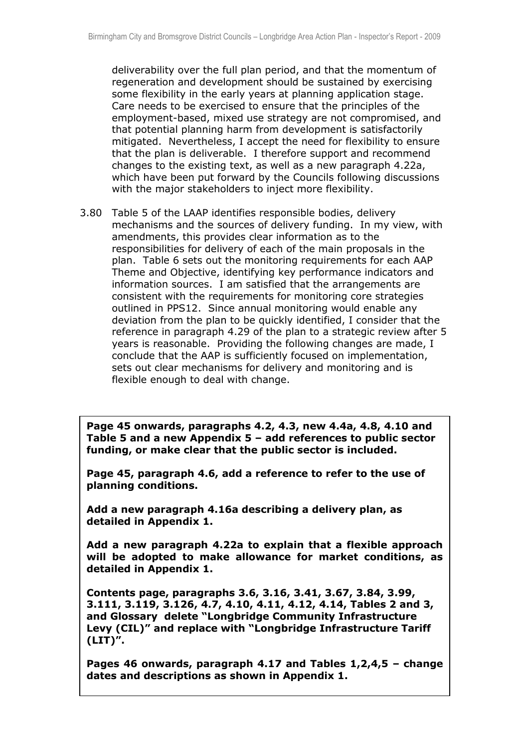deliverability over the full plan period, and that the momentum of regeneration and development should be sustained by exercising some flexibility in the early years at planning application stage. Care needs to be exercised to ensure that the principles of the employment-based, mixed use strategy are not compromised, and that potential planning harm from development is satisfactorily mitigated. Nevertheless, I accept the need for flexibility to ensure that the plan is deliverable. I therefore support and recommend changes to the existing text, as well as a new paragraph 4.22a, which have been put forward by the Councils following discussions with the major stakeholders to inject more flexibility.

3.80 Table 5 of the LAAP identifies responsible bodies, delivery mechanisms and the sources of delivery funding. In my view, with amendments, this provides clear information as to the responsibilities for delivery of each of the main proposals in the plan. Table 6 sets out the monitoring requirements for each AAP Theme and Objective, identifying key performance indicators and information sources. I am satisfied that the arrangements are consistent with the requirements for monitoring core strategies outlined in PPS12. Since annual monitoring would enable any deviation from the plan to be quickly identified, I consider that the reference in paragraph 4.29 of the plan to a strategic review after 5 years is reasonable. Providing the following changes are made, I conclude that the AAP is sufficiently focused on implementation, sets out clear mechanisms for delivery and monitoring and is flexible enough to deal with change.

**Page 45 onwards, paragraphs 4.2, 4.3, new 4.4a, 4.8, 4.10 and Table 5 and a new Appendix 5 – add references to public sector funding, or make clear that the public sector is included.**

**Page 45, paragraph 4.6, add a reference to refer to the use of planning conditions.**

**Add a new paragraph 4.16a describing a delivery plan, as detailed in Appendix 1.**

**Add a new paragraph 4.22a to explain that a flexible approach will be adopted to make allowance for market conditions, as detailed in Appendix 1.**

**Contents page, paragraphs 3.6, 3.16, 3.41, 3.67, 3.84, 3.99, 3.111, 3.119, 3.126, 4.7, 4.10, 4.11, 4.12, 4.14, Tables 2 and 3, and Glossary delete "Longbridge Community Infrastructure Levy (CIL)" and replace with "Longbridge Infrastructure Tariff (LIT)".**

**Pages 46 onwards, paragraph 4.17 and Tables 1,2,4,5 – change dates and descriptions as shown in Appendix 1.**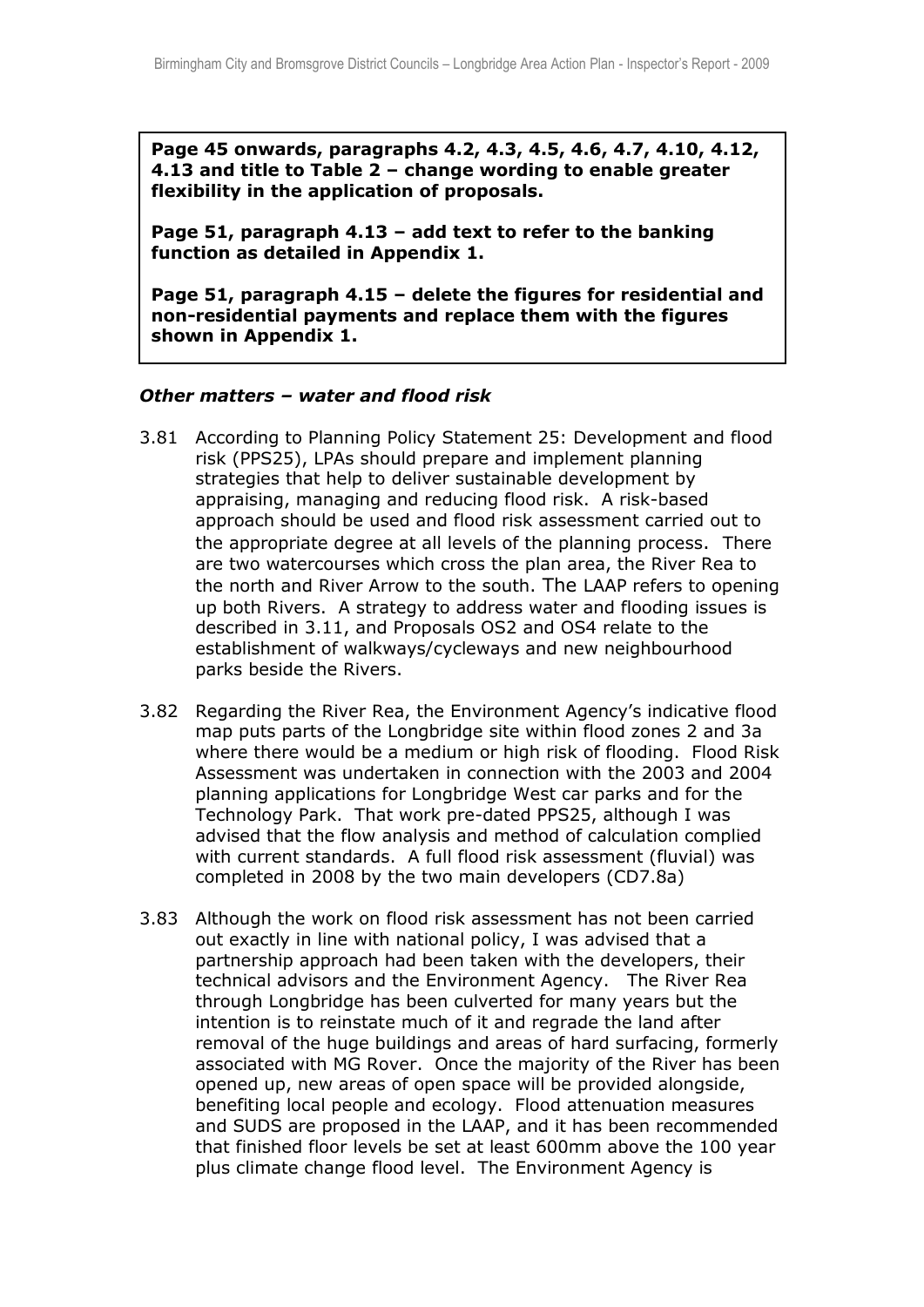**Page 45 onwards, paragraphs 4.2, 4.3, 4.5, 4.6, 4.7, 4.10, 4.12, 4.13 and title to Table 2 – change wording to enable greater flexibility in the application of proposals.**

**Page 51, paragraph 4.13 – add text to refer to the banking function as detailed in Appendix 1.**

**Page 51, paragraph 4.15 – delete the figures for residential and non-residential payments and replace them with the figures shown in Appendix 1.**

### *Other matters – water and flood risk*

3.81 According to Planning Policy Statement 25: Development and flood risk (PPS25), LPAs should prepare and implement planning strategies that help to deliver sustainable development by appraising, managing and reducing flood risk. A risk-based approach should be used and flood risk assessment carried out to the appropriate degree at all levels of the planning process. There are two watercourses which cross the plan area, the River Rea to the north and River Arrow to the south. The LAAP refers to opening up both Rivers. A strategy to address water and flooding issues is described in 3.11, and Proposals OS2 and OS4 relate to the establishment of walkways/cycleways and new neighbourhood parks beside the Rivers.

3.82 Regarding the River Rea, the Environment Agency's indicative flood map puts parts of the Longbridge site within flood zones 2 and 3a where there would be a medium or high risk of flooding. Flood Risk Assessment was undertaken in connection with the 2003 and 2004 planning applications for Longbridge West car parks and for the Technology Park. That work pre-dated PPS25, although I was advised that the flow analysis and method of calculation complied with current standards. A full flood risk assessment (fluvial) was completed in 2008 by the two main developers (CD7.8a)

3.83 Although the work on flood risk assessment has not been carried out exactly in line with national policy, I was advised that a partnership approach had been taken with the developers, their technical advisors and the Environment Agency. The River Rea through Longbridge has been culverted for many years but the intention is to reinstate much of it and regrade the land after removal of the huge buildings and areas of hard surfacing, formerly associated with MG Rover. Once the majority of the River has been opened up, new areas of open space will be provided alongside, benefiting local people and ecology. Flood attenuation measures and SUDS are proposed in the LAAP, and it has been recommended that finished floor levels be set at least 600mm above the 100 year plus climate change flood level. The Environment Agency is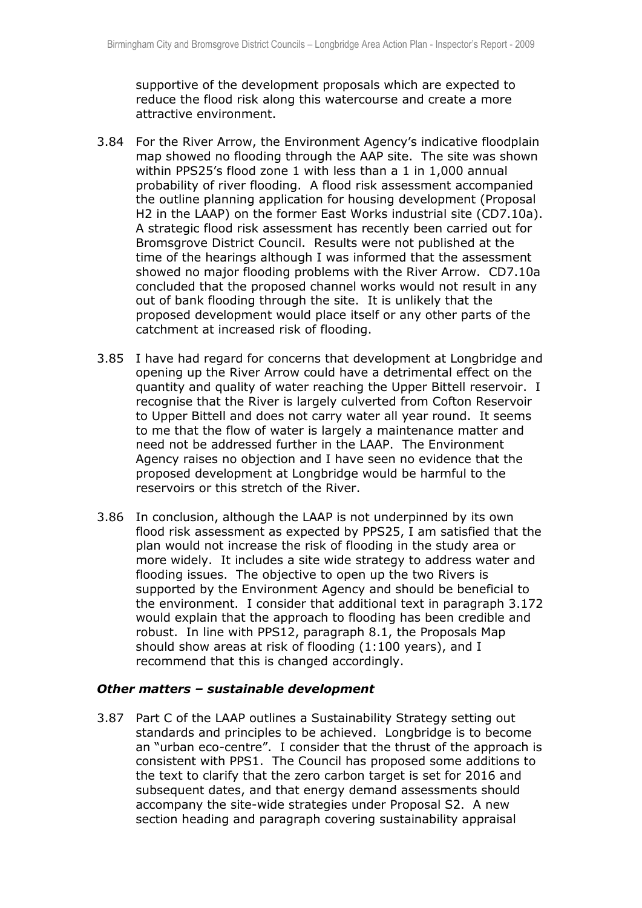supportive of the development proposals which are expected to reduce the flood risk along this watercourse and create a more attractive environment.

3.84 For the River Arrow, the Environment Agency's indicative floodplain map showed no flooding through the AAP site. The site was shown within PPS25's flood zone 1 with less than a 1 in 1,000 annual probability of river flooding. A flood risk assessment accompanied the outline planning application for housing development (Proposal H2 in the LAAP) on the former East Works industrial site (CD7.10a). A strategic flood risk assessment has recently been carried out for Bromsgrove District Council. Results were not published at the time of the hearings although I was informed that the assessment showed no major flooding problems with the River Arrow. CD7.10a concluded that the proposed channel works would not result in any out of bank flooding through the site. It is unlikely that the proposed development would place itself or any other parts of the catchment at increased risk of flooding.

3.85 I have had regard for concerns that development at Longbridge and opening up the River Arrow could have a detrimental effect on the quantity and quality of water reaching the Upper Bittell reservoir. I recognise that the River is largely culverted from Cofton Reservoir to Upper Bittell and does not carry water all year round. It seems to me that the flow of water is largely a maintenance matter and need not be addressed further in the LAAP. The Environment Agency raises no objection and I have seen no evidence that the proposed development at Longbridge would be harmful to the reservoirs or this stretch of the River.

3.86 In conclusion, although the LAAP is not underpinned by its own flood risk assessment as expected by PPS25, I am satisfied that the plan would not increase the risk of flooding in the study area or more widely. It includes a site wide strategy to address water and flooding issues. The objective to open up the two Rivers is supported by the Environment Agency and should be beneficial to the environment. I consider that additional text in paragraph 3.172 would explain that the approach to flooding has been credible and robust. In line with PPS12, paragraph 8.1, the Proposals Map should show areas at risk of flooding (1:100 years), and I recommend that this is changed accordingly.

### *Other matters – sustainable development*

3.87 Part C of the LAAP outlines a Sustainability Strategy setting out standards and principles to be achieved. Longbridge is to become an "urban eco-centre". I consider that the thrust of the approach is consistent with PPS1. The Council has proposed some additions to the text to clarify that the zero carbon target is set for 2016 and subsequent dates, and that energy demand assessments should accompany the site-wide strategies under Proposal S2. A new section heading and paragraph covering sustainability appraisal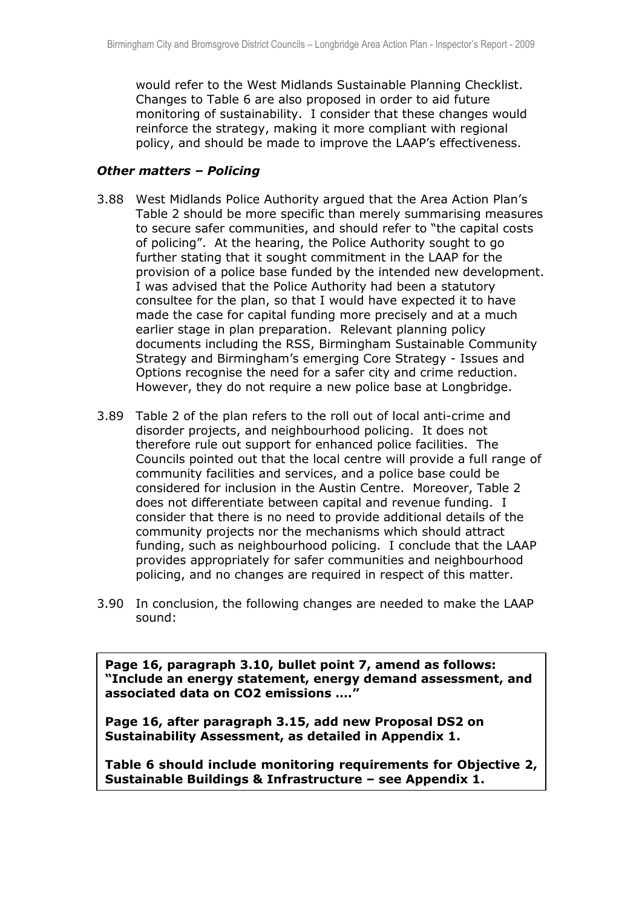would refer to the West Midlands Sustainable Planning Checklist. Changes to Table 6 are also proposed in order to aid future monitoring of sustainability. I consider that these changes would reinforce the strategy, making it more compliant with regional policy, and should be made to improve the LAAP's effectiveness.

### *Other matters – Policing*

3.88 West Midlands Police Authority argued that the Area Action Plan's Table 2 should be more specific than merely summarising measures to secure safer communities, and should refer to "the capital costs of policing". At the hearing, the Police Authority sought to go further stating that it sought commitment in the LAAP for the provision of a police base funded by the intended new development. I was advised that the Police Authority had been a statutory consultee for the plan, so that I would have expected it to have made the case for capital funding more precisely and at a much earlier stage in plan preparation. Relevant planning policy documents including the RSS, Birmingham Sustainable Community Strategy and Birmingham's emerging Core Strategy - Issues and Options recognise the need for a safer city and crime reduction. However, they do not require a new police base at Longbridge.

3.89 Table 2 of the plan refers to the roll out of local anti-crime and disorder projects, and neighbourhood policing. It does not therefore rule out support for enhanced police facilities. The Councils pointed out that the local centre will provide a full range of community facilities and services, and a police base could be considered for inclusion in the Austin Centre. Moreover, Table 2 does not differentiate between capital and revenue funding. I consider that there is no need to provide additional details of the community projects nor the mechanisms which should attract funding, such as neighbourhood policing. I conclude that the LAAP provides appropriately for safer communities and neighbourhood policing, and no changes are required in respect of this matter.

3.90 In conclusion, the following changes are needed to make the LAAP sound:

**Page 16, paragraph 3.10, bullet point 7, amend as follows: "Include an energy statement, energy demand assessment, and associated data on CO2 emissions …."**

**Page 16, after paragraph 3.15, add new Proposal DS2 on Sustainability Assessment, as detailed in Appendix 1.**

**Table 6 should include monitoring requirements for Objective 2, Sustainable Buildings & Infrastructure – see Appendix 1.**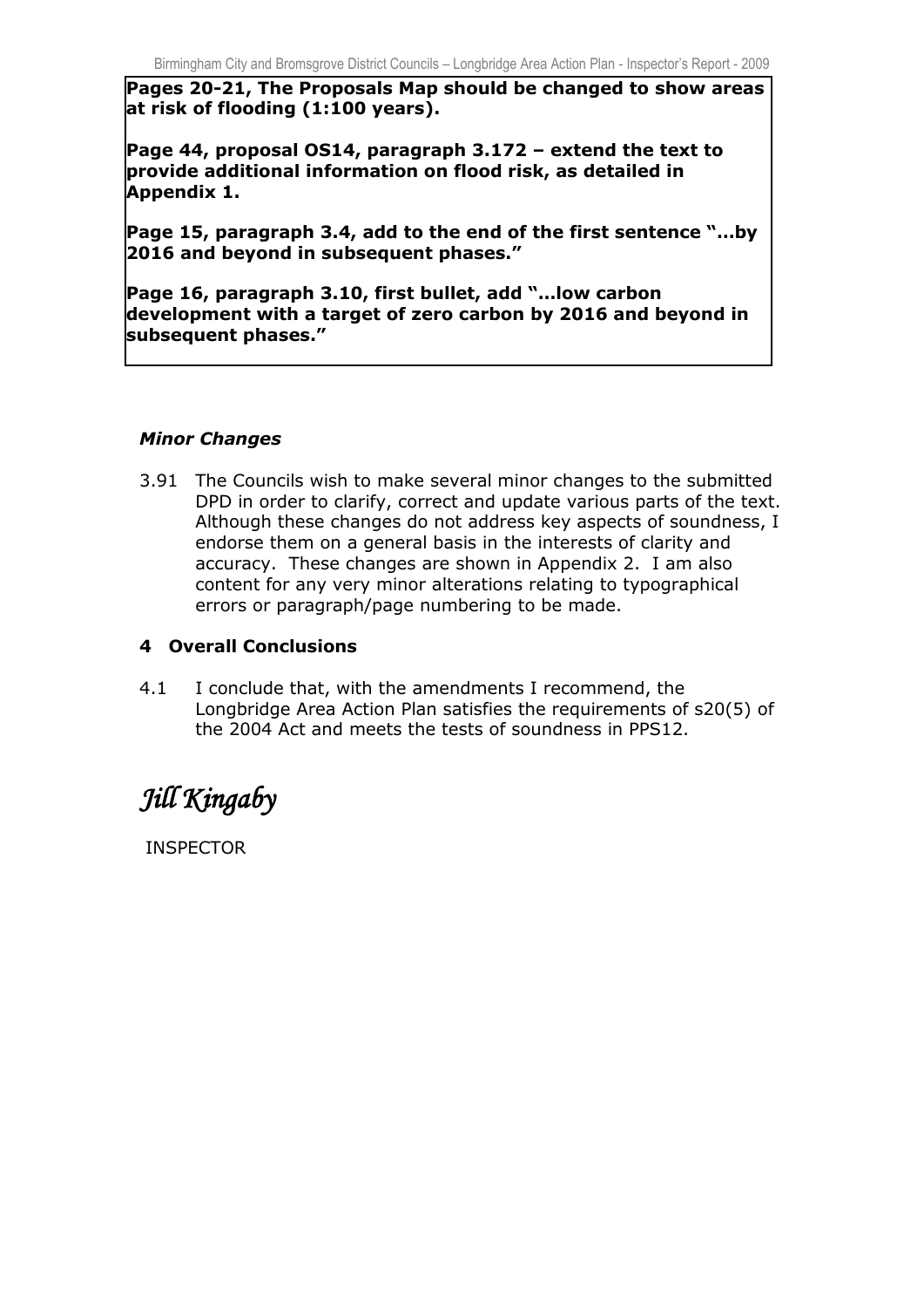**Pages 20-21, The Proposals Map should be changed to show areas at risk of flooding (1:100 years).**

**Page 44, proposal OS14, paragraph 3.172 – extend the text to provide additional information on flood risk, as detailed in Appendix 1.**

**Page 15, paragraph 3.4, add to the end of the first sentence "…by 2016 and beyond in subsequent phases."**

**Page 16, paragraph 3.10, first bullet, add "…low carbon development with a target of zero carbon by 2016 and beyond in subsequent phases."**

### *Minor Changes*

3.91 The Councils wish to make several minor changes to the submitted DPD in order to clarify, correct and update various parts of the text. Although these changes do not address key aspects of soundness, I endorse them on a general basis in the interests of clarity and accuracy. These changes are shown in Appendix 2. I am also content for any very minor alterations relating to typographical errors or paragraph/page numbering to be made.

## 4 Overall Conclusions

4.1 I conclude that, with the amendments I recommend, the Longbridge Area Action Plan satisfies the requirements of s20(5) of the 2004 Act and meets the tests of soundness in PPS12.

*Jill Kingaby*

INSPECTOR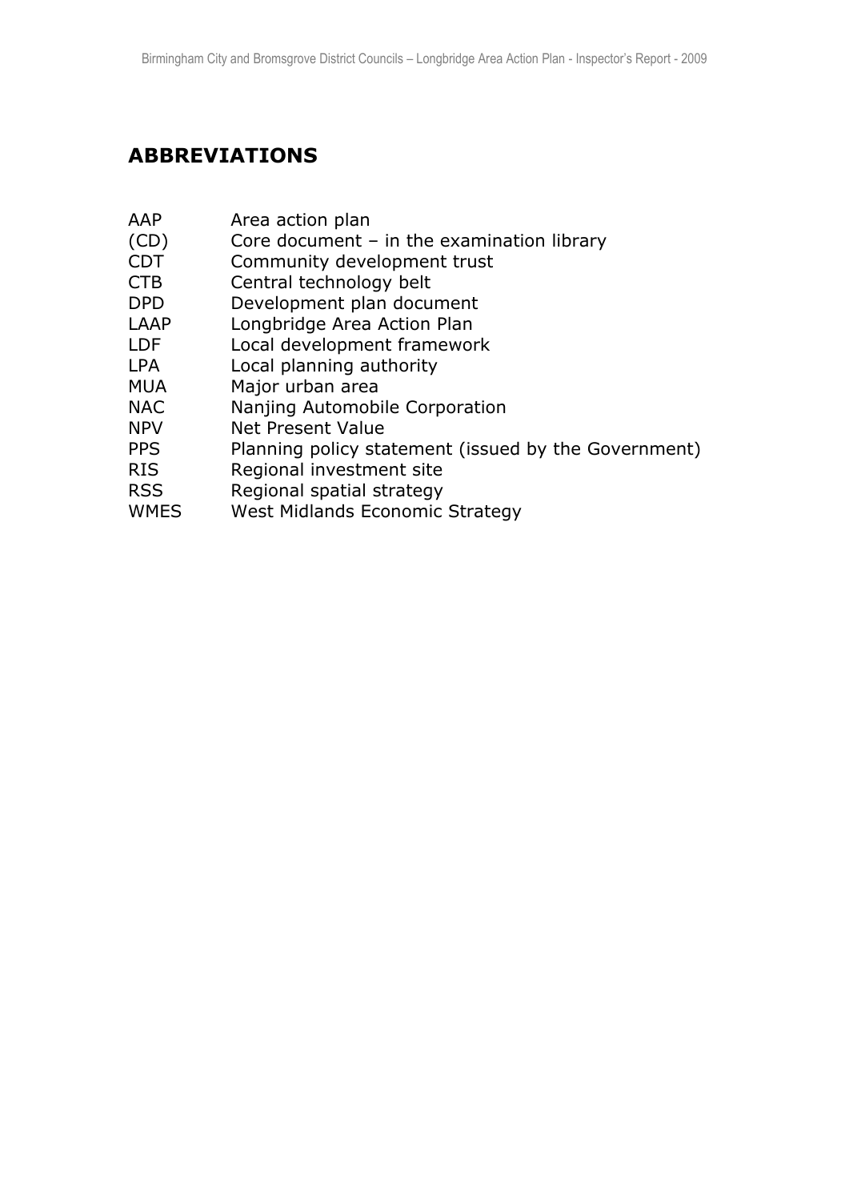## ABBREVIATIONS

| | |
|---|---|
| AAP | Area action plan |
| (CD) | Core document – in the examination library |
| CDT | Community development trust |
| CTB | Central technology belt |
| DPD | Development plan document |
| LAAP | Longbridge Area Action Plan |
| LDF | Local development framework |
| LPA | Local planning authority |
| MUA | Major urban area |
| NAC | Nanjing Automobile Corporation |
| NPV | Net Present Value |
| PPS | Planning policy statement (issued by the Government) |
| RIS | Regional investment site |
| RSS | Regional spatial strategy |
| WMES | West Midlands Economic Strategy |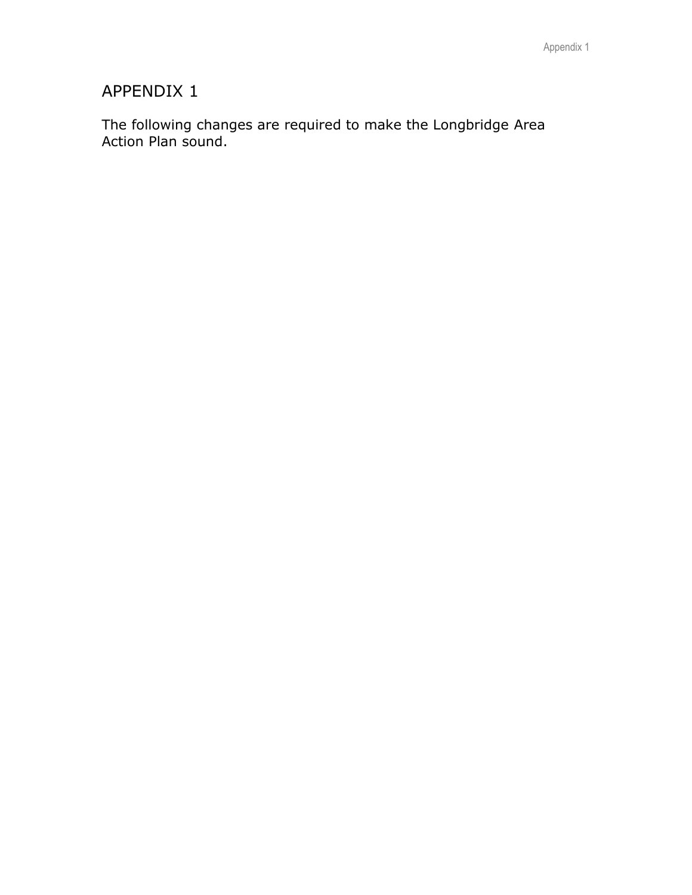# APPENDIX 1

The following changes are required to make the Longbridge Area Action Plan sound.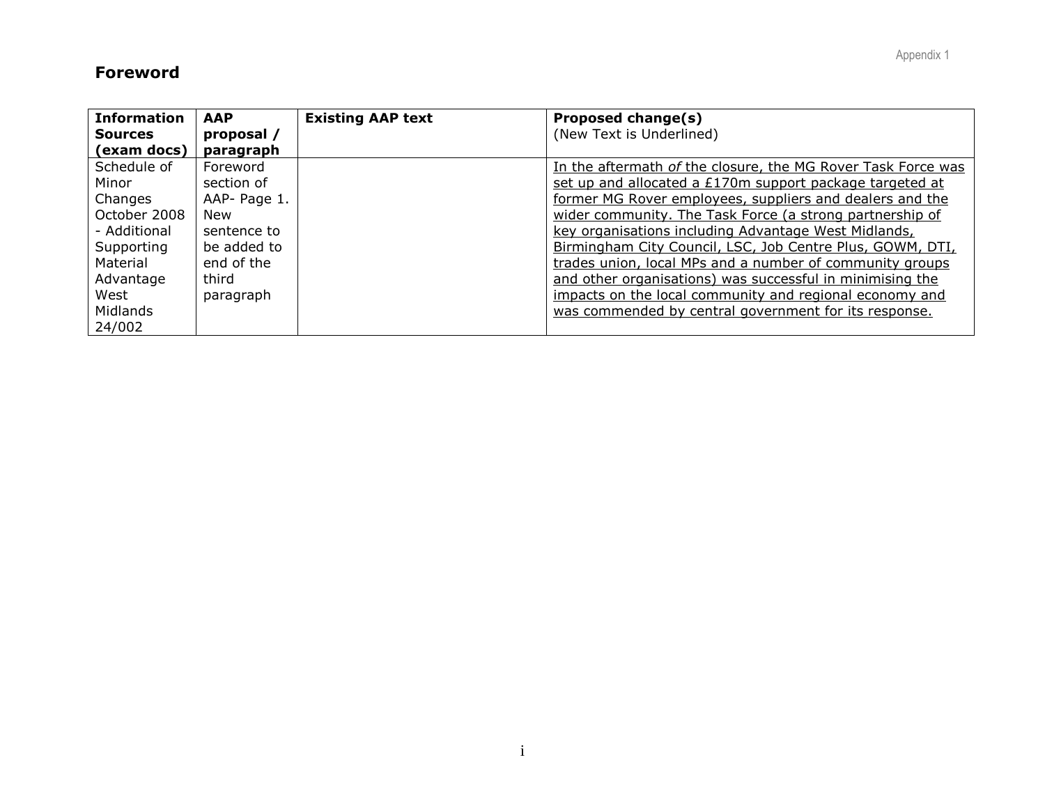# Foreword

| Information Sources (exam docs) | AAP proposal / paragraph | Existing AAP text | Proposed change(s) (New Text is Underlined) |
|---|---|---|---|
| Schedule of Minor Changes October 2008 - Additional Supporting Material Advantage West Midlands 24/002 | Foreword section of AAP- Page 1. New sentence to be added to end of the third paragraph | | <u>In the aftermath *of* the closure, the MG Rover Task Force was set up and allocated a £170m support package targeted at former MG Rover employees, suppliers and dealers and the wider community. The Task Force (a strong partnership of key organisations including Advantage West Midlands, Birmingham City Council, LSC, Job Centre Plus, GOWM, DTI, trades union, local MPs and a number of community groups and other organisations) was successful in minimising the impacts on the local community and regional economy and was commended by central government for its response.</u> |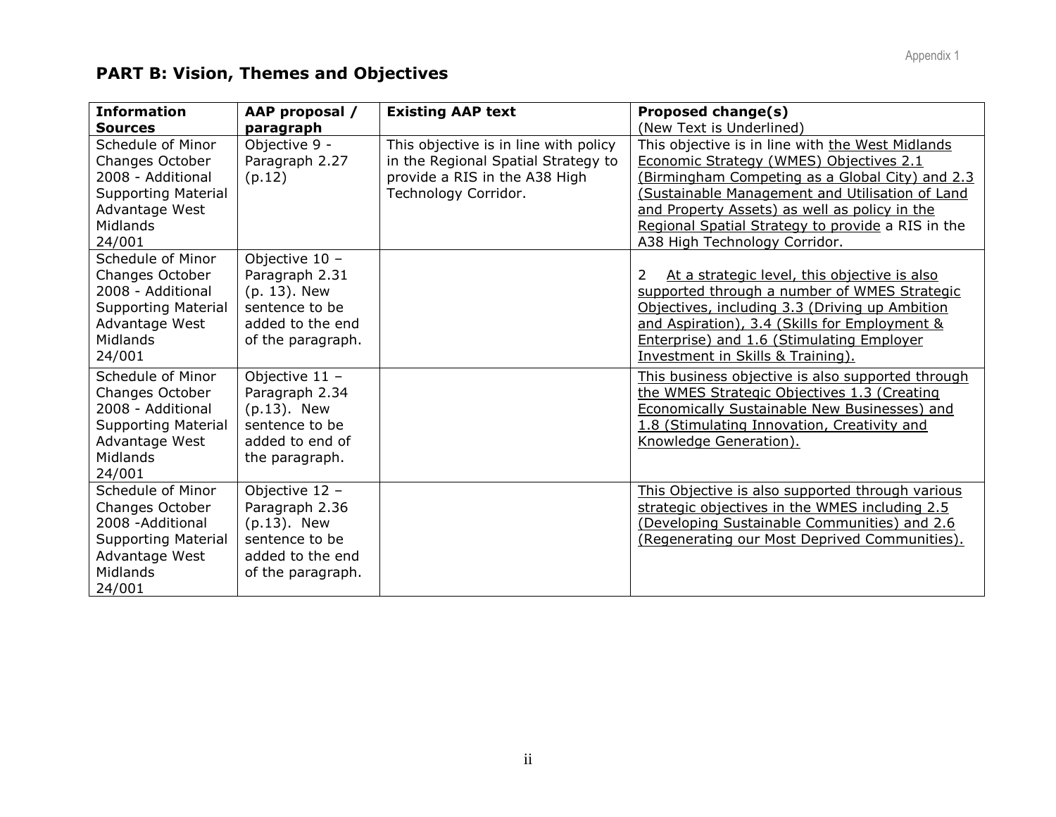## PART B: Vision, Themes and Objectives

| **Information Sources** | **AAP proposal / paragraph** | **Existing AAP text** | **Proposed change(s)** (New Text is Underlined) |
|---|---|---|---|
| Schedule of Minor Changes October 2008 - Additional Supporting Material Advantage West Midlands 24/001 | Objective 9 - Paragraph 2.27 (p.12) | This objective is in line with policy in the Regional Spatial Strategy to provide a RIS in the A38 High Technology Corridor. | This objective is in line with <u>the West Midlands Economic Strategy (WMES) Objectives 2.1 (Birmingham Competing as a Global City) and 2.3 (Sustainable Management and Utilisation of Land and Property Assets) as well as policy in the Regional Spatial Strategy to provide</u> a RIS in the A38 High Technology Corridor. |
| Schedule of Minor Changes October 2008 - Additional Supporting Material Advantage West Midlands 24/001 | Objective 10 – Paragraph 2.31 (p. 13). New sentence to be added to the end of the paragraph. | | 2 <u>At a strategic level, this objective is also supported through a number of WMES Strategic Objectives, including 3.3 (Driving up Ambition and Aspiration), 3.4 (Skills for Employment & Enterprise) and 1.6 (Stimulating Employer Investment in Skills & Training).</u> |
| Schedule of Minor Changes October 2008 - Additional Supporting Material Advantage West Midlands 24/001 | Objective 11 – Paragraph 2.34 (p.13). New sentence to be added to end of the paragraph. | | <u>This business objective is also supported through the WMES Strategic Objectives 1.3 (Creating Economically Sustainable New Businesses) and 1.8 (Stimulating Innovation, Creativity and Knowledge Generation).</u> |
| Schedule of Minor Changes October 2008 -Additional Supporting Material Advantage West Midlands 24/001 | Objective 12 – Paragraph 2.36 (p.13). New sentence to be added to the end of the paragraph. | | <u>This Objective is also supported through various strategic objectives in the WMES including 2.5 (Developing Sustainable Communities) and 2.6 (Regenerating our Most Deprived Communities).</u> |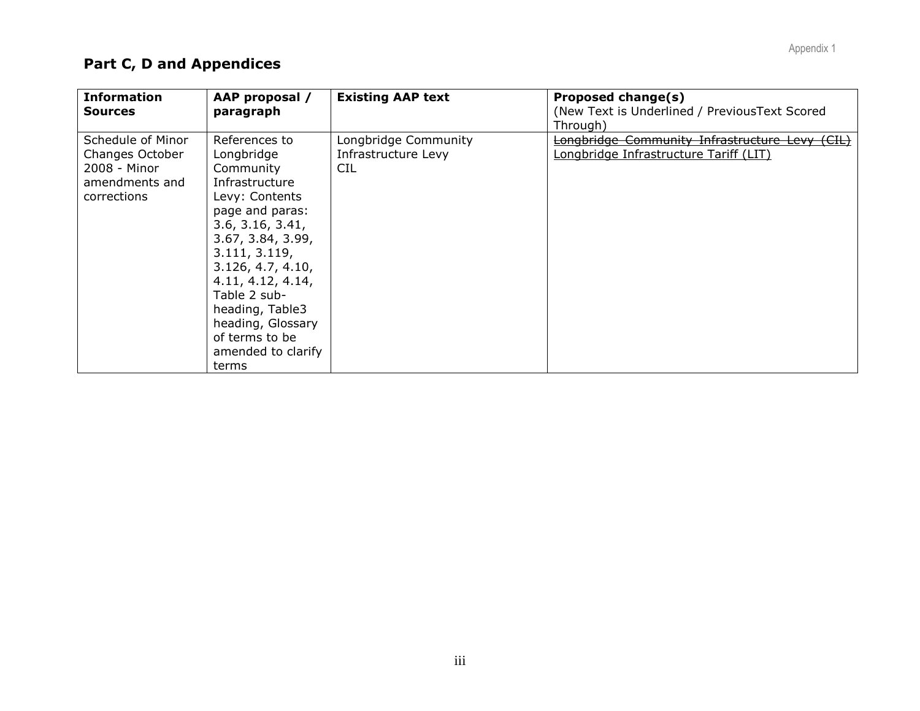## Part C, D and Appendices

| Information Sources | AAP proposal / paragraph | Existing AAP text | Proposed change(s) (New Text is Underlined / PreviousText Scored Through) |
|---|---|---|---|
| Schedule of Minor Changes October 2008 - Minor amendments and corrections | References to Longbridge Community Infrastructure Levy: Contents page and paras: 3.6, 3.16, 3.41, 3.67, 3.84, 3.99, 3.111, 3.119, 3.126, 4.7, 4.10, 4.11, 4.12, 4.14, Table 2 sub-heading, Table3 heading, Glossary of terms to be amended to clarify terms | Longbridge Community Infrastructure Levy CIL | ~~Longbridge Community Infrastructure Levy (CIL)~~ <u>Longbridge Infrastructure Tariff (LIT)</u> |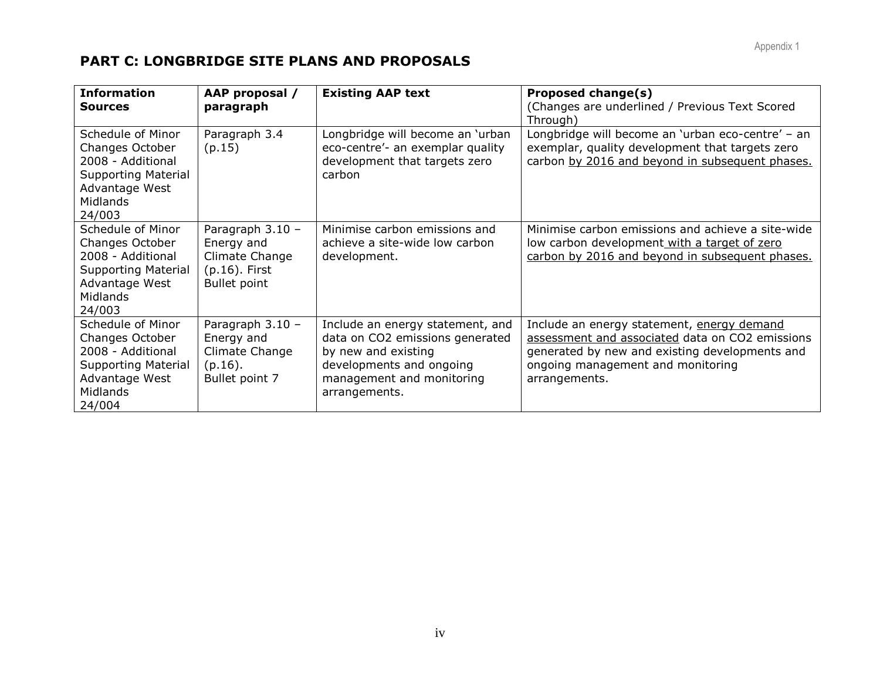## PART C: LONGBRIDGE SITE PLANS AND PROPOSALS

| **Information Sources** | **AAP proposal / paragraph** | **Existing AAP text** | **Proposed change(s)** (Changes are underlined / Previous Text Scored Through) |
|---|---|---|---|
| Schedule of Minor Changes October 2008 - Additional Supporting Material Advantage West Midlands 24/003 | Paragraph 3.4 (p.15) | Longbridge will become an 'urban eco-centre'- an exemplar quality development that targets zero carbon | Longbridge will become an 'urban eco-centre' – an exemplar, quality development that targets zero carbon <u>by 2016 and beyond in subsequent phases.</u> |
| Schedule of Minor Changes October 2008 - Additional Supporting Material Advantage West Midlands 24/003 | Paragraph 3.10 – Energy and Climate Change (p.16). First Bullet point | Minimise carbon emissions and achieve a site-wide low carbon development. | Minimise carbon emissions and achieve a site-wide low carbon development <u>with a target of zero carbon by 2016 and beyond in subsequent phases.</u> |
| Schedule of Minor Changes October 2008 - Additional Supporting Material Advantage West Midlands 24/004 | Paragraph 3.10 – Energy and Climate Change (p.16). Bullet point 7 | Include an energy statement, and data on CO2 emissions generated by new and existing developments and ongoing management and monitoring arrangements. | Include an energy statement, <u>energy demand assessment and associated</u> data on CO2 emissions generated by new and existing developments and ongoing management and monitoring arrangements. |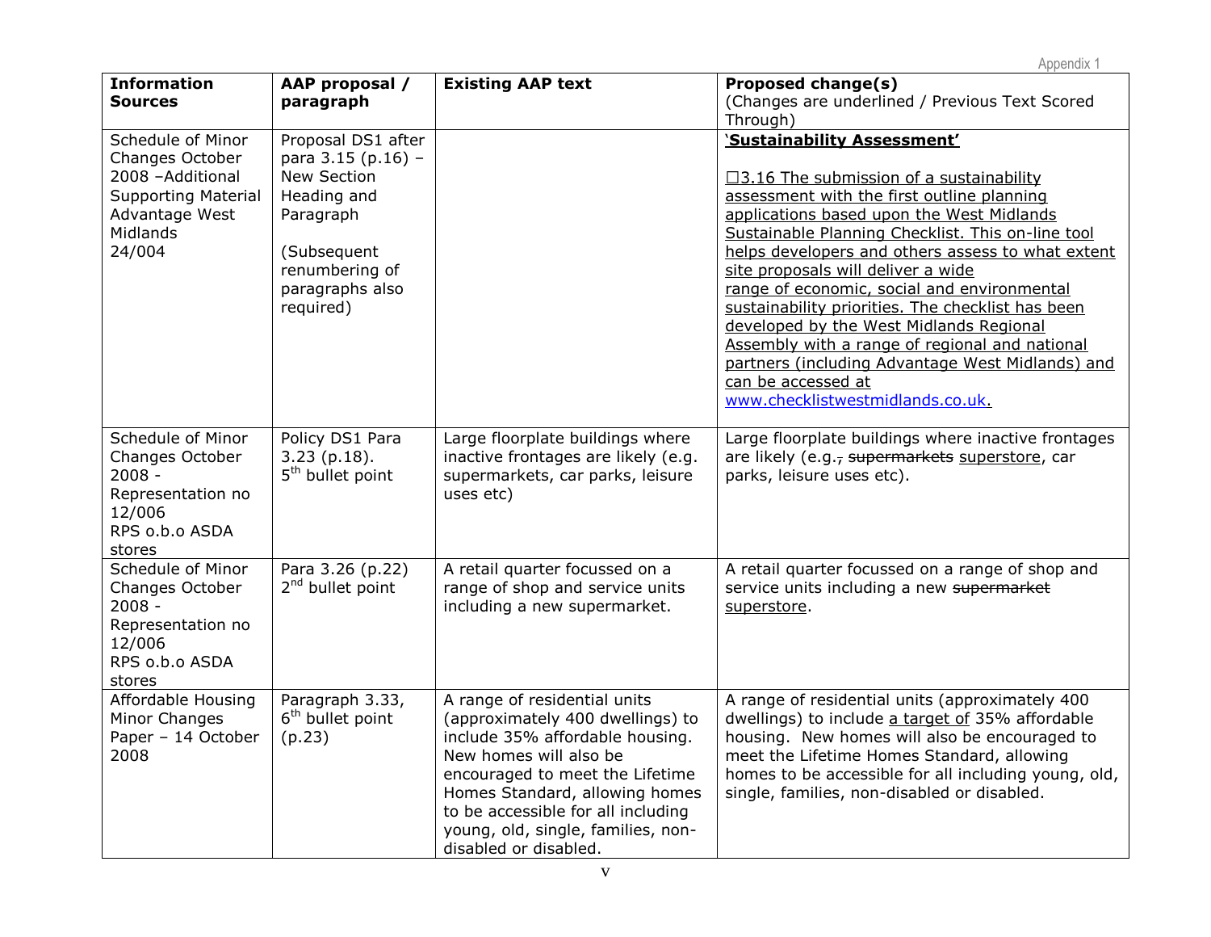| Information Sources | AAP proposal / paragraph | Existing AAP text | Proposed change(s) (Changes are underlined / Previous Text Scored Through) |
|---|---|---|---|
| Schedule of Minor Changes October 2008 –Additional Supporting Material Advantage West Midlands 24/004 | Proposal DS1 after para 3.15 (p.16) – New Section Heading and Paragraph<br><br>(Subsequent renumbering of paragraphs also required) | | <u>**'Sustainability Assessment'**</u><br><br><u>☐3.16 The submission of a sustainability assessment with the first outline planning applications based upon the West Midlands Sustainable Planning Checklist. This on-line tool helps developers and others assess to what extent site proposals will deliver a wide range of economic, social and environmental sustainability priorities. The checklist has been developed by the West Midlands Regional Assembly with a range of regional and national partners (including Advantage West Midlands) and can be accessed at www.checklistwestmidlands.co.uk.</u> |
| Schedule of Minor Changes October 2008 - Representation no 12/006 RPS o.b.o ASDA stores | Policy DS1 Para 3.23 (p.18). 5th bullet point | Large floorplate buildings where inactive frontages are likely (e.g. supermarkets, car parks, leisure uses etc) | Large floorplate buildings where inactive frontages are likely (e.g.~~,~~ ~~supermarkets~~ <u>superstore</u>, car parks, leisure uses etc). |
| Schedule of Minor Changes October 2008 - Representation no 12/006 RPS o.b.o ASDA stores | Para 3.26 (p.22) 2nd bullet point | A retail quarter focussed on a range of shop and service units including a new supermarket. | A retail quarter focussed on a range of shop and service units including a new ~~supermarket~~ <u>superstore</u>. |
| Affordable Housing Minor Changes Paper – 14 October 2008 | Paragraph 3.33, 6th bullet point (p.23) | A range of residential units (approximately 400 dwellings) to include 35% affordable housing. New homes will also be encouraged to meet the Lifetime Homes Standard, allowing homes to be accessible for all including young, old, single, families, non-disabled or disabled. | A range of residential units (approximately 400 dwellings) to include <u>a target of</u> 35% affordable housing. New homes will also be encouraged to meet the Lifetime Homes Standard, allowing homes to be accessible for all including young, old, single, families, non-disabled or disabled. |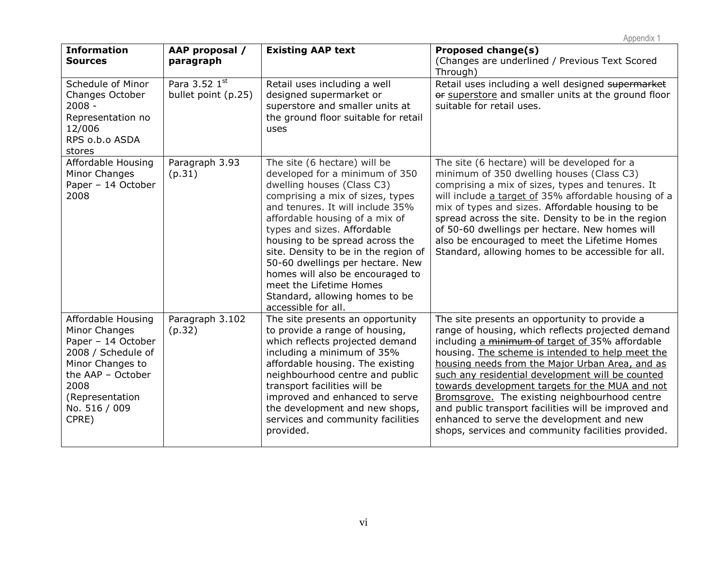| Information Sources | AAP proposal / paragraph | Existing AAP text | Proposed change(s) (Changes are underlined / Previous Text Scored Through) |
|---|---|---|---|
| Schedule of Minor Changes October 2008 - Representation no 12/006 RPS o.b.o ASDA stores | Para 3.52 1st bullet point (p.25) | Retail uses including a well designed supermarket or superstore and smaller units at the ground floor suitable for retail uses | Retail uses including a well designed ~~supermarket or~~ <u>superstore</u> and smaller units at the ground floor suitable for retail uses. |
| Affordable Housing Minor Changes Paper – 14 October 2008 | Paragraph 3.93 (p.31) | The site (6 hectare) will be developed for a minimum of 350 dwelling houses (Class C3) comprising a mix of sizes, types and tenures. It will include 35% affordable housing of a mix of types and sizes. Affordable housing to be spread across the site. Density to be in the region of 50-60 dwellings per hectare. New homes will also be encouraged to meet the Lifetime Homes Standard, allowing homes to be accessible for all. | The site (6 hectare) will be developed for a minimum of 350 dwelling houses (Class C3) comprising a mix of sizes, types and tenures. It will include <u>a target of</u> 35% affordable housing of a mix of types and sizes. Affordable housing to be spread across the site. Density to be in the region of 50-60 dwellings per hectare. New homes will also be encouraged to meet the Lifetime Homes Standard, allowing homes to be accessible for all. |
| Affordable Housing Minor Changes Paper – 14 October 2008 / Schedule of Minor Changes to the AAP – October 2008 (Representation No. 516 / 009 CPRE) | Paragraph 3.102 (p.32) | The site presents an opportunity to provide a range of housing, which reflects projected demand including a minimum of 35% affordable housing. The existing neighbourhood centre and public transport facilities will be improved and enhanced to serve the development and new shops, services and community facilities provided. | The site presents an opportunity to provide a range of housing, which reflects projected demand including <u>a</u> ~~minimum of~~ <u>target of</u> 35% affordable housing. <u>The scheme is intended to help meet the housing needs from the Major Urban Area, and as such any residential development will be counted towards development targets for the MUA and not Bromsgrove.</u> The existing neighbourhood centre and public transport facilities will be improved and enhanced to serve the development and new shops, services and community facilities provided. |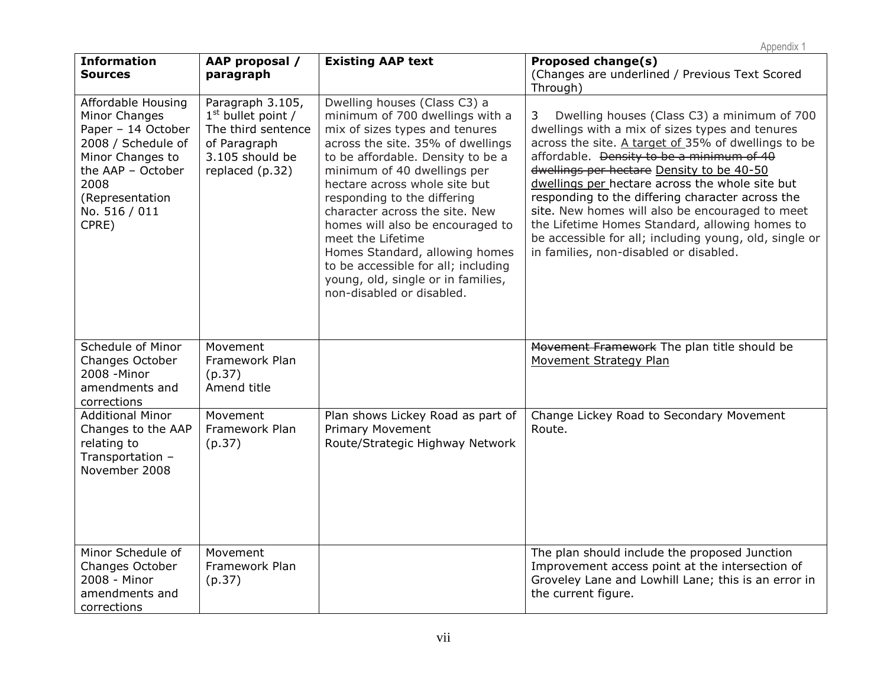| Information Sources | AAP proposal / paragraph | Existing AAP text | Proposed change(s) (Changes are underlined / Previous Text Scored Through) |
|---|---|---|---|
| Affordable Housing Minor Changes Paper – 14 October 2008 / Schedule of Minor Changes to the AAP – October 2008 (Representation No. 516 / 011 CPRE) | Paragraph 3.105, 1st bullet point / The third sentence of Paragraph 3.105 should be replaced (p.32) | Dwelling houses (Class C3) a minimum of 700 dwellings with a mix of sizes types and tenures across the site. 35% of dwellings to be affordable. Density to be a minimum of 40 dwellings per hectare across whole site but responding to the differing character across the site. New homes will also be encouraged to meet the Lifetime Homes Standard, allowing homes to be accessible for all; including young, old, single or in families, non-disabled or disabled. | 3 Dwelling houses (Class C3) a minimum of 700 dwellings with a mix of sizes types and tenures across the site. <u>A target of</u> 35% of dwellings to be affordable. ~~Density to be a minimum of 40 dwellings per hectare~~ <u>Density to be 40-50 dwellings per</u> hectare across the whole site but responding to the differing character across the site. New homes will also be encouraged to meet the Lifetime Homes Standard, allowing homes to be accessible for all; including young, old, single or in families, non-disabled or disabled. |
| Schedule of Minor Changes October 2008 -Minor amendments and corrections | Movement Framework Plan (p.37) Amend title | | ~~Movement Framework~~ The plan title should be <u>Movement Strategy Plan</u> |
| Additional Minor Changes to the AAP relating to Transportation – November 2008 | Movement Framework Plan (p.37) | Plan shows Lickey Road as part of Primary Movement Route/Strategic Highway Network | Change Lickey Road to Secondary Movement Route. |
| Minor Schedule of Changes October 2008 - Minor amendments and corrections | Movement Framework Plan (p.37) | | The plan should include the proposed Junction Improvement access point at the intersection of Groveley Lane and Lowhill Lane; this is an error in the current figure. |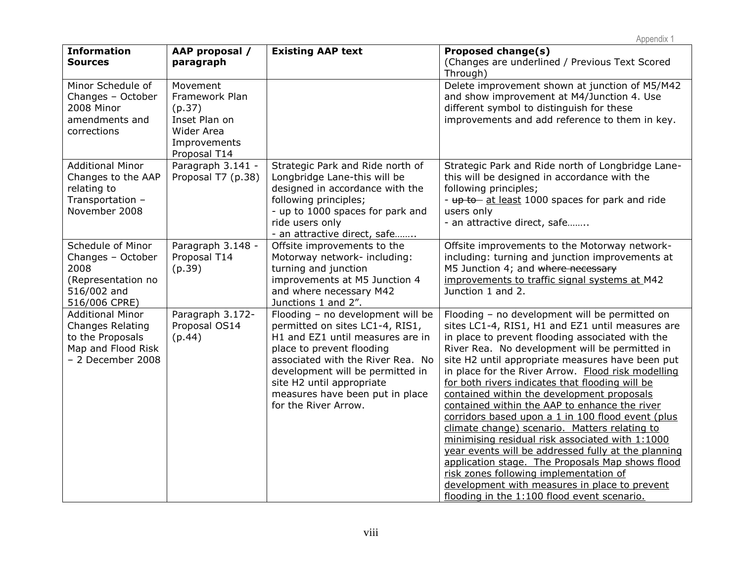| **Information Sources** | **AAP proposal / paragraph** | **Existing AAP text** | **Proposed change(s)** (Changes are underlined / Previous Text Scored Through) |
|---|---|---|---|
| Minor Schedule of Changes – October 2008 Minor amendments and corrections | Movement Framework Plan (p.37) Inset Plan on Wider Area Improvements Proposal T14 | | Delete improvement shown at junction of M5/M42 and show improvement at M4/Junction 4. Use different symbol to distinguish for these improvements and add reference to them in key. |
| Additional Minor Changes to the AAP relating to Transportation – November 2008 | Paragraph 3.141 - Proposal T7 (p.38) | Strategic Park and Ride north of Longbridge Lane-this will be designed in accordance with the following principles;<br>- up to 1000 spaces for park and ride users only<br>- an attractive direct, safe…….. | Strategic Park and Ride north of Longbridge Lane-this will be designed in accordance with the following principles;<br>- ~~up to~~ <u>at least</u> 1000 spaces for park and ride users only<br>- an attractive direct, safe…….. |
| Schedule of Minor Changes – October 2008 (Representation no 516/002 and 516/006 CPRE) | Paragraph 3.148 - Proposal T14 (p.39) | Offsite improvements to the Motorway network- including: turning and junction improvements at M5 Junction 4 and where necessary M42 Junctions 1 and 2". | Offsite improvements to the Motorway network- including: turning and junction improvements at M5 Junction 4; and ~~where necessary~~ <u>improvements to traffic signal systems at</u> M42 Junction 1 and 2. |
| Additional Minor Changes Relating to the Proposals Map and Flood Risk – 2 December 2008 | Paragraph 3.172- Proposal OS14 (p.44) | Flooding – no development will be permitted on sites LC1-4, RIS1, H1 and EZ1 until measures are in place to prevent flooding associated with the River Rea. No development will be permitted in site H2 until appropriate measures have been put in place for the River Arrow. | Flooding – no development will be permitted on sites LC1-4, RIS1, H1 and EZ1 until measures are in place to prevent flooding associated with the River Rea. No development will be permitted in site H2 until appropriate measures have been put in place for the River Arrow. <u>Flood risk modelling for both rivers indicates that flooding will be contained within the development proposals contained within the AAP to enhance the river corridors based upon a 1 in 100 flood event (plus climate change) scenario. Matters relating to minimising residual risk associated with 1:1000 year events will be addressed fully at the planning application stage. The Proposals Map shows flood risk zones following implementation of development with measures in place to prevent flooding in the 1:100 flood event scenario.</u> |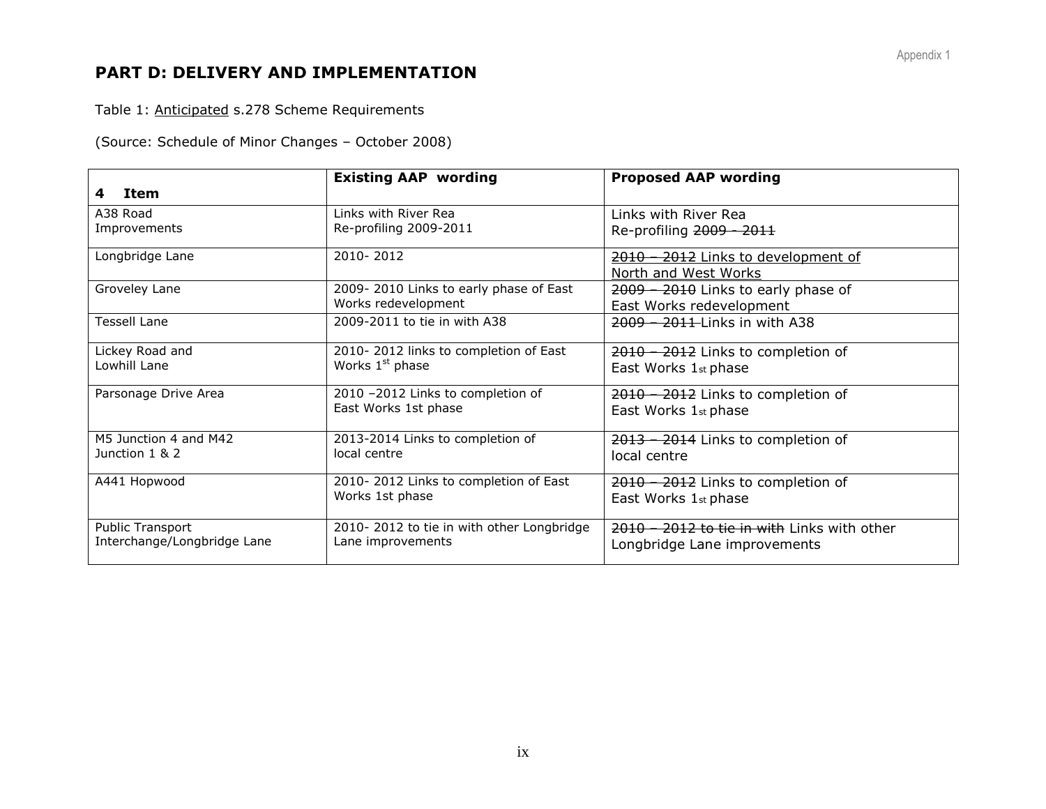## PART D: DELIVERY AND IMPLEMENTATION

Table 1: <u>Anticipated</u> s.278 Scheme Requirements

(Source: Schedule of Minor Changes – October 2008)

| 4 Item | Existing AAP wording | Proposed AAP wording |
|---|---|---|
| A38 Road Improvements | Links with River Rea Re-profiling 2009-2011 | Links with River Rea Re-profiling ~~2009 - 2011~~ |
| Longbridge Lane | 2010- 2012 | ~~2010 – 2012~~ <u>Links to development of North and West Works</u> |
| Groveley Lane | 2009- 2010 Links to early phase of East Works redevelopment | ~~2009 – 2010~~ Links to early phase of East Works redevelopment |
| Tessell Lane | 2009-2011 to tie in with A38 | ~~2009 – 2011~~ Links in with A38 |
| Lickey Road and Lowhill Lane | 2010- 2012 links to completion of East Works 1st phase | ~~2010 – 2012~~ Links to completion of East Works 1st phase |
| Parsonage Drive Area | 2010 –2012 Links to completion of East Works 1st phase | ~~2010 – 2012~~ Links to completion of East Works 1st phase |
| M5 Junction 4 and M42 Junction 1 & 2 | 2013-2014 Links to completion of local centre | ~~2013 – 2014~~ Links to completion of local centre |
| A441 Hopwood | 2010- 2012 Links to completion of East Works 1st phase | ~~2010 – 2012~~ Links to completion of East Works 1st phase |
| Public Transport Interchange/Longbridge Lane | 2010- 2012 to tie in with other Longbridge Lane improvements | ~~2010 – 2012 to tie in with~~ Links with other Longbridge Lane improvements |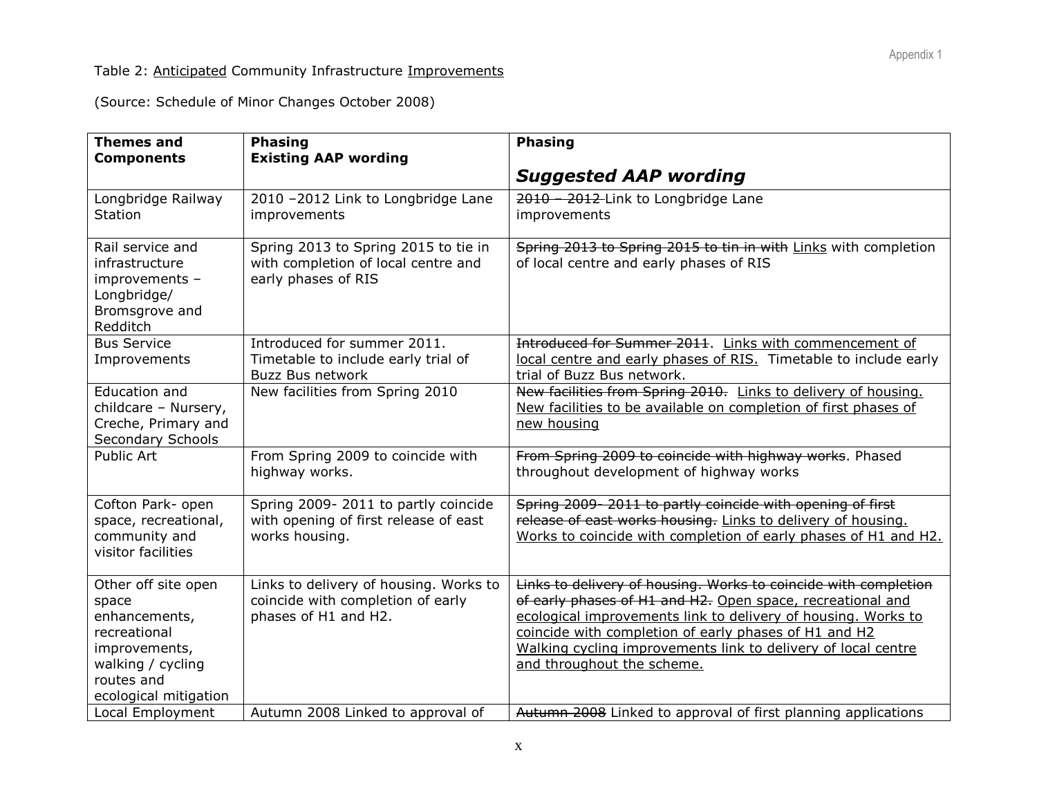Table 2: <u>Anticipated</u> Community Infrastructure <u>Improvements</u>

(Source: Schedule of Minor Changes October 2008)

| **Themes and Components** | **Phasing Existing AAP wording** | **Phasing *Suggested AAP wording*** |
|---|---|---|
| Longbridge Railway Station | 2010 –2012 Link to Longbridge Lane improvements | ~~2010 – 2012~~ Link to Longbridge Lane improvements |
| Rail service and infrastructure improvements – Longbridge/ Bromsgrove and Redditch | Spring 2013 to Spring 2015 to tie in with completion of local centre and early phases of RIS | ~~Spring 2013 to Spring 2015 to tin in with~~ <u>Links</u> with completion of local centre and early phases of RIS |
| Bus Service Improvements | Introduced for summer 2011. Timetable to include early trial of Buzz Bus network | ~~Introduced for Summer 2011~~. <u>Links with commencement of local centre and early phases of RIS.</u> Timetable to include early trial of Buzz Bus network. |
| Education and childcare – Nursery, Creche, Primary and Secondary Schools | New facilities from Spring 2010 | ~~New facilities from Spring 2010.~~ <u>Links to delivery of housing. New facilities to be available on completion of first phases of new housing</u> |
| Public Art | From Spring 2009 to coincide with highway works. | ~~From Spring 2009 to coincide with highway works~~. Phased throughout development of highway works |
| Cofton Park- open space, recreational, community and visitor facilities | Spring 2009- 2011 to partly coincide with opening of first release of east works housing. | ~~Spring 2009- 2011 to partly coincide with opening of first release of east works housing.~~ <u>Links to delivery of housing. Works to coincide with completion of early phases of H1 and H2.</u> |
| Other off site open space enhancements, recreational improvements, walking / cycling routes and ecological mitigation | Links to delivery of housing. Works to coincide with completion of early phases of H1 and H2. | ~~Links to delivery of housing. Works to coincide with completion of early phases of H1 and H2.~~ <u>Open space, recreational and ecological improvements link to delivery of housing. Works to coincide with completion of early phases of H1 and H2 Walking cycling improvements link to delivery of local centre and throughout the scheme.</u> |
| Local Employment | Autumn 2008 Linked to approval of | ~~Autumn 2008~~ Linked to approval of first planning applications |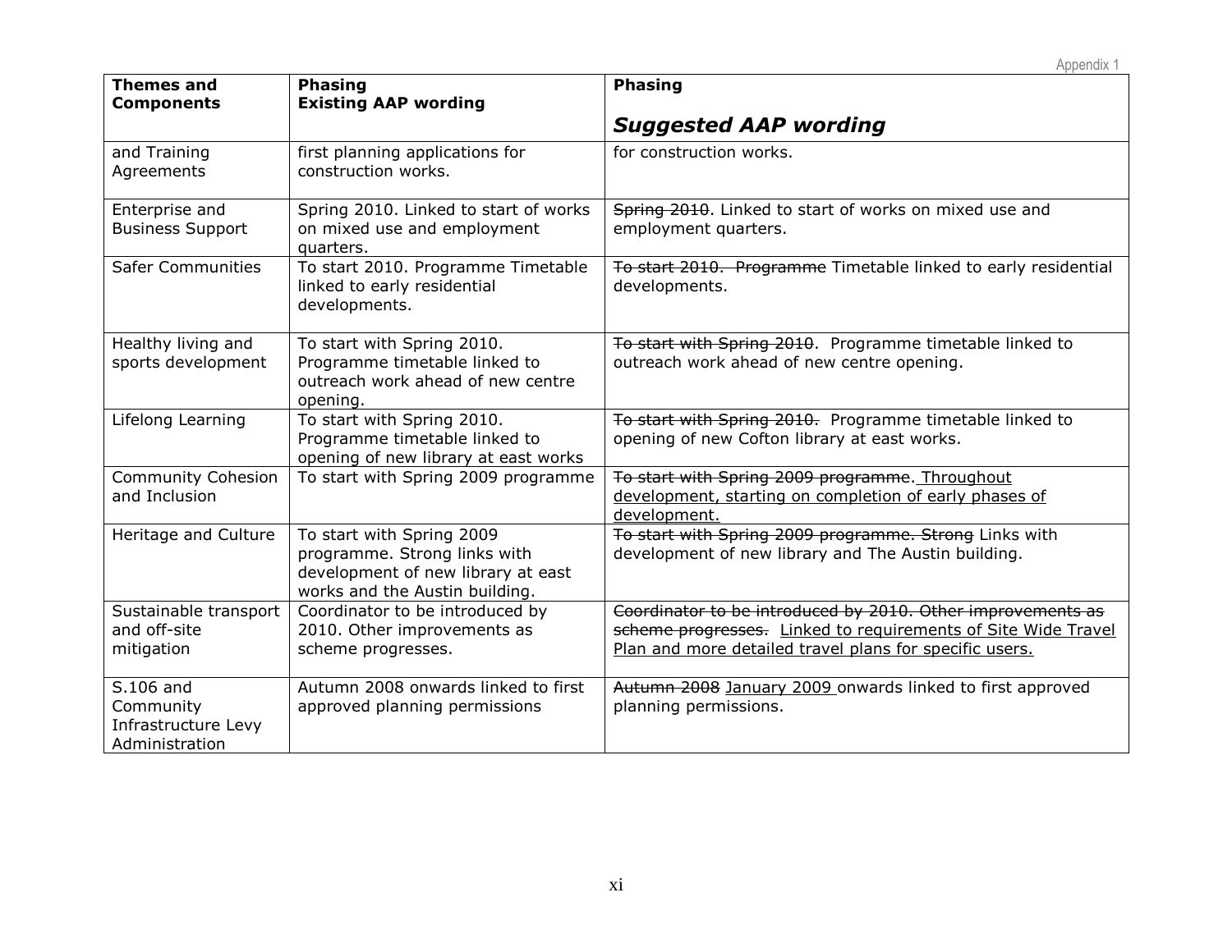| Themes and Components | Phasing Existing AAP wording | Phasing *Suggested AAP wording* |
|---|---|---|
| and Training Agreements | first planning applications for construction works. | for construction works. |
| Enterprise and Business Support | Spring 2010. Linked to start of works on mixed use and employment quarters. | ~~Spring 2010~~. Linked to start of works on mixed use and employment quarters. |
| Safer Communities | To start 2010. Programme Timetable linked to early residential developments. | ~~To start 2010. Programme~~ Timetable linked to early residential developments. |
| Healthy living and sports development | To start with Spring 2010. Programme timetable linked to outreach work ahead of new centre opening. | ~~To start with Spring 2010~~. Programme timetable linked to outreach work ahead of new centre opening. |
| Lifelong Learning | To start with Spring 2010. Programme timetable linked to opening of new library at east works | ~~To start with Spring 2010.~~ Programme timetable linked to opening of new Cofton library at east works. |
| Community Cohesion and Inclusion | To start with Spring 2009 programme | ~~To start with Spring 2009 programme~~. <u>Throughout development, starting on completion of early phases of development.</u> |
| Heritage and Culture | To start with Spring 2009 programme. Strong links with development of new library at east works and the Austin building. | ~~To start with Spring 2009 programme. Strong~~ Links with development of new library and The Austin building. |
| Sustainable transport and off-site mitigation | Coordinator to be introduced by 2010. Other improvements as scheme progresses. | ~~Coordinator to be introduced by 2010. Other improvements as scheme progresses.~~ <u>Linked to requirements of Site Wide Travel Plan and more detailed travel plans for specific users.</u> |
| S.106 and Community Infrastructure Levy Administration | Autumn 2008 onwards linked to first approved planning permissions | ~~Autumn 2008~~ <u>January 2009</u> onwards linked to first approved planning permissions. |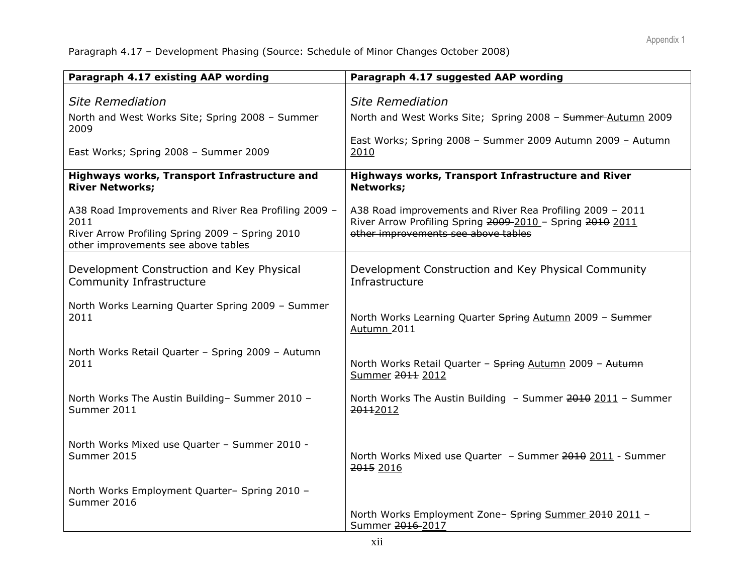Paragraph 4.17 – Development Phasing (Source: Schedule of Minor Changes October 2008)

| Paragraph 4.17 existing AAP wording | Paragraph 4.17 suggested AAP wording |
|---|---|
| *Site Remediation*<br>North and West Works Site; Spring 2008 – Summer 2009<br>East Works; Spring 2008 – Summer 2009 | *Site Remediation*<br>North and West Works Site; Spring 2008 – ~~Summer~~ <u>Autumn</u> 2009<br>East Works; ~~Spring 2008 – Summer 2009~~ <u>Autumn 2009 – Autumn 2010</u> |
| **Highways works, Transport Infrastructure and River Networks;**<br>A38 Road Improvements and River Rea Profiling 2009 – 2011<br>River Arrow Profiling Spring 2009 – Spring 2010<br>other improvements see above tables | **Highways works, Transport Infrastructure and River Networks;**<br>A38 Road improvements and River Rea Profiling 2009 – 2011<br>River Arrow Profiling Spring ~~2009~~ <u>2010</u> – Spring ~~2010~~ <u>2011</u><br>~~other improvements see above tables~~ |
| Development Construction and Key Physical Community Infrastructure<br>North Works Learning Quarter Spring 2009 – Summer 2011<br>North Works Retail Quarter – Spring 2009 – Autumn 2011<br>North Works The Austin Building– Summer 2010 – Summer 2011<br>North Works Mixed use Quarter – Summer 2010 - Summer 2015<br>North Works Employment Quarter– Spring 2010 – Summer 2016 | Development Construction and Key Physical Community Infrastructure<br>North Works Learning Quarter ~~Spring~~ <u>Autumn</u> 2009 – ~~Summer~~ <u>Autumn</u> 2011<br>North Works Retail Quarter – ~~Spring~~ <u>Autumn</u> 2009 – ~~Autumn~~ <u>Summer</u> ~~2011~~ <u>2012</u><br>North Works The Austin Building – Summer ~~2010~~ <u>2011</u> – Summer ~~2011~~<u>2012</u><br>North Works Mixed use Quarter – Summer ~~2010~~ <u>2011</u> - Summer ~~2015~~ <u>2016</u><br>North Works Employment Zone– ~~Spring~~ <u>Summer</u> ~~2010~~ <u>2011</u> – Summer ~~2016~~ <u>2017</u> |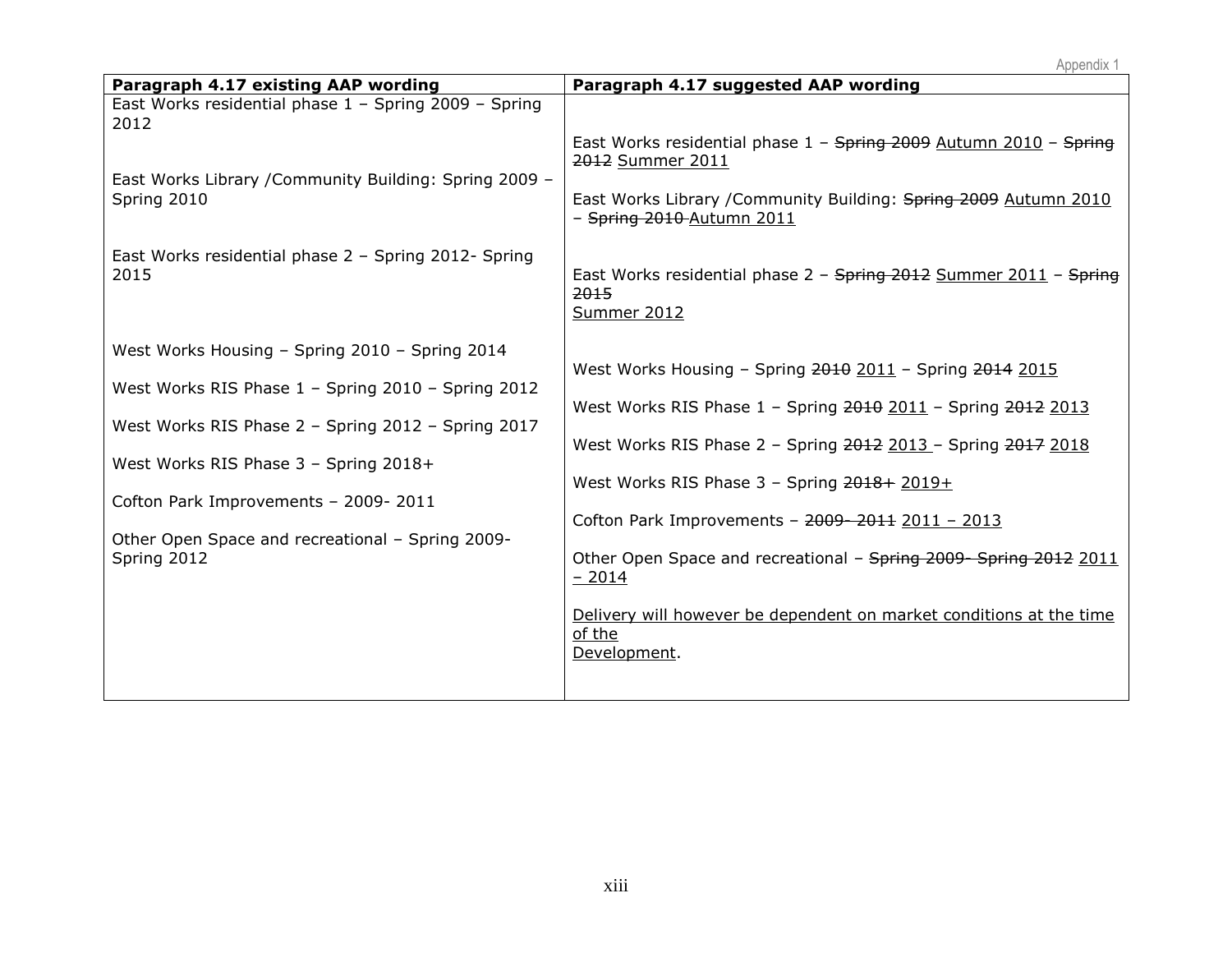| Paragraph 4.17 existing AAP wording | Paragraph 4.17 suggested AAP wording |
|---|---|
| East Works residential phase 1 – Spring 2009 – Spring 2012 | East Works residential phase 1 – ~~Spring 2009~~ Autumn 2010 – ~~Spring 2012~~ Summer 2011 |
| East Works Library /Community Building: Spring 2009 – Spring 2010 | East Works Library /Community Building: ~~Spring 2009~~ Autumn 2010 – ~~Spring 2010~~ Autumn 2011 |
| East Works residential phase 2 – Spring 2012- Spring 2015 | East Works residential phase 2 – ~~Spring 2012~~ Summer 2011 – ~~Spring 2015~~ Summer 2012 |
| West Works Housing – Spring 2010 – Spring 2014 | West Works Housing – Spring ~~2010~~ 2011 – Spring ~~2014~~ 2015 |
| West Works RIS Phase 1 – Spring 2010 – Spring 2012 | West Works RIS Phase 1 – Spring ~~2010~~ 2011 – Spring ~~2012~~ 2013 |
| West Works RIS Phase 2 – Spring 2012 – Spring 2017 | West Works RIS Phase 2 – Spring ~~2012~~ 2013 – Spring ~~2017~~ 2018 |
| West Works RIS Phase 3 – Spring 2018+ | West Works RIS Phase 3 – Spring ~~2018+~~ 2019+ |
| Cofton Park Improvements – 2009- 2011 | Cofton Park Improvements – ~~2009- 2011~~ 2011 – 2013 |
| Other Open Space and recreational – Spring 2009- Spring 2012 | Other Open Space and recreational – ~~Spring 2009- Spring 2012~~ 2011 – 2014<br><br>Delivery will however be dependent on market conditions at the time of the Development. |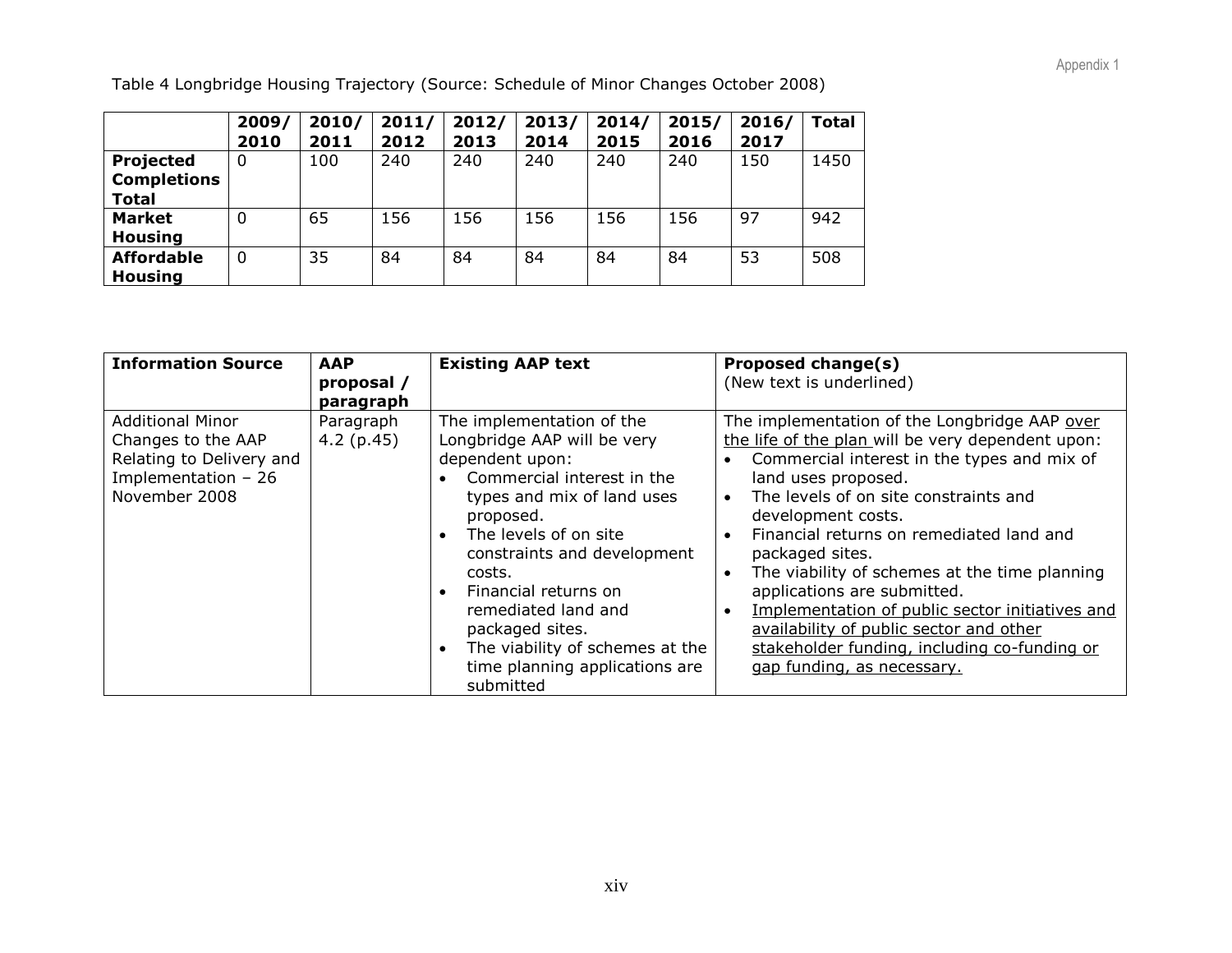Table 4 Longbridge Housing Trajectory (Source: Schedule of Minor Changes October 2008)

| | 2009/ 2010 | 2010/ 2011 | 2011/ 2012 | 2012/ 2013 | 2013/ 2014 | 2014/ 2015 | 2015/ 2016 | 2016/ 2017 | Total |
|---|---|---|---|---|---|---|---|---|---|
| **Projected Completions Total** | 0 | 100 | 240 | 240 | 240 | 240 | 240 | 150 | 1450 |
| **Market Housing** | 0 | 65 | 156 | 156 | 156 | 156 | 156 | 97 | 942 |
| **Affordable Housing** | 0 | 35 | 84 | 84 | 84 | 84 | 84 | 53 | 508 |

| Information Source | AAP proposal / paragraph | Existing AAP text | Proposed change(s) (New text is underlined) |
|---|---|---|---|
| Additional Minor Changes to the AAP Relating to Delivery and Implementation – 26 November 2008 | Paragraph 4.2 (p.45) | The implementation of the Longbridge AAP will be very dependent upon: • Commercial interest in the types and mix of land uses proposed. • The levels of on site constraints and development costs. • Financial returns on remediated land and packaged sites. • The viability of schemes at the time planning applications are submitted | The implementation of the Longbridge AAP <u>over the life of the plan</u> will be very dependent upon: • Commercial interest in the types and mix of land uses proposed. • The levels of on site constraints and development costs. • Financial returns on remediated land and packaged sites. • The viability of schemes at the time planning applications are submitted. • <u>Implementation of public sector initiatives and availability of public sector and other stakeholder funding, including co-funding or gap funding, as necessary.</u> |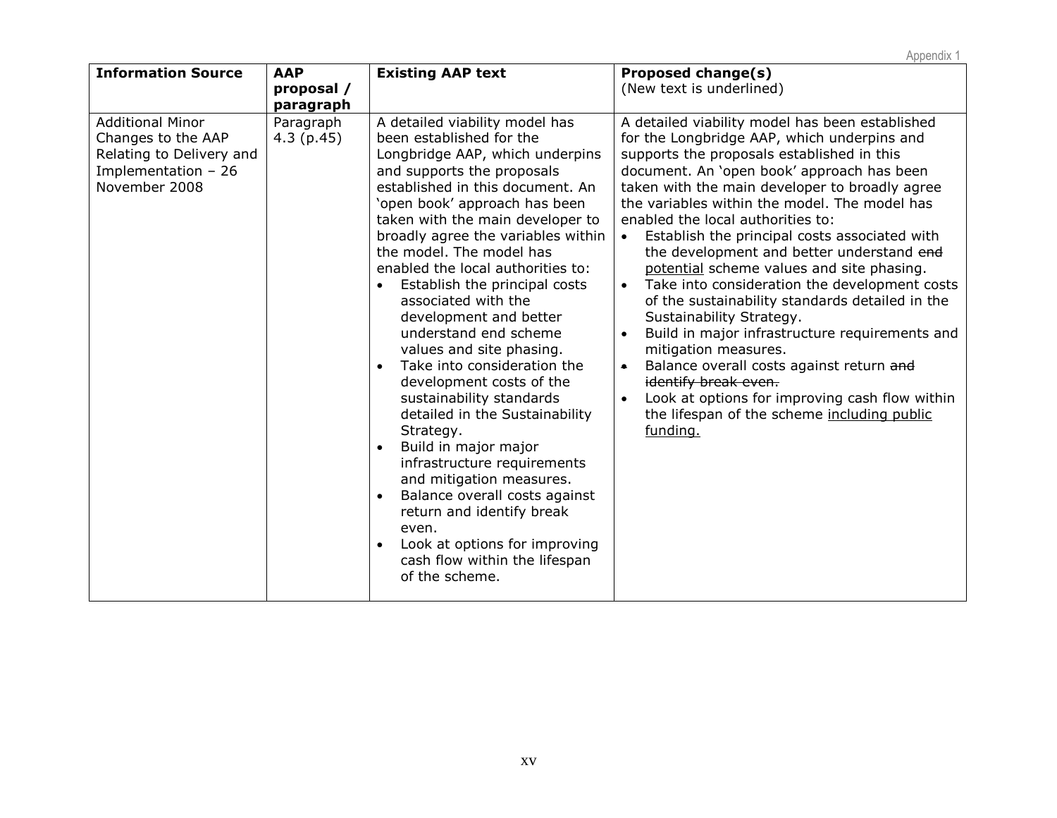| Information Source | AAP proposal / paragraph | Existing AAP text | Proposed change(s) (New text is underlined) |
|---|---|---|---|
| Additional Minor Changes to the AAP Relating to Delivery and Implementation – 26 November 2008 | Paragraph 4.3 (p.45) | A detailed viability model has been established for the Longbridge AAP, which underpins and supports the proposals established in this document. An 'open book' approach has been taken with the main developer to broadly agree the variables within the model. The model has enabled the local authorities to:<br>• Establish the principal costs associated with the development and better understand end scheme values and site phasing.<br>• Take into consideration the development costs of the sustainability standards detailed in the Sustainability Strategy.<br>• Build in major major infrastructure requirements and mitigation measures.<br>• Balance overall costs against return and identify break even.<br>• Look at options for improving cash flow within the lifespan of the scheme. | A detailed viability model has been established for the Longbridge AAP, which underpins and supports the proposals established in this document. An 'open book' approach has been taken with the main developer to broadly agree the variables within the model. The model has enabled the local authorities to:<br>• Establish the principal costs associated with the development and better understand ~~end~~ <u>potential</u> scheme values and site phasing.<br>• Take into consideration the development costs of the sustainability standards detailed in the Sustainability Strategy.<br>• Build in major infrastructure requirements and mitigation measures.<br>• Balance overall costs against return ~~and identify break even.~~<br>• Look at options for improving cash flow within the lifespan of the scheme <u>including public funding.</u> |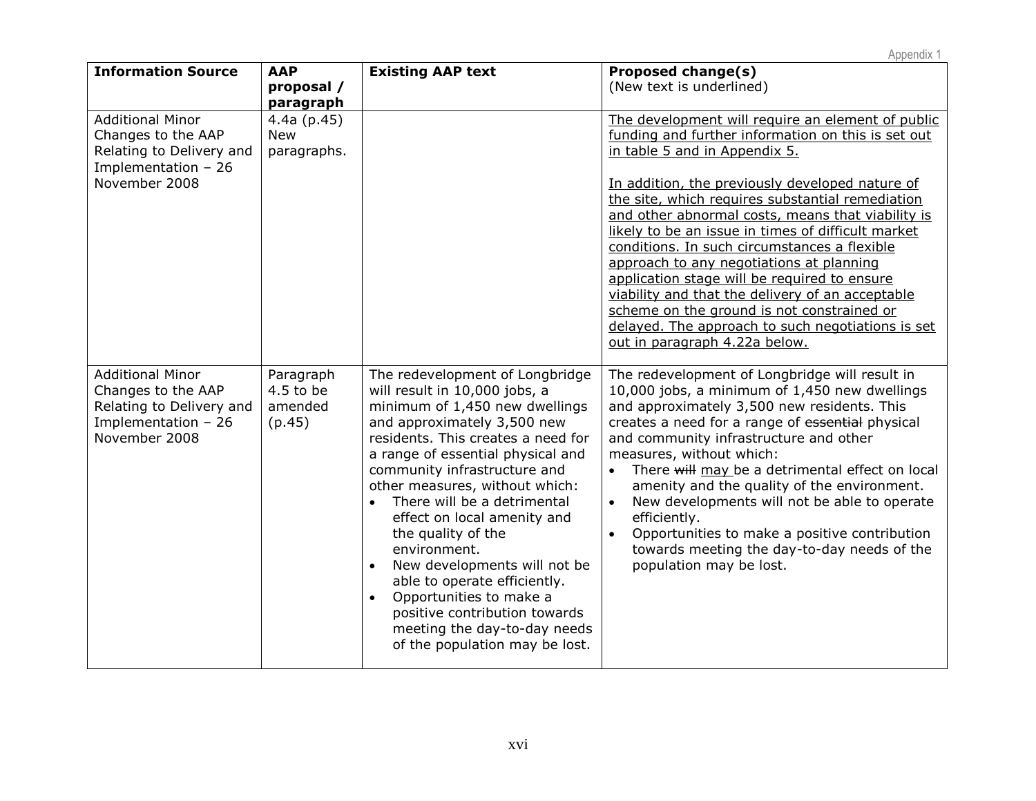| Information Source | AAP proposal / paragraph | Existing AAP text | Proposed change(s) (New text is underlined) |
|---|---|---|---|
| Additional Minor Changes to the AAP Relating to Delivery and Implementation – 26 November 2008 | 4.4a (p.45) New paragraphs. | | <u>The development will require an element of public funding and further information on this is set out in table 5 and in Appendix 5.</u><br><br><u>In addition, the previously developed nature of the site, which requires substantial remediation and other abnormal costs, means that viability is likely to be an issue in times of difficult market conditions. In such circumstances a flexible approach to any negotiations at planning application stage will be required to ensure viability and that the delivery of an acceptable scheme on the ground is not constrained or delayed. The approach to such negotiations is set out in paragraph 4.22a below.</u> |
| Additional Minor Changes to the AAP Relating to Delivery and Implementation – 26 November 2008 | Paragraph 4.5 to be amended (p.45) | The redevelopment of Longbridge will result in 10,000 jobs, a minimum of 1,450 new dwellings and approximately 3,500 new residents. This creates a need for a range of essential physical and community infrastructure and other measures, without which:<br>• There will be a detrimental effect on local amenity and the quality of the environment.<br>• New developments will not be able to operate efficiently.<br>• Opportunities to make a positive contribution towards meeting the day-to-day needs of the population may be lost. | The redevelopment of Longbridge will result in 10,000 jobs, a minimum of 1,450 new dwellings and approximately 3,500 new residents. This creates a need for a range of ~~essential~~ physical and community infrastructure and other measures, without which:<br>• There ~~will~~ <u>may</u> be a detrimental effect on local amenity and the quality of the environment.<br>• New developments will not be able to operate efficiently.<br>• Opportunities to make a positive contribution towards meeting the day-to-day needs of the population may be lost. |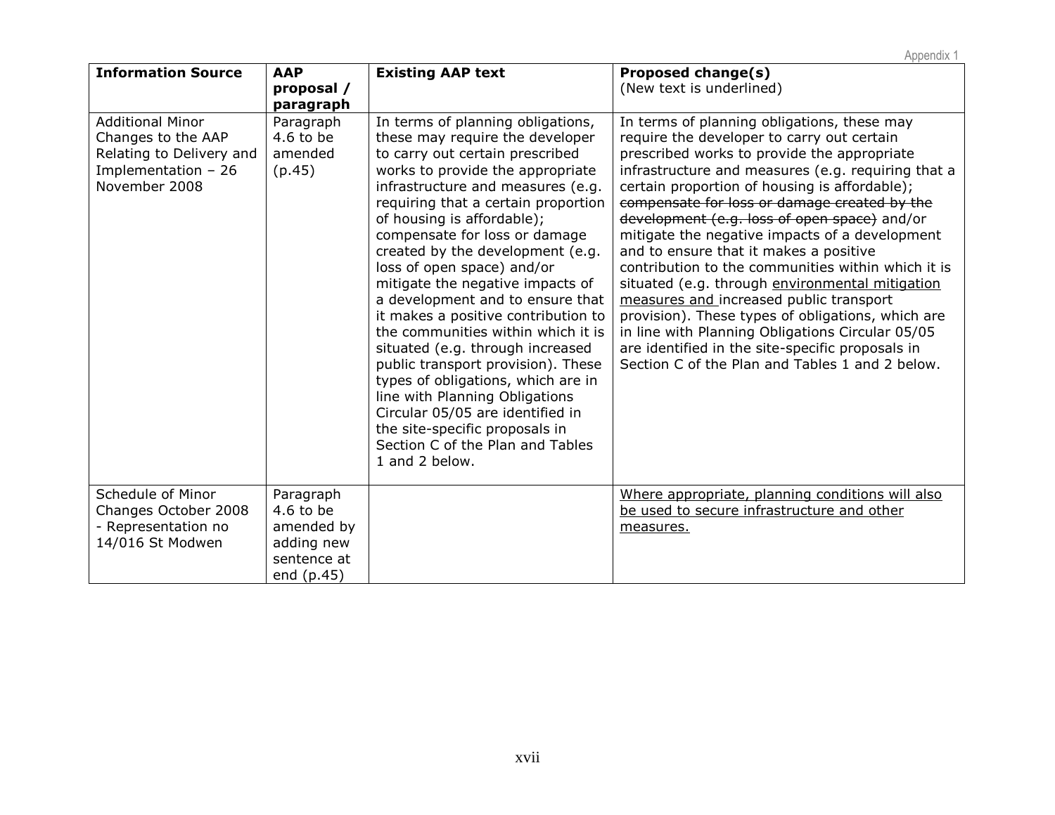| Information Source | AAP proposal / paragraph | Existing AAP text | Proposed change(s) (New text is underlined) |
|---|---|---|---|
| Additional Minor Changes to the AAP Relating to Delivery and Implementation – 26 November 2008 | Paragraph 4.6 to be amended (p.45) | In terms of planning obligations, these may require the developer to carry out certain prescribed works to provide the appropriate infrastructure and measures (e.g. requiring that a certain proportion of housing is affordable); compensate for loss or damage created by the development (e.g. loss of open space) and/or mitigate the negative impacts of a development and to ensure that it makes a positive contribution to the communities within which it is situated (e.g. through increased public transport provision). These types of obligations, which are in line with Planning Obligations Circular 05/05 are identified in the site-specific proposals in Section C of the Plan and Tables 1 and 2 below. | In terms of planning obligations, these may require the developer to carry out certain prescribed works to provide the appropriate infrastructure and measures (e.g. requiring that a certain proportion of housing is affordable); ~~compensate for loss or damage created by the development (e.g. loss of open space)~~ and/or mitigate the negative impacts of a development and to ensure that it makes a positive contribution to the communities within which it is situated (e.g. through <u>environmental mitigation measures and </u>increased public transport provision). These types of obligations, which are in line with Planning Obligations Circular 05/05 are identified in the site-specific proposals in Section C of the Plan and Tables 1 and 2 below. |
| Schedule of Minor Changes October 2008 - Representation no 14/016 St Modwen | Paragraph 4.6 to be amended by adding new sentence at end (p.45) | | <u>Where appropriate, planning conditions will also be used to secure infrastructure and other measures.</u> |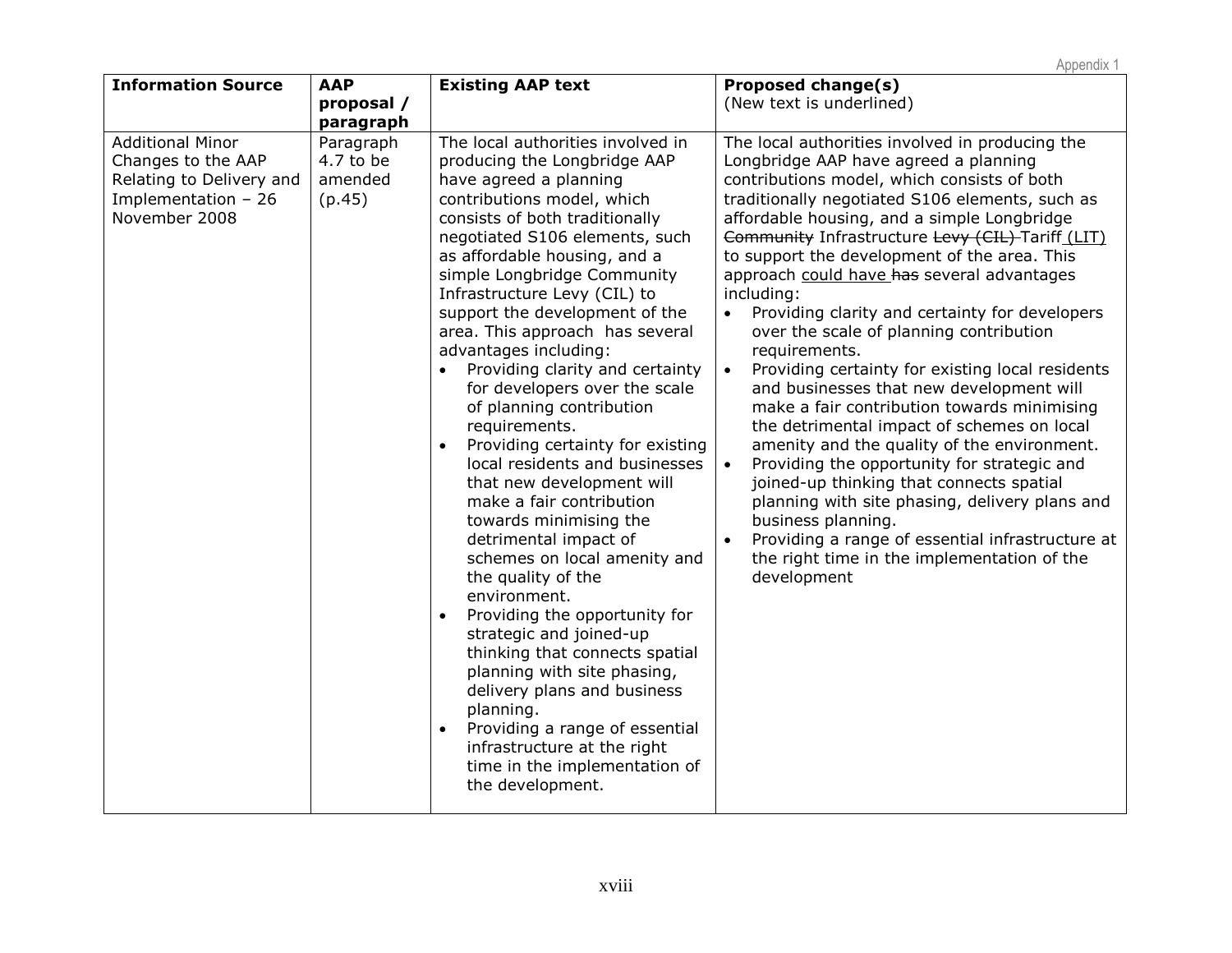| Information Source | AAP proposal / paragraph | Existing AAP text | Proposed change(s)<br>(New text is underlined) |
|---|---|---|---|
| Additional Minor Changes to the AAP Relating to Delivery and Implementation – 26 November 2008 | Paragraph 4.7 to be amended (p.45) | The local authorities involved in producing the Longbridge AAP have agreed a planning contributions model, which consists of both traditionally negotiated S106 elements, such as affordable housing, and a simple Longbridge Community Infrastructure Levy (CIL) to support the development of the area. This approach has several advantages including:<br>• Providing clarity and certainty for developers over the scale of planning contribution requirements.<br>• Providing certainty for existing local residents and businesses that new development will make a fair contribution towards minimising the detrimental impact of schemes on local amenity and the quality of the environment.<br>• Providing the opportunity for strategic and joined-up thinking that connects spatial planning with site phasing, delivery plans and business planning.<br>• Providing a range of essential infrastructure at the right time in the implementation of the development. | The local authorities involved in producing the Longbridge AAP have agreed a planning contributions model, which consists of both traditionally negotiated S106 elements, such as affordable housing, and a simple Longbridge ~~Community~~ Infrastructure ~~Levy (CIL)~~ Tariff <u>(LIT)</u> to support the development of the area. This approach <u>could have</u> ~~has~~ several advantages including:<br>• Providing clarity and certainty for developers over the scale of planning contribution requirements.<br>• Providing certainty for existing local residents and businesses that new development will make a fair contribution towards minimising the detrimental impact of schemes on local amenity and the quality of the environment.<br>• Providing the opportunity for strategic and joined-up thinking that connects spatial planning with site phasing, delivery plans and business planning.<br>• Providing a range of essential infrastructure at the right time in the implementation of the development |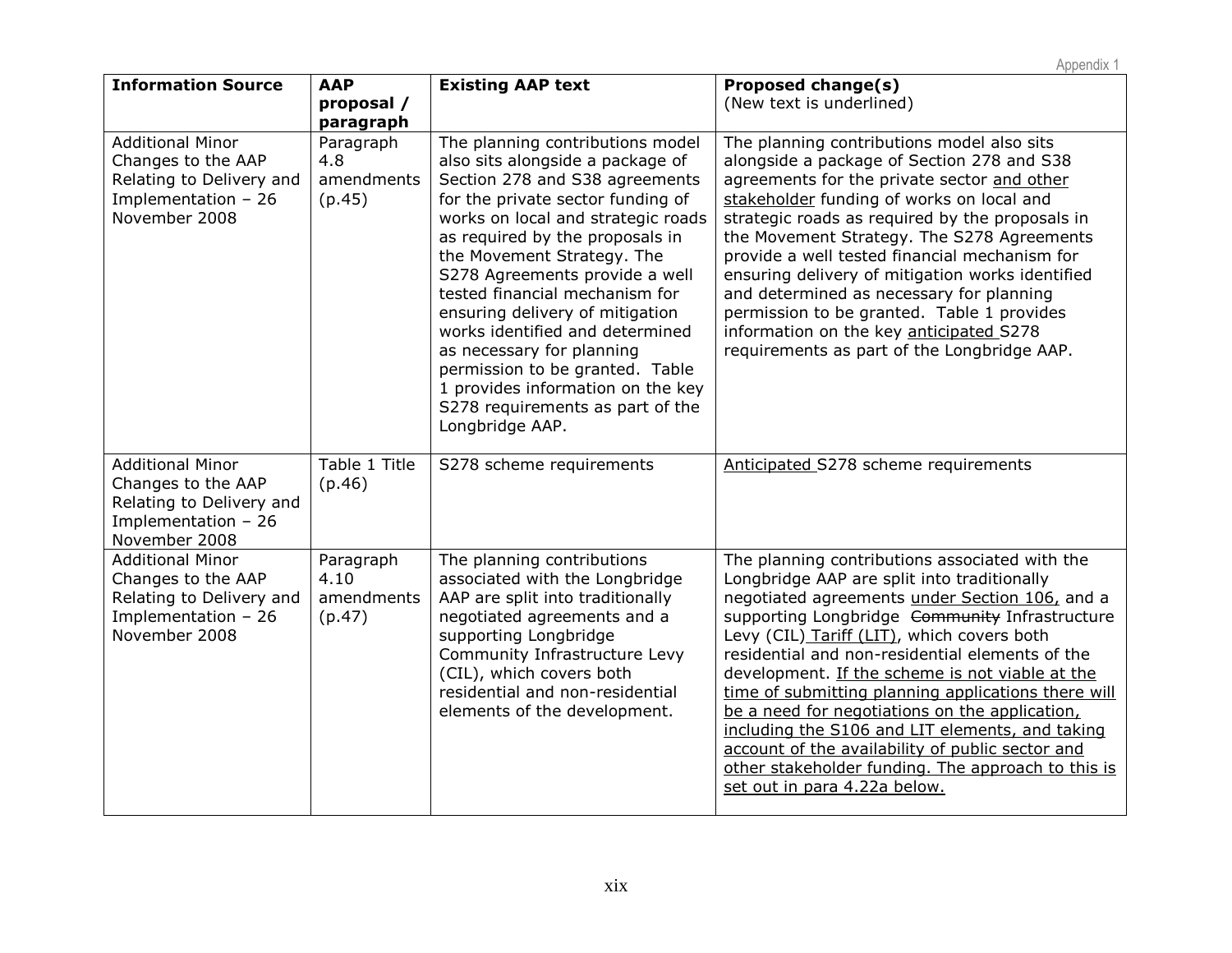| Information Source | AAP proposal / paragraph | Existing AAP text | Proposed change(s) (New text is underlined) |
| --- | --- | --- | --- |
| Additional Minor Changes to the AAP Relating to Delivery and Implementation – 26 November 2008 | Paragraph 4.8 amendments (p.45) | The planning contributions model also sits alongside a package of Section 278 and S38 agreements for the private sector funding of works on local and strategic roads as required by the proposals in the Movement Strategy. The S278 Agreements provide a well tested financial mechanism for ensuring delivery of mitigation works identified and determined as necessary for planning permission to be granted. Table 1 provides information on the key S278 requirements as part of the Longbridge AAP. | The planning contributions model also sits alongside a package of Section 278 and S38 agreements for the private sector <u>and other stakeholder</u> funding of works on local and strategic roads as required by the proposals in the Movement Strategy. The S278 Agreements provide a well tested financial mechanism for ensuring delivery of mitigation works identified and determined as necessary for planning permission to be granted. Table 1 provides information on the key <u>anticipated</u> S278 requirements as part of the Longbridge AAP. |
| Additional Minor Changes to the AAP Relating to Delivery and Implementation – 26 November 2008 | Table 1 Title (p.46) | S278 scheme requirements | <u>Anticipated</u> S278 scheme requirements |
| Additional Minor Changes to the AAP Relating to Delivery and Implementation – 26 November 2008 | Paragraph 4.10 amendments (p.47) | The planning contributions associated with the Longbridge AAP are split into traditionally negotiated agreements and a supporting Longbridge Community Infrastructure Levy (CIL), which covers both residential and non-residential elements of the development. | The planning contributions associated with the Longbridge AAP are split into traditionally negotiated agreements <u>under Section 106,</u> and a supporting Longbridge ~~Community~~ Infrastructure Levy (CIL) <u>Tariff (LIT)</u>, which covers both residential and non-residential elements of the development. <u>If the scheme is not viable at the time of submitting planning applications there will be a need for negotiations on the application, including the S106 and LIT elements, and taking account of the availability of public sector and other stakeholder funding. The approach to this is set out in para 4.22a below.</u> |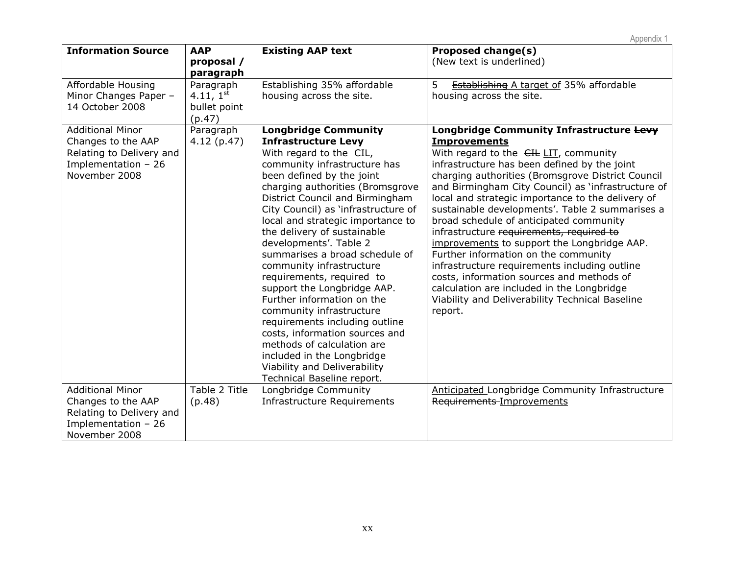| Information Source | AAP proposal / paragraph | Existing AAP text | Proposed change(s) (New text is underlined) |
| --- | --- | --- | --- |
| Affordable Housing Minor Changes Paper – 14 October 2008 | Paragraph 4.11, 1st bullet point (p.47) | Establishing 35% affordable housing across the site. | 5 ~~Establishing~~ <u>A target of</u> 35% affordable housing across the site. |
| Additional Minor Changes to the AAP Relating to Delivery and Implementation – 26 November 2008 | Paragraph 4.12 (p.47) | **Longbridge Community Infrastructure Levy** With regard to the CIL, community infrastructure has been defined by the joint charging authorities (Bromsgrove District Council and Birmingham City Council) as 'infrastructure of local and strategic importance to the delivery of sustainable developments'. Table 2 summarises a broad schedule of community infrastructure requirements, required to support the Longbridge AAP. Further information on the community infrastructure requirements including outline costs, information sources and methods of calculation are included in the Longbridge Viability and Deliverability Technical Baseline report. | **Longbridge Community Infrastructure ~~Levy~~ <u>Improvements</u>** With regard to the ~~CIL~~ <u>LIT</u>, community infrastructure has been defined by the joint charging authorities (Bromsgrove District Council and Birmingham City Council) as 'infrastructure of local and strategic importance to the delivery of sustainable developments'. Table 2 summarises a broad schedule of <u>anticipated</u> community infrastructure ~~requirements, required to~~ <u>improvements</u> to support the Longbridge AAP. Further information on the community infrastructure requirements including outline costs, information sources and methods of calculation are included in the Longbridge Viability and Deliverability Technical Baseline report. |
| Additional Minor Changes to the AAP Relating to Delivery and Implementation – 26 November 2008 | Table 2 Title (p.48) | Longbridge Community Infrastructure Requirements | <u>Anticipated</u> Longbridge Community Infrastructure ~~Requirements~~ <u>Improvements</u> |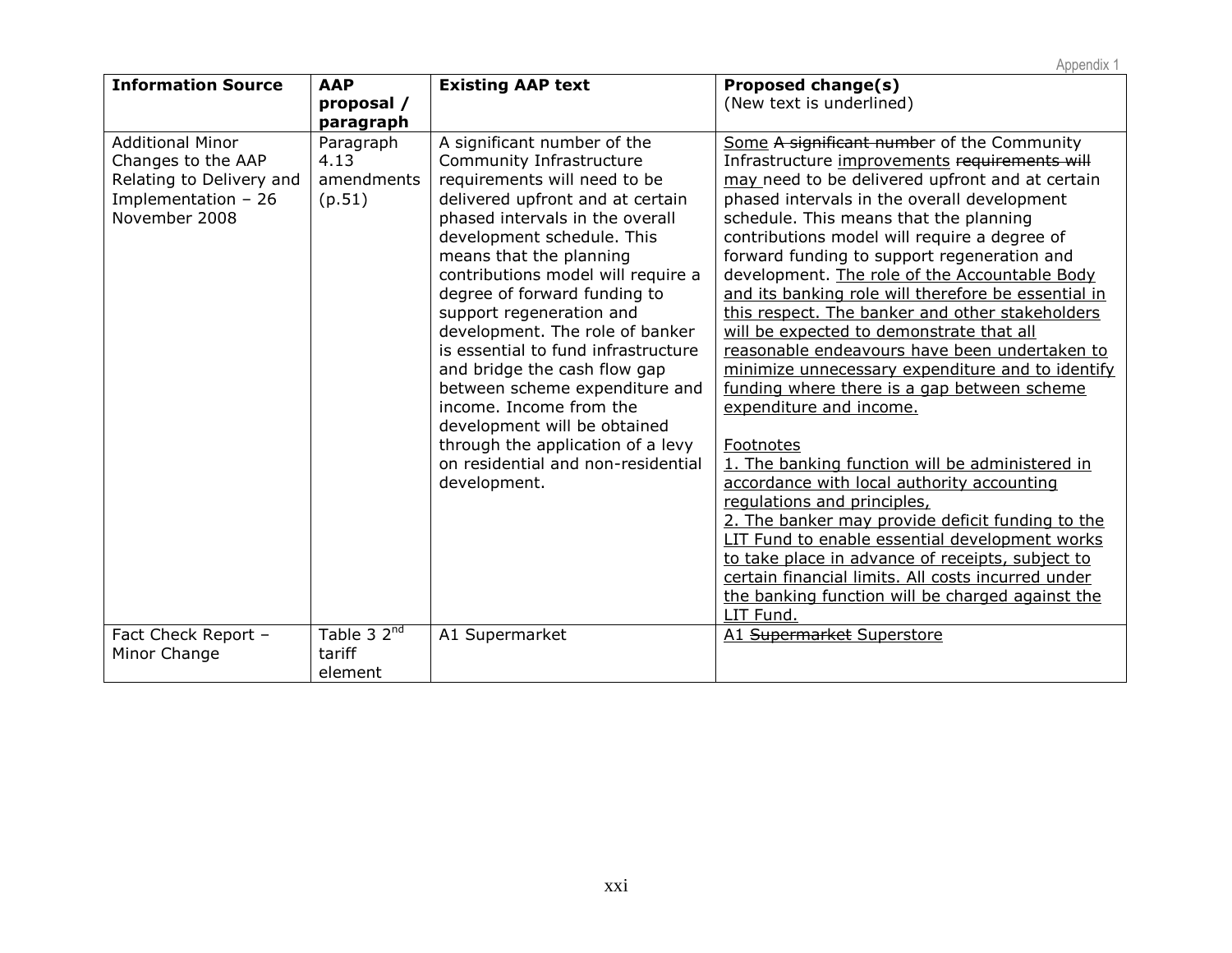| **Information Source** | **AAP proposal / paragraph** | **Existing AAP text** | **Proposed change(s)** (New text is underlined) |
|---|---|---|---|
| Additional Minor Changes to the AAP Relating to Delivery and Implementation – 26 November 2008 | Paragraph 4.13 amendments (p.51) | A significant number of the Community Infrastructure requirements will need to be delivered upfront and at certain phased intervals in the overall development schedule. This means that the planning contributions model will require a degree of forward funding to support regeneration and development. The role of banker is essential to fund infrastructure and bridge the cash flow gap between scheme expenditure and income. Income from the development will be obtained through the application of a levy on residential and non-residential development. | <u>Some</u> ~~A significant number~~ of the Community Infrastructure <u>improvements</u> ~~requirements will~~ <u>may</u> need to be delivered upfront and at certain phased intervals in the overall development schedule. This means that the planning contributions model will require a degree of forward funding to support regeneration and development. <u>The role of the Accountable Body and its banking role will therefore be essential in this respect. The banker and other stakeholders will be expected to demonstrate that all reasonable endeavours have been undertaken to minimize unnecessary expenditure and to identify funding where there is a gap between scheme expenditure and income.</u><br><br><u>Footnotes</u><br><u>1. The banking function will be administered in accordance with local authority accounting regulations and principles,</u><br><u>2. The banker may provide deficit funding to the LIT Fund to enable essential development works to take place in advance of receipts, subject to certain financial limits. All costs incurred under the banking function will be charged against the LIT Fund.</u> |
| Fact Check Report – Minor Change | Table 3 2nd tariff element | A1 Supermarket | <u>A1</u> ~~Supermarket~~ <u>Superstore</u> |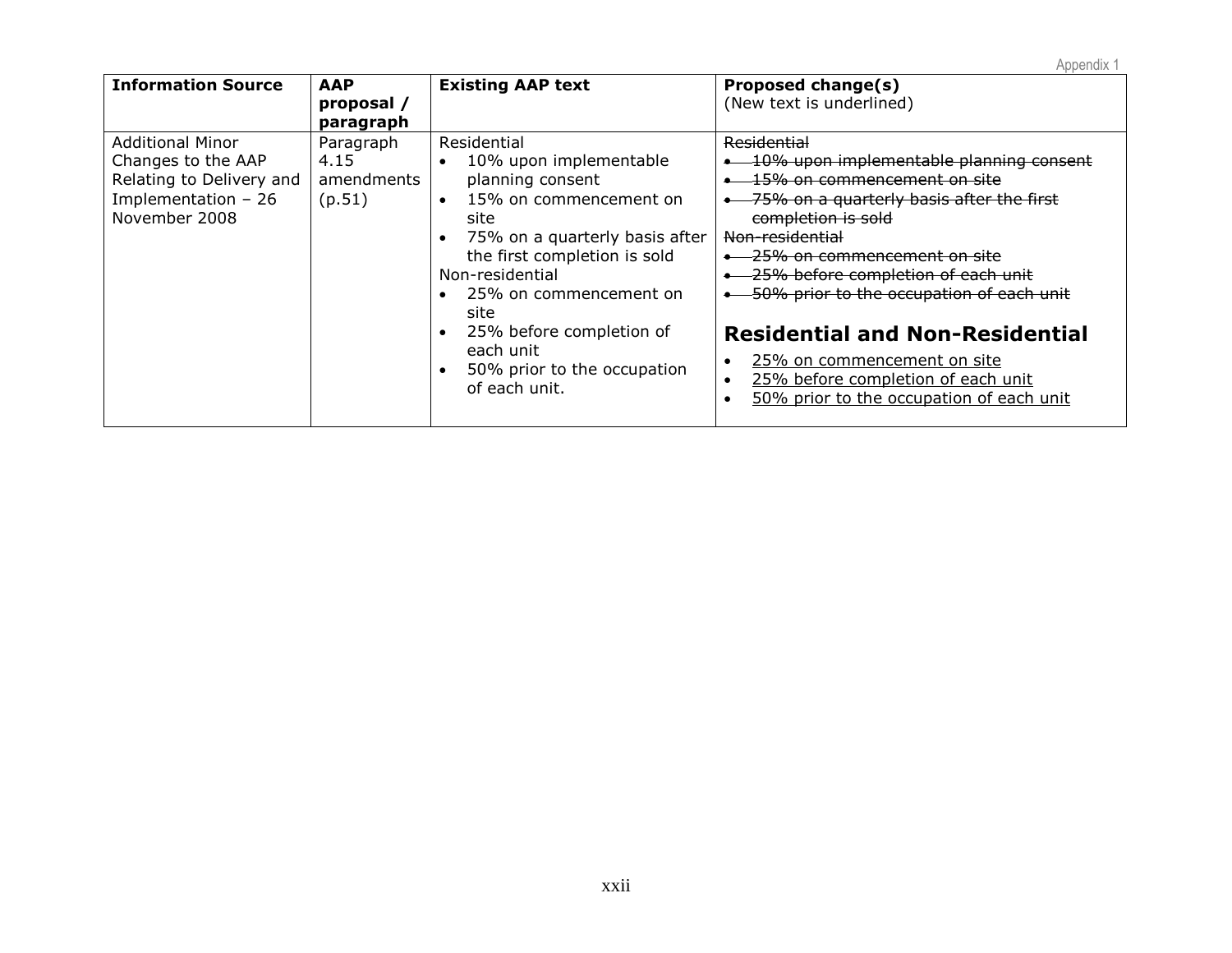| Information Source | AAP proposal / paragraph | Existing AAP text | Proposed change(s) (New text is underlined) |
|---|---|---|---|
| Additional Minor Changes to the AAP Relating to Delivery and Implementation – 26 November 2008 | Paragraph 4.15 amendments (p.51) | Residential<br>• 10% upon implementable planning consent<br>• 15% on commencement on site<br>• 75% on a quarterly basis after the first completion is sold<br>Non-residential<br>• 25% on commencement on site<br>• 25% before completion of each unit<br>• 50% prior to the occupation of each unit. | ~~Residential~~<br>• ~~10% upon implementable planning consent~~<br>• ~~15% on commencement on site~~<br>• ~~75% on a quarterly basis after the first completion is sold~~<br>~~Non-residential~~<br>• ~~25% on commencement on site~~<br>• ~~25% before completion of each unit~~<br>• ~~50% prior to the occupation of each unit~~<br>**Residential and Non-Residential**<br>• <u>25% on commencement on site</u><br>• <u>25% before completion of each unit</u><br>• <u>50% prior to the occupation of each unit</u> |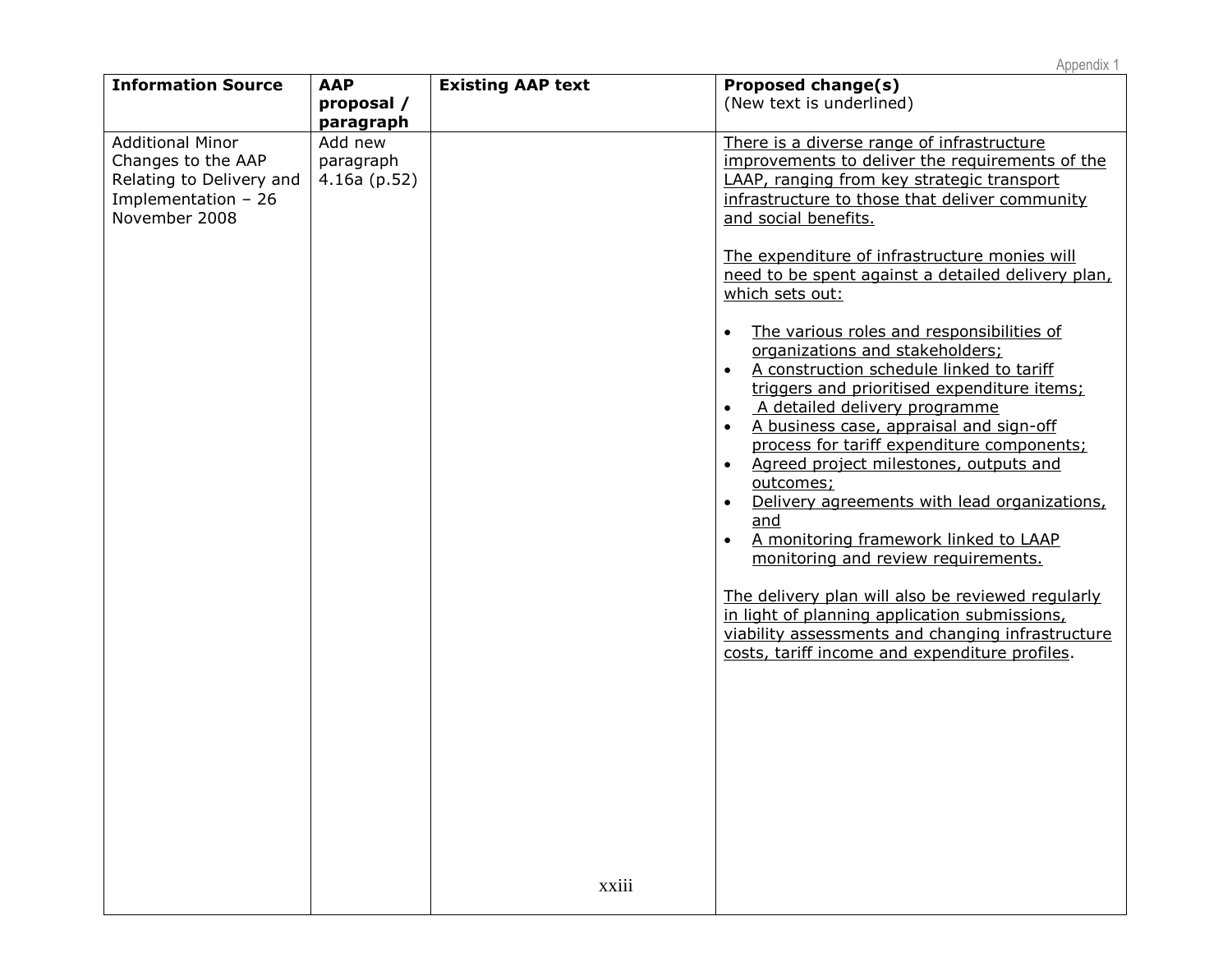| Information Source | AAP proposal / paragraph | Existing AAP text | Proposed change(s) (New text is underlined) |
|---|---|---|---|
| Additional Minor Changes to the AAP Relating to Delivery and Implementation – 26 November 2008 | Add new paragraph 4.16a (p.52) | | <u>There is a diverse range of infrastructure improvements to deliver the requirements of the LAAP, ranging from key strategic transport infrastructure to those that deliver community and social benefits.</u><br><br><u>The expenditure of infrastructure monies will need to be spent against a detailed delivery plan, which sets out:</u><br><br>• <u>The various roles and responsibilities of organizations and stakeholders;</u><br>• <u>A construction schedule linked to tariff triggers and prioritised expenditure items;</u><br>• <u>A detailed delivery programme</u><br>• <u>A business case, appraisal and sign-off process for tariff expenditure components;</u><br>• <u>Agreed project milestones, outputs and outcomes;</u><br>• <u>Delivery agreements with lead organizations, and</u><br>• <u>A monitoring framework linked to LAAP monitoring and review requirements.</u><br><br><u>The delivery plan will also be reviewed regularly in light of planning application submissions, viability assessments and changing infrastructure costs, tariff income and expenditure profiles</u>. |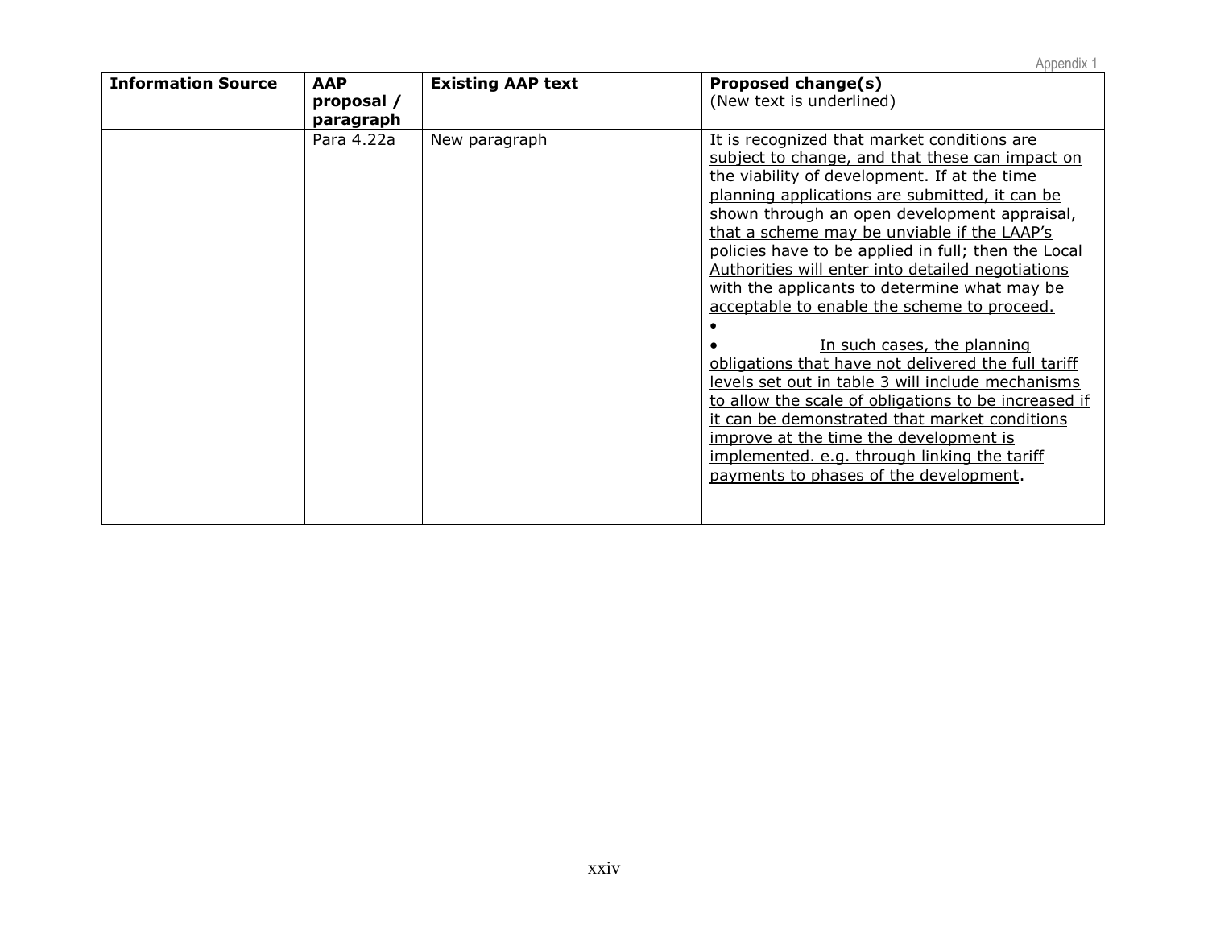| Information Source | AAP proposal / paragraph | Existing AAP text | Proposed change(s) (New text is underlined) |
|---|---|---|---|
| | Para 4.22a | New paragraph | <u>It is recognized that market conditions are subject to change, and that these can impact on the viability of development. If at the time planning applications are submitted, it can be shown through an open development appraisal, that a scheme may be unviable if the LAAP's policies have to be applied in full; then the Local Authorities will enter into detailed negotiations with the applicants to determine what may be acceptable to enable the scheme to proceed.</u><br>•<br>• <u>In such cases, the planning obligations that have not delivered the full tariff levels set out in table 3 will include mechanisms to allow the scale of obligations to be increased if it can be demonstrated that market conditions improve at the time the development is implemented. e.g. through linking the tariff payments to phases of the development</u>. |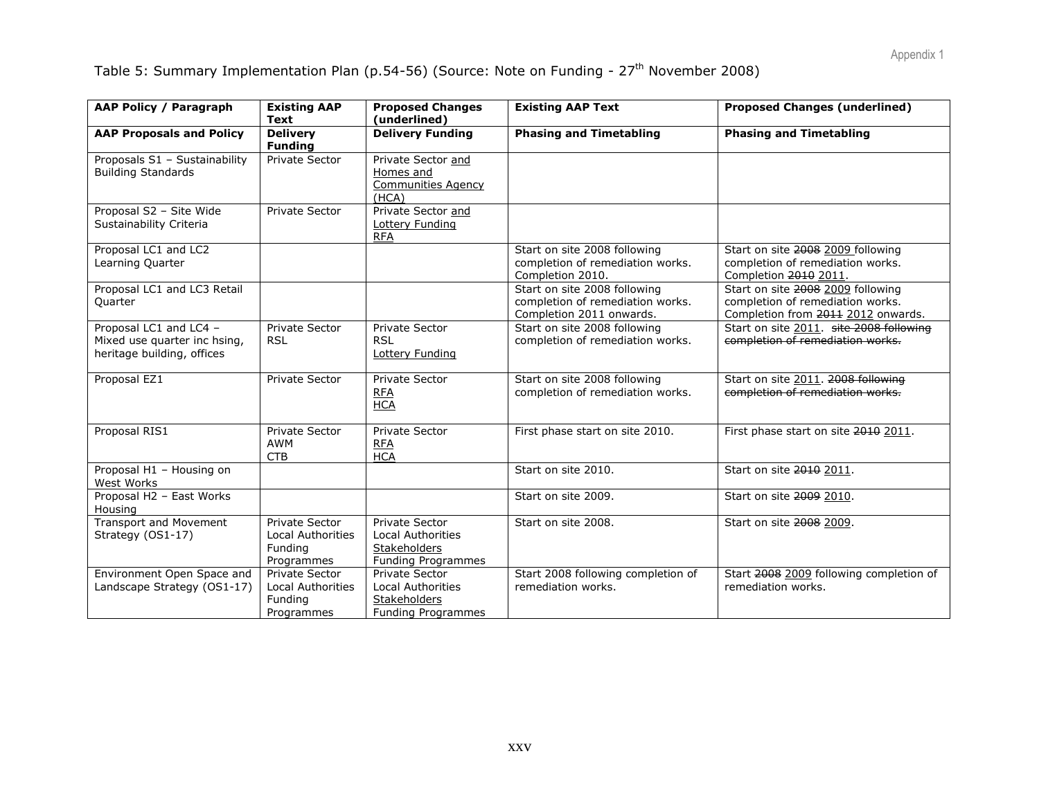Table 5: Summary Implementation Plan (p.54-56) (Source: Note on Funding - 27th November 2008)

| AAP Policy / Paragraph | Existing AAP Text | Proposed Changes (underlined) | Existing AAP Text | Proposed Changes (underlined) |
|---|---|---|---|---|
| **AAP Proposals and Policy** | **Delivery Funding** | **Delivery Funding** | **Phasing and Timetabling** | **Phasing and Timetabling** |
| Proposals S1 – Sustainability Building Standards | Private Sector | Private Sector <u>and Homes and Communities Agency (HCA)</u> | | |
| Proposal S2 – Site Wide Sustainability Criteria | Private Sector | Private Sector <u>and Lottery Funding RFA</u> | | |
| Proposal LC1 and LC2 Learning Quarter | | | Start on site 2008 following completion of remediation works. Completion 2010. | Start on site ~~2008~~ <u>2009</u> following completion of remediation works. Completion ~~2010~~ <u>2011</u>. |
| Proposal LC1 and LC3 Retail Quarter | | | Start on site 2008 following completion of remediation works. Completion 2011 onwards. | Start on site ~~2008~~ <u>2009</u> following completion of remediation works. Completion from ~~2011~~ <u>2012</u> onwards. |
| Proposal LC1 and LC4 – Mixed use quarter inc hsing, heritage building, offices | Private Sector RSL | Private Sector RSL <u>Lottery Funding</u> | Start on site 2008 following completion of remediation works. | Start on site <u>2011</u>. ~~site 2008 following completion of remediation works.~~ |
| Proposal EZ1 | Private Sector | Private Sector <u>RFA</u> <u>HCA</u> | Start on site 2008 following completion of remediation works. | Start on site <u>2011</u>. ~~2008 following completion of remediation works.~~ |
| Proposal RIS1 | Private Sector AWM CTB | Private Sector <u>RFA</u> <u>HCA</u> | First phase start on site 2010. | First phase start on site ~~2010~~ <u>2011</u>. |
| Proposal H1 – Housing on West Works | | | Start on site 2010. | Start on site ~~2010~~ <u>2011</u>. |
| Proposal H2 – East Works Housing | | | Start on site 2009. | Start on site ~~2009~~ <u>2010</u>. |
| Transport and Movement Strategy (OS1-17) | Private Sector Local Authorities Funding Programmes | Private Sector Local Authorities <u>Stakeholders</u> Funding Programmes | Start on site 2008. | Start on site ~~2008~~ <u>2009</u>. |
| Environment Open Space and Landscape Strategy (OS1-17) | Private Sector Local Authorities Funding Programmes | Private Sector Local Authorities <u>Stakeholders</u> Funding Programmes | Start 2008 following completion of remediation works. | Start ~~2008~~ <u>2009</u> following completion of remediation works. |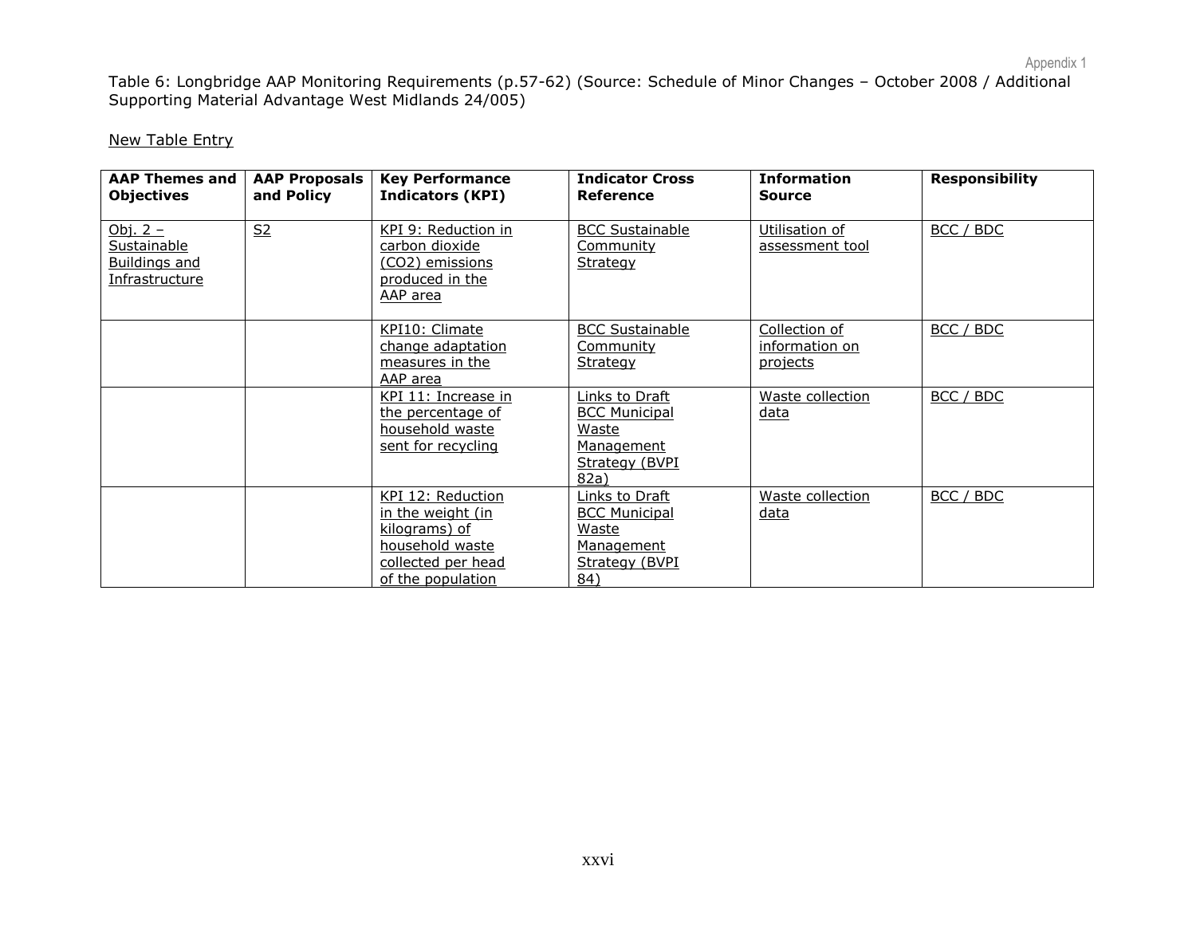Table 6: Longbridge AAP Monitoring Requirements (p.57-62) (Source: Schedule of Minor Changes – October 2008 / Additional Supporting Material Advantage West Midlands 24/005)

New Table Entry

| AAP Themes and Objectives | AAP Proposals and Policy | Key Performance Indicators (KPI) | Indicator Cross Reference | Information Source | Responsibility |
|---|---|---|---|---|---|
| Obj. 2 – Sustainable Buildings and Infrastructure | S2 | KPI 9: Reduction in carbon dioxide ($CO_2$) emissions produced in the AAP area | BCC Sustainable Community Strategy | Utilisation of assessment tool | BCC / BDC |
| | | KPI10: Climate change adaptation measures in the AAP area | BCC Sustainable Community Strategy | Collection of information on projects | BCC / BDC |
| | | KPI 11: Increase in the percentage of household waste sent for recycling | Links to Draft BCC Municipal Waste Management Strategy (BVPI 82a) | Waste collection data | BCC / BDC |
| | | KPI 12: Reduction in the weight (in kilograms) of household waste collected per head of the population | Links to Draft BCC Municipal Waste Management Strategy (BVPI 84) | Waste collection data | BCC / BDC |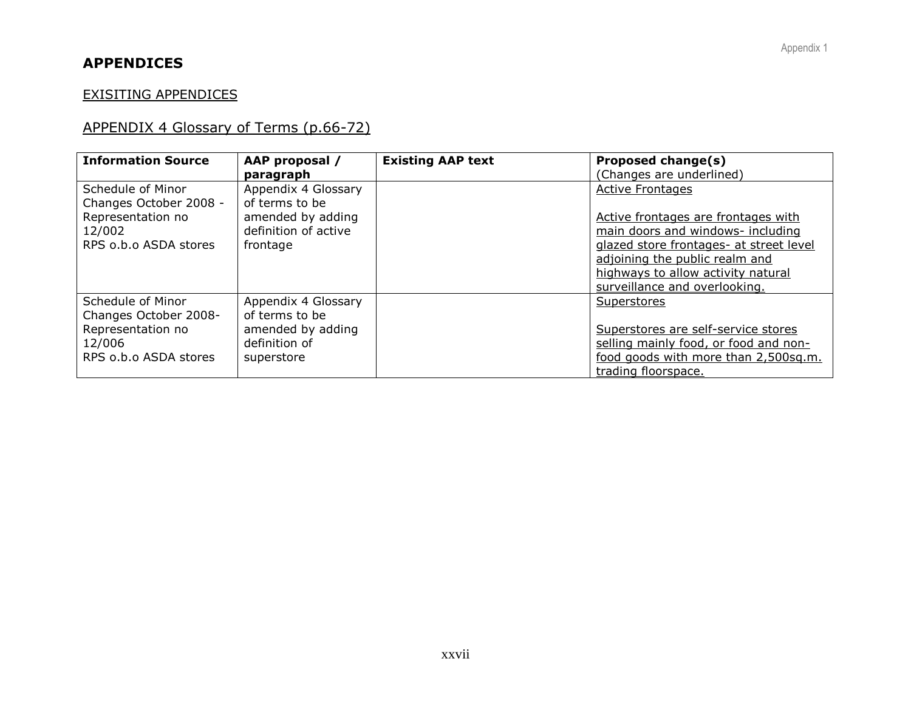## APPENDICES

EXISITING APPENDICES

### APPENDIX 4 Glossary of Terms (p.66-72)

| Information Source | AAP proposal / paragraph | Existing AAP text | Proposed change(s) (Changes are underlined) |
|---|---|---|---|
| Schedule of Minor Changes October 2008 - Representation no 12/002 RPS o.b.o ASDA stores | Appendix 4 Glossary of terms to be amended by adding definition of active frontage | | Active Frontages<br><br>Active frontages are frontages with main doors and windows- including glazed store frontages- at street level adjoining the public realm and highways to allow activity natural surveillance and overlooking. |
| Schedule of Minor Changes October 2008- Representation no 12/006 RPS o.b.o ASDA stores | Appendix 4 Glossary of terms to be amended by adding definition of superstore | | Superstores<br><br>Superstores are self-service stores selling mainly food, or food and non-food goods with more than 2,500sq.m. trading floorspace. |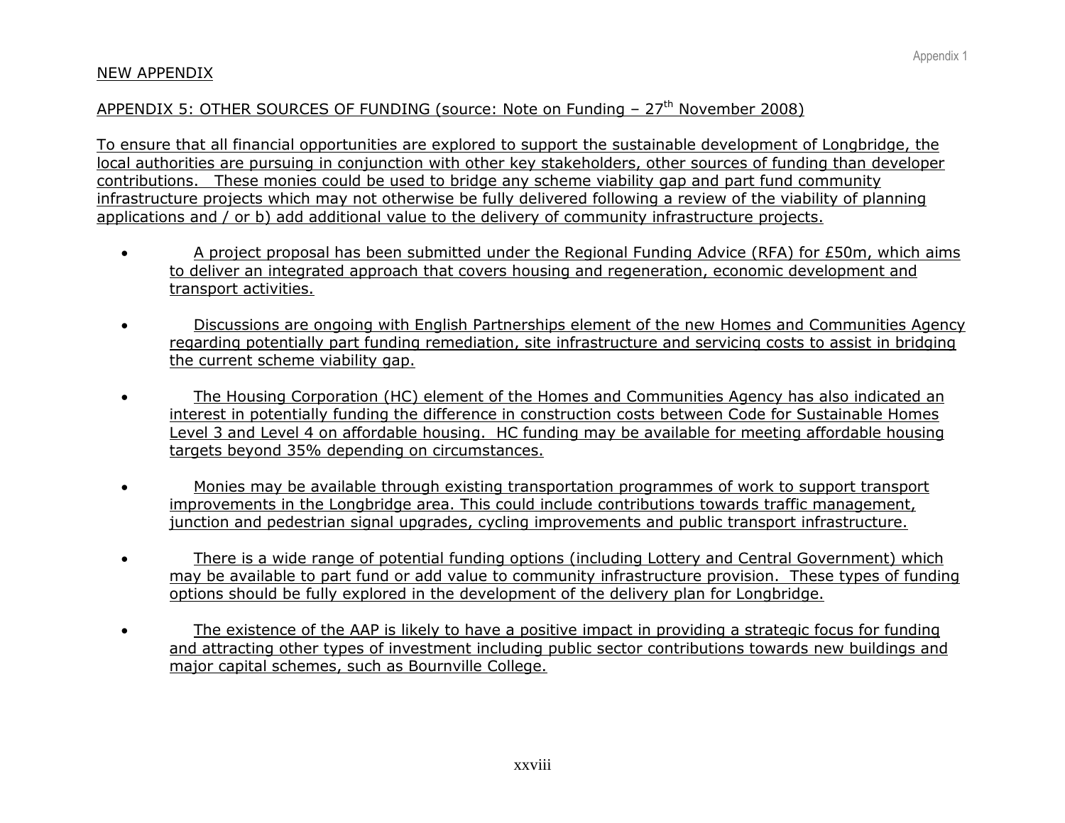NEW APPENDIX

APPENDIX 5: OTHER SOURCES OF FUNDING (source: Note on Funding – 27th November 2008)

To ensure that all financial opportunities are explored to support the sustainable development of Longbridge, the local authorities are pursuing in conjunction with other key stakeholders, other sources of funding than developer contributions. These monies could be used to bridge any scheme viability gap and part fund community infrastructure projects which may not otherwise be fully delivered following a review of the viability of planning applications and / or b) add additional value to the delivery of community infrastructure projects.

- A project proposal has been submitted under the Regional Funding Advice (RFA) for £50m, which aims to deliver an integrated approach that covers housing and regeneration, economic development and transport activities.

- Discussions are ongoing with English Partnerships element of the new Homes and Communities Agency regarding potentially part funding remediation, site infrastructure and servicing costs to assist in bridging the current scheme viability gap.

- The Housing Corporation (HC) element of the Homes and Communities Agency has also indicated an interest in potentially funding the difference in construction costs between Code for Sustainable Homes Level 3 and Level 4 on affordable housing. HC funding may be available for meeting affordable housing targets beyond 35% depending on circumstances.

- Monies may be available through existing transportation programmes of work to support transport improvements in the Longbridge area. This could include contributions towards traffic management, junction and pedestrian signal upgrades, cycling improvements and public transport infrastructure.

- There is a wide range of potential funding options (including Lottery and Central Government) which may be available to part fund or add value to community infrastructure provision. These types of funding options should be fully explored in the development of the delivery plan for Longbridge.

- The existence of the AAP is likely to have a positive impact in providing a strategic focus for funding and attracting other types of investment including public sector contributions towards new buildings and major capital schemes, such as Bournville College.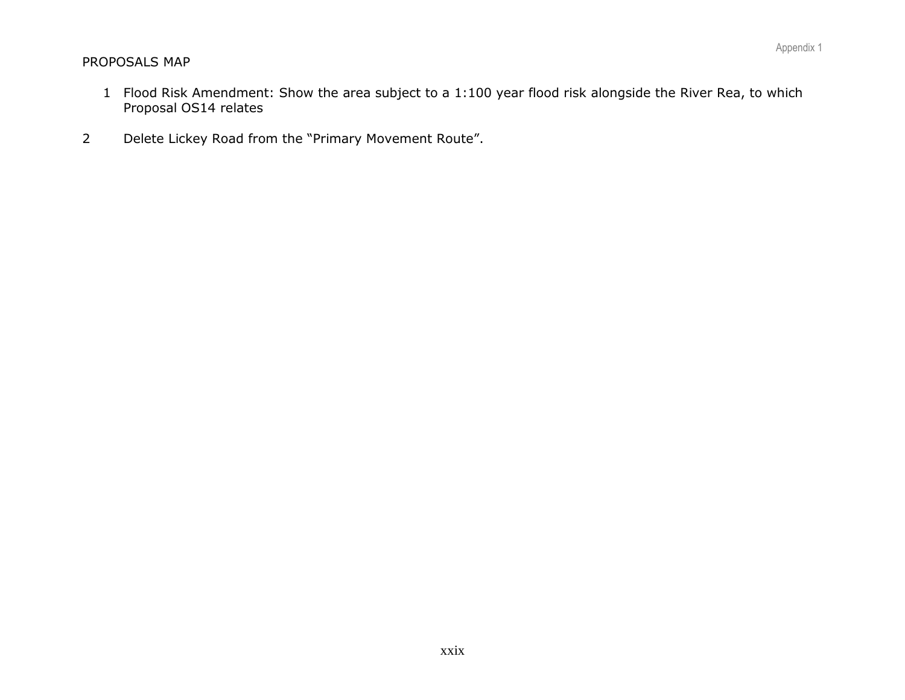PROPOSALS MAP

1. Flood Risk Amendment: Show the area subject to a 1:100 year flood risk alongside the River Rea, to which Proposal OS14 relates

2. Delete Lickey Road from the "Primary Movement Route".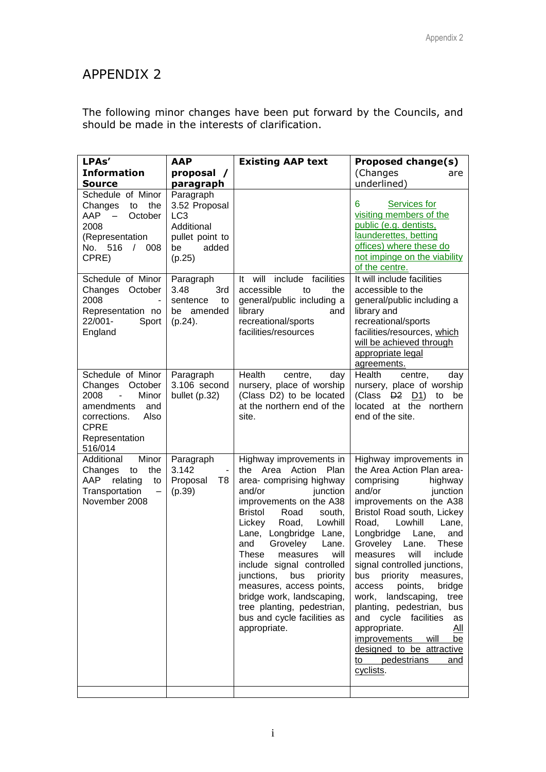# APPENDIX 2

The following minor changes have been put forward by the Councils, and should be made in the interests of clarification.

| LPAs' Information Source | AAP proposal / paragraph | Existing AAP text | Proposed change(s) (Changes are underlined) |
|---|---|---|---|
| Schedule of Minor Changes to the AAP – October 2008 (Representation No. 516 / 008 CPRE) | Paragraph 3.52 Proposal LC3 Additional pullet point to be added (p.25) | | 6 <u>Services for visiting members of the public (e.g. dentists, launderettes, betting offices) where these do not impinge on the viability of the centre.</u> |
| Schedule of Minor Changes October 2008 - Representation no 22/001- Sport England | Paragraph 3.48 3rd sentence to be amended (p.24). | It will include facilities accessible to the general/public including a library and recreational/sports facilities/resources | It will include facilities accessible to the general/public including a library and recreational/sports facilities/resources, <u>which will be achieved through appropriate legal agreements.</u> |
| Schedule of Minor Changes October 2008 - Minor amendments and corrections. Also CPRE Representation 516/014 | Paragraph 3.106 second bullet (p.32) | Health centre, day nursery, place of worship (Class D2) to be located at the northern end of the site. | Health centre, day nursery, place of worship (Class ~~D2~~ <u>D1</u>) to be located at the northern end of the site. |
| Additional Minor Changes to the AAP relating to Transportation – November 2008 | Paragraph 3.142 - Proposal T8 (p.39) | Highway improvements in the Area Action Plan area- comprising highway and/or junction improvements on the A38 Bristol Road south, Lickey Road, Lowhill Lane, Longbridge Lane, and Groveley Lane. These measures will include signal controlled junctions, bus priority measures, access points, bridge work, landscaping, tree planting, pedestrian, bus and cycle facilities as appropriate. | Highway improvements in the Area Action Plan area- comprising highway and/or junction improvements on the A38 Bristol Road south, Lickey Road, Lowhill Lane, Longbridge Lane, and Groveley Lane. These measures will include signal controlled junctions, bus priority measures, access points, bridge work, landscaping, tree planting, pedestrian, bus and cycle facilities as appropriate. <u>All improvements will be designed to be attractive to pedestrians and cyclists</u>. |
| | | | |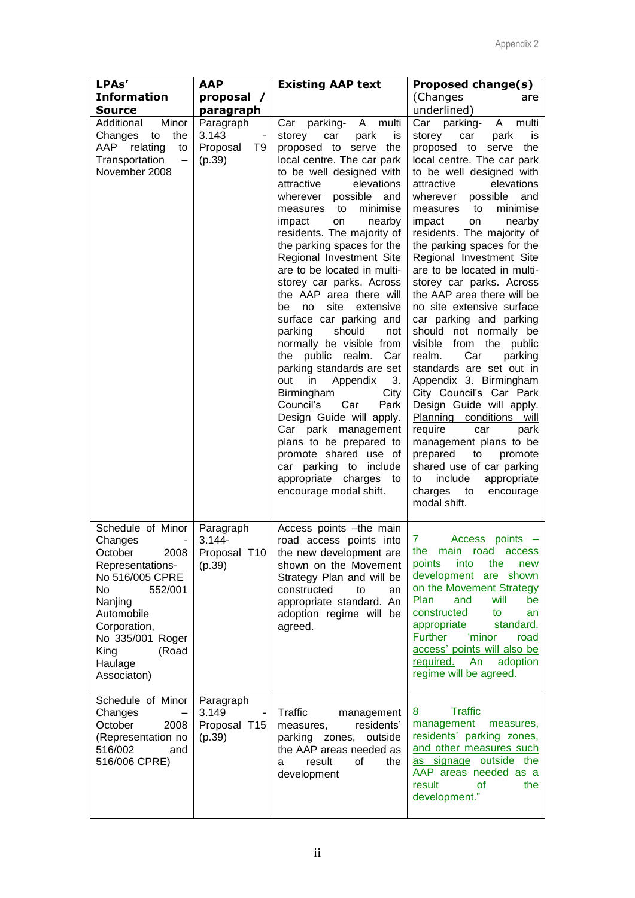| LPAs' Information Source | AAP proposal / paragraph | Existing AAP text | Proposed change(s) (Changes are underlined) |
|---|---|---|---|
| Additional Minor Changes to the AAP relating to Transportation – November 2008 | Paragraph 3.143 - Proposal T9 (p.39) | Car parking- A multi storey car park is proposed to serve the local centre. The car park to be well designed with attractive elevations wherever possible and measures to minimise impact on nearby residents. The majority of the parking spaces for the Regional Investment Site are to be located in multi-storey car parks. Across the AAP area there will be no site extensive surface car parking and parking should not normally be visible from the public realm. Car parking standards are set out in Appendix 3. Birmingham City Council's Car Park Design Guide will apply. Car park management plans to be prepared to promote shared use of car parking to include appropriate charges to encourage modal shift. | Car parking- A multi storey car park is proposed to serve the local centre. The car park to be well designed with attractive elevations wherever possible and measures to minimise impact on nearby residents. The majority of the parking spaces for the Regional Investment Site are to be located in multi-storey car parks. Across the AAP area there will be no site extensive surface car parking and parking should not normally be visible from the public realm. Car parking standards are set out in Appendix 3. Birmingham City Council's Car Park Design Guide will apply. <u>Planning conditions will require</u> car park management plans to be prepared to promote shared use of car parking to include appropriate charges to encourage modal shift. |
| Schedule of Minor Changes - October 2008 Representations- No 516/005 CPRE No 552/001 Nanjing Automobile Corporation, No 335/001 Roger King (Road Haulage Associaton) | Paragraph 3.144- Proposal T10 (p.39) | Access points –the main road access points into the new development are shown on the Movement Strategy Plan and will be constructed to an appropriate standard. An adoption regime will be agreed. | 7 Access points – the main road access points into the new development are shown on the Movement Strategy Plan and will be constructed to an appropriate standard. <u>Further 'minor road access' points will also be required.</u> An adoption regime will be agreed. |
| Schedule of Minor Changes – October 2008 (Representation no 516/002 and 516/006 CPRE) | Paragraph 3.149 - Proposal T15 (p.39) | Traffic management measures, residents' parking zones, outside the AAP areas needed as a result of the development | 8 Traffic management measures, residents' parking zones, <u>and other measures such as signage</u> outside the AAP areas needed as a result of the development." |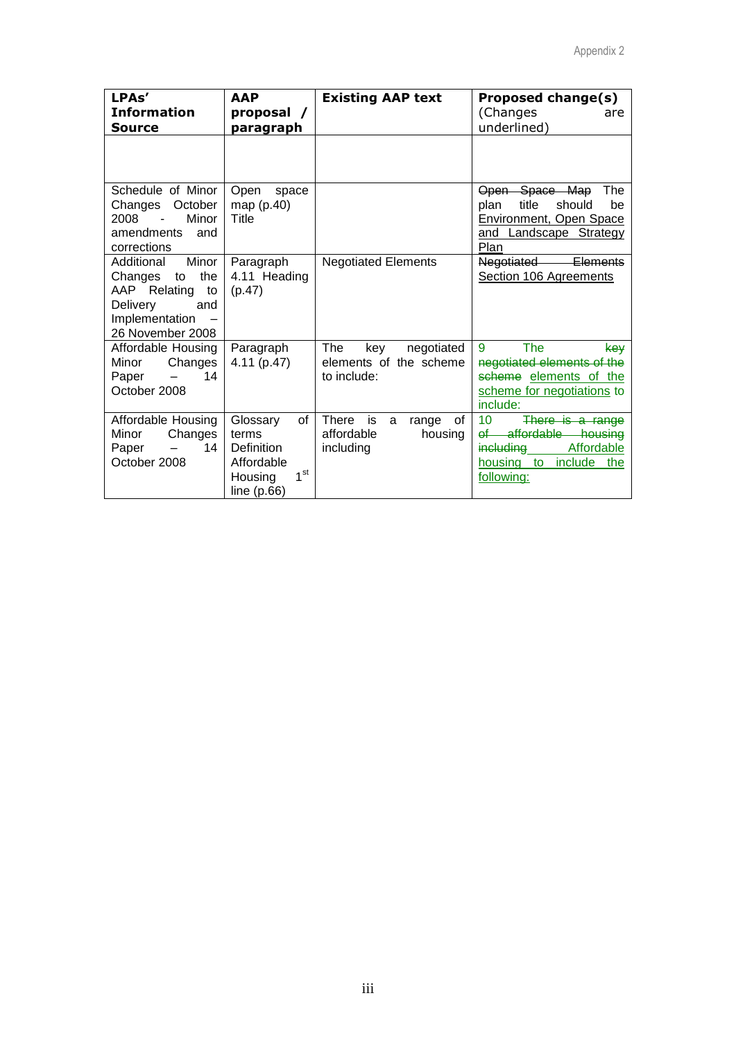| LPAs' Information Source | AAP proposal / paragraph | Existing AAP text | Proposed change(s) (Changes are underlined) |
|---|---|---|---|
| | | | |
| Schedule of Minor Changes October 2008 - Minor amendments and corrections | Open space map (p.40) Title | | ~~Open Space Map~~ The plan title should be <u>Environment, Open Space and Landscape Strategy Plan</u> |
| Additional Minor Changes to the AAP Relating to Delivery and Implementation – 26 November 2008 | Paragraph 4.11 Heading (p.47) | Negotiated Elements | ~~Negotiated Elements~~ <u>Section 106 Agreements</u> |
| Affordable Housing Minor Changes Paper – 14 October 2008 | Paragraph 4.11 (p.47) | The key negotiated elements of the scheme to include: | 9 The ~~key negotiated elements of the scheme~~ <u>elements of the scheme for negotiations</u> to include: |
| Affordable Housing Minor Changes Paper – 14 October 2008 | Glossary of terms Definition Affordable Housing 1st line (p.66) | There is a range of affordable housing including | 10 ~~There is a range of affordable housing including~~ <u>Affordable housing to include the following:</u> |